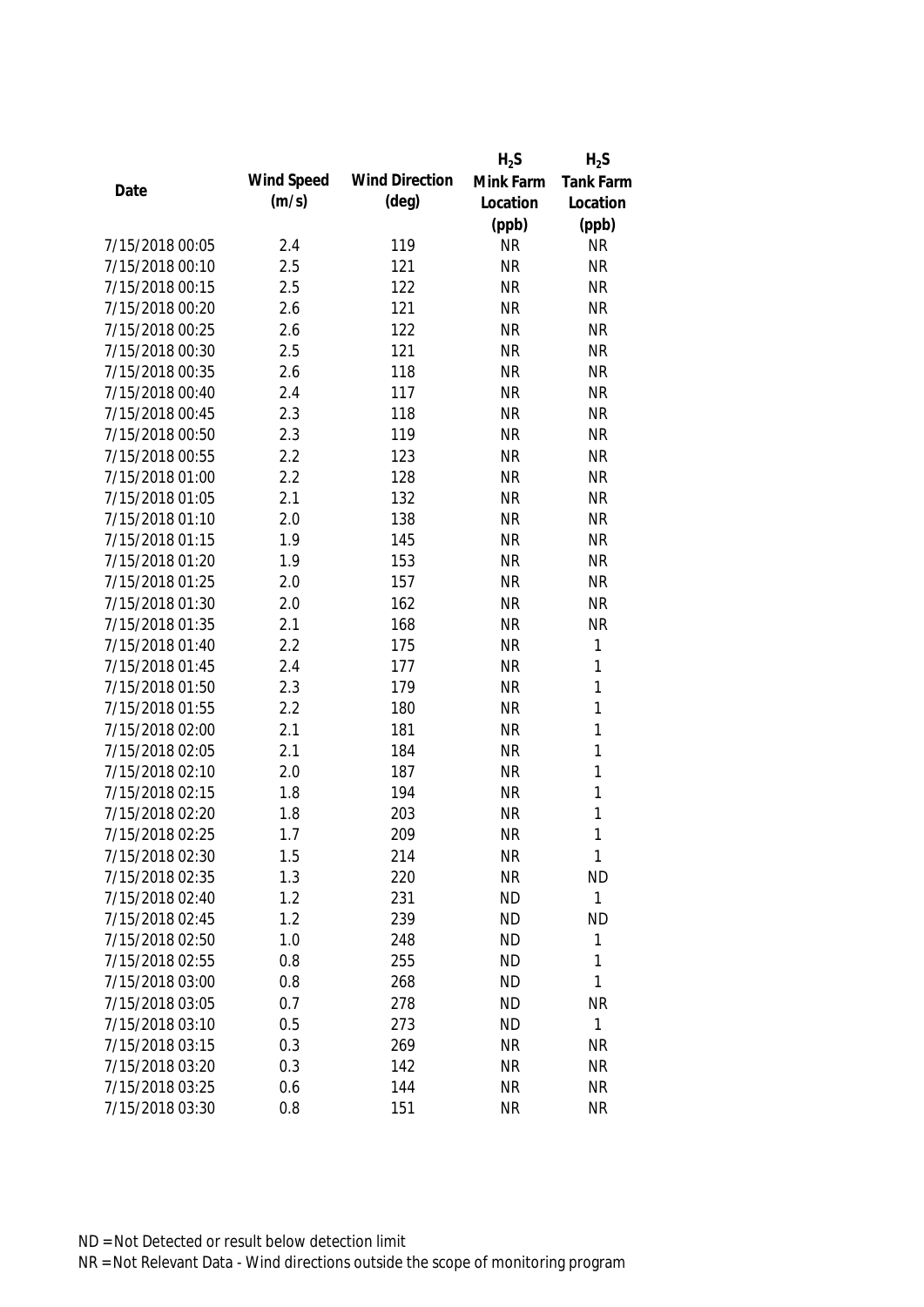| Date | Wind Speed (m/s) | Wind Direction (deg) | $H_2S$ Mink Farm Location (ppb) | $H_2S$ Tank Farm Location (ppb) |
|---|---|---|---|---|
| 7/15/2018 00:05 | 2.4 | 119 | NR | NR |
| 7/15/2018 00:10 | 2.5 | 121 | NR | NR |
| 7/15/2018 00:15 | 2.5 | 122 | NR | NR |
| 7/15/2018 00:20 | 2.6 | 121 | NR | NR |
| 7/15/2018 00:25 | 2.6 | 122 | NR | NR |
| 7/15/2018 00:30 | 2.5 | 121 | NR | NR |
| 7/15/2018 00:35 | 2.6 | 118 | NR | NR |
| 7/15/2018 00:40 | 2.4 | 117 | NR | NR |
| 7/15/2018 00:45 | 2.3 | 118 | NR | NR |
| 7/15/2018 00:50 | 2.3 | 119 | NR | NR |
| 7/15/2018 00:55 | 2.2 | 123 | NR | NR |
| 7/15/2018 01:00 | 2.2 | 128 | NR | NR |
| 7/15/2018 01:05 | 2.1 | 132 | NR | NR |
| 7/15/2018 01:10 | 2.0 | 138 | NR | NR |
| 7/15/2018 01:15 | 1.9 | 145 | NR | NR |
| 7/15/2018 01:20 | 1.9 | 153 | NR | NR |
| 7/15/2018 01:25 | 2.0 | 157 | NR | NR |
| 7/15/2018 01:30 | 2.0 | 162 | NR | NR |
| 7/15/2018 01:35 | 2.1 | 168 | NR | NR |
| 7/15/2018 01:40 | 2.2 | 175 | NR | 1 |
| 7/15/2018 01:45 | 2.4 | 177 | NR | 1 |
| 7/15/2018 01:50 | 2.3 | 179 | NR | 1 |
| 7/15/2018 01:55 | 2.2 | 180 | NR | 1 |
| 7/15/2018 02:00 | 2.1 | 181 | NR | 1 |
| 7/15/2018 02:05 | 2.1 | 184 | NR | 1 |
| 7/15/2018 02:10 | 2.0 | 187 | NR | 1 |
| 7/15/2018 02:15 | 1.8 | 194 | NR | 1 |
| 7/15/2018 02:20 | 1.8 | 203 | NR | 1 |
| 7/15/2018 02:25 | 1.7 | 209 | NR | 1 |
| 7/15/2018 02:30 | 1.5 | 214 | NR | 1 |
| 7/15/2018 02:35 | 1.3 | 220 | NR | ND |
| 7/15/2018 02:40 | 1.2 | 231 | ND | 1 |
| 7/15/2018 02:45 | 1.2 | 239 | ND | ND |
| 7/15/2018 02:50 | 1.0 | 248 | ND | 1 |
| 7/15/2018 02:55 | 0.8 | 255 | ND | 1 |
| 7/15/2018 03:00 | 0.8 | 268 | ND | 1 |
| 7/15/2018 03:05 | 0.7 | 278 | ND | NR |
| 7/15/2018 03:10 | 0.5 | 273 | ND | 1 |
| 7/15/2018 03:15 | 0.3 | 269 | NR | NR |
| 7/15/2018 03:20 | 0.3 | 142 | NR | NR |
| 7/15/2018 03:25 | 0.6 | 144 | NR | NR |
| 7/15/2018 03:30 | 0.8 | 151 | NR | NR |

ND = Not Detected or result below detection limit

NR = Not Relevant Data - Wind directions outside the scope of monitoring program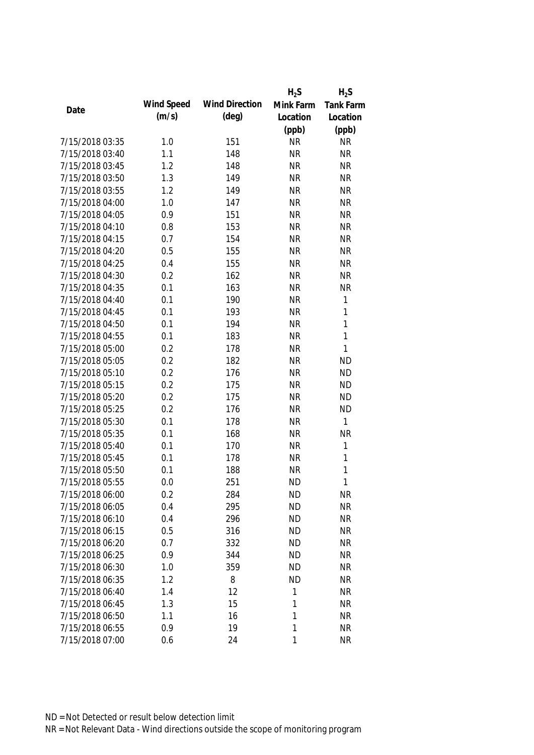| Date | Wind Speed (m/s) | Wind Direction (deg) | $H_2S$ Mink Farm Location (ppb) | $H_2S$ Tank Farm Location (ppb) |
|---|---|---|---|---|
| 7/15/2018 03:35 | 1.0 | 151 | NR | NR |
| 7/15/2018 03:40 | 1.1 | 148 | NR | NR |
| 7/15/2018 03:45 | 1.2 | 148 | NR | NR |
| 7/15/2018 03:50 | 1.3 | 149 | NR | NR |
| 7/15/2018 03:55 | 1.2 | 149 | NR | NR |
| 7/15/2018 04:00 | 1.0 | 147 | NR | NR |
| 7/15/2018 04:05 | 0.9 | 151 | NR | NR |
| 7/15/2018 04:10 | 0.8 | 153 | NR | NR |
| 7/15/2018 04:15 | 0.7 | 154 | NR | NR |
| 7/15/2018 04:20 | 0.5 | 155 | NR | NR |
| 7/15/2018 04:25 | 0.4 | 155 | NR | NR |
| 7/15/2018 04:30 | 0.2 | 162 | NR | NR |
| 7/15/2018 04:35 | 0.1 | 163 | NR | NR |
| 7/15/2018 04:40 | 0.1 | 190 | NR | 1 |
| 7/15/2018 04:45 | 0.1 | 193 | NR | 1 |
| 7/15/2018 04:50 | 0.1 | 194 | NR | 1 |
| 7/15/2018 04:55 | 0.1 | 183 | NR | 1 |
| 7/15/2018 05:00 | 0.2 | 178 | NR | 1 |
| 7/15/2018 05:05 | 0.2 | 182 | NR | ND |
| 7/15/2018 05:10 | 0.2 | 176 | NR | ND |
| 7/15/2018 05:15 | 0.2 | 175 | NR | ND |
| 7/15/2018 05:20 | 0.2 | 175 | NR | ND |
| 7/15/2018 05:25 | 0.2 | 176 | NR | ND |
| 7/15/2018 05:30 | 0.1 | 178 | NR | 1 |
| 7/15/2018 05:35 | 0.1 | 168 | NR | NR |
| 7/15/2018 05:40 | 0.1 | 170 | NR | 1 |
| 7/15/2018 05:45 | 0.1 | 178 | NR | 1 |
| 7/15/2018 05:50 | 0.1 | 188 | NR | 1 |
| 7/15/2018 05:55 | 0.0 | 251 | ND | 1 |
| 7/15/2018 06:00 | 0.2 | 284 | ND | NR |
| 7/15/2018 06:05 | 0.4 | 295 | ND | NR |
| 7/15/2018 06:10 | 0.4 | 296 | ND | NR |
| 7/15/2018 06:15 | 0.5 | 316 | ND | NR |
| 7/15/2018 06:20 | 0.7 | 332 | ND | NR |
| 7/15/2018 06:25 | 0.9 | 344 | ND | NR |
| 7/15/2018 06:30 | 1.0 | 359 | ND | NR |
| 7/15/2018 06:35 | 1.2 | 8 | ND | NR |
| 7/15/2018 06:40 | 1.4 | 12 | 1 | NR |
| 7/15/2018 06:45 | 1.3 | 15 | 1 | NR |
| 7/15/2018 06:50 | 1.1 | 16 | 1 | NR |
| 7/15/2018 06:55 | 0.9 | 19 | 1 | NR |
| 7/15/2018 07:00 | 0.6 | 24 | 1 | NR |

ND = Not Detected or result below detection limit

NR = Not Relevant Data - Wind directions outside the scope of monitoring program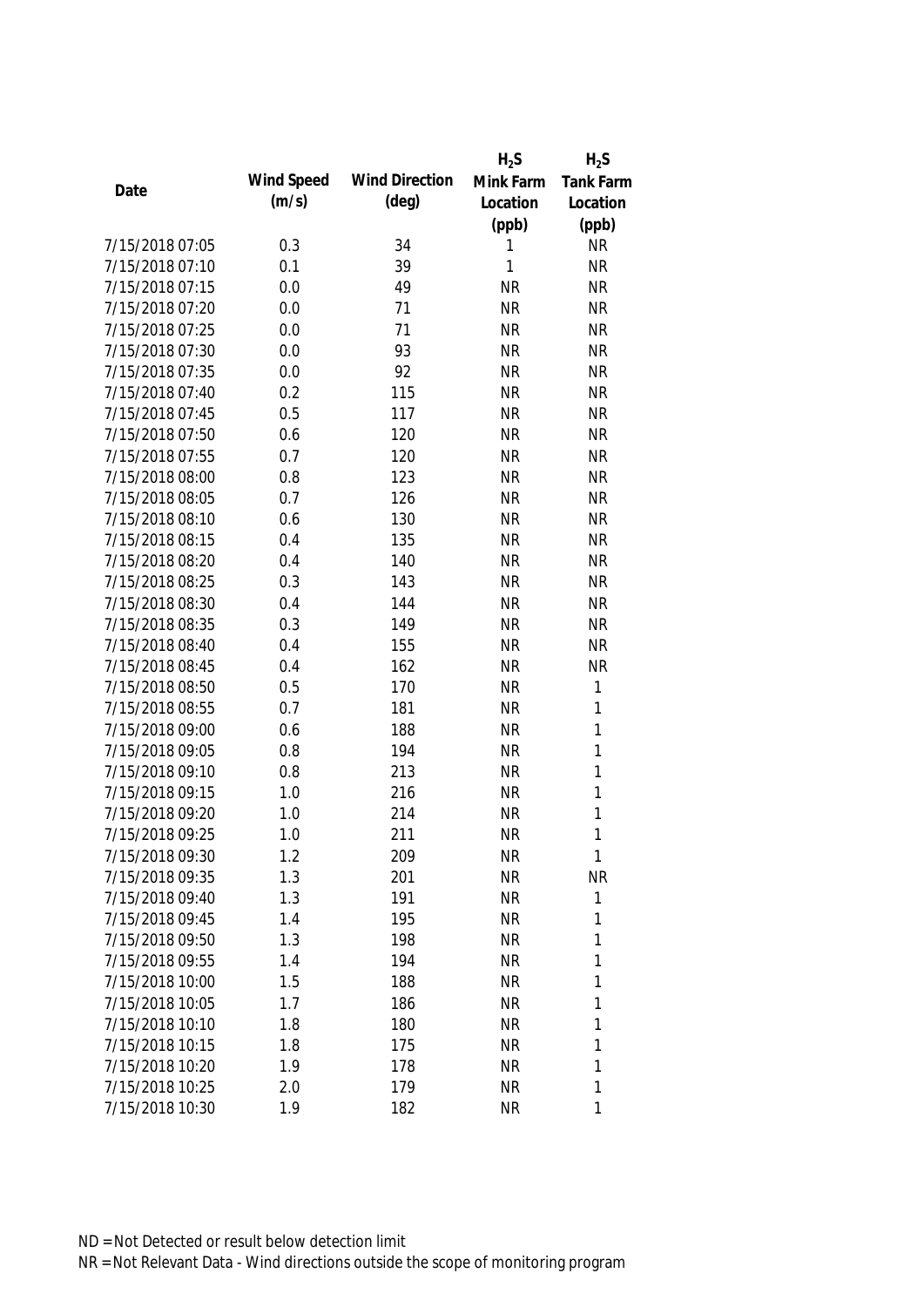| Date | Wind Speed (m/s) | Wind Direction (deg) | $H_2S$ Mink Farm Location (ppb) | $H_2S$ Tank Farm Location (ppb) |
|---|---|---|---|---|
| 7/15/2018 07:05 | 0.3 | 34 | 1 | NR |
| 7/15/2018 07:10 | 0.1 | 39 | 1 | NR |
| 7/15/2018 07:15 | 0.0 | 49 | NR | NR |
| 7/15/2018 07:20 | 0.0 | 71 | NR | NR |
| 7/15/2018 07:25 | 0.0 | 71 | NR | NR |
| 7/15/2018 07:30 | 0.0 | 93 | NR | NR |
| 7/15/2018 07:35 | 0.0 | 92 | NR | NR |
| 7/15/2018 07:40 | 0.2 | 115 | NR | NR |
| 7/15/2018 07:45 | 0.5 | 117 | NR | NR |
| 7/15/2018 07:50 | 0.6 | 120 | NR | NR |
| 7/15/2018 07:55 | 0.7 | 120 | NR | NR |
| 7/15/2018 08:00 | 0.8 | 123 | NR | NR |
| 7/15/2018 08:05 | 0.7 | 126 | NR | NR |
| 7/15/2018 08:10 | 0.6 | 130 | NR | NR |
| 7/15/2018 08:15 | 0.4 | 135 | NR | NR |
| 7/15/2018 08:20 | 0.4 | 140 | NR | NR |
| 7/15/2018 08:25 | 0.3 | 143 | NR | NR |
| 7/15/2018 08:30 | 0.4 | 144 | NR | NR |
| 7/15/2018 08:35 | 0.3 | 149 | NR | NR |
| 7/15/2018 08:40 | 0.4 | 155 | NR | NR |
| 7/15/2018 08:45 | 0.4 | 162 | NR | NR |
| 7/15/2018 08:50 | 0.5 | 170 | NR | 1 |
| 7/15/2018 08:55 | 0.7 | 181 | NR | 1 |
| 7/15/2018 09:00 | 0.6 | 188 | NR | 1 |
| 7/15/2018 09:05 | 0.8 | 194 | NR | 1 |
| 7/15/2018 09:10 | 0.8 | 213 | NR | 1 |
| 7/15/2018 09:15 | 1.0 | 216 | NR | 1 |
| 7/15/2018 09:20 | 1.0 | 214 | NR | 1 |
| 7/15/2018 09:25 | 1.0 | 211 | NR | 1 |
| 7/15/2018 09:30 | 1.2 | 209 | NR | 1 |
| 7/15/2018 09:35 | 1.3 | 201 | NR | NR |
| 7/15/2018 09:40 | 1.3 | 191 | NR | 1 |
| 7/15/2018 09:45 | 1.4 | 195 | NR | 1 |
| 7/15/2018 09:50 | 1.3 | 198 | NR | 1 |
| 7/15/2018 09:55 | 1.4 | 194 | NR | 1 |
| 7/15/2018 10:00 | 1.5 | 188 | NR | 1 |
| 7/15/2018 10:05 | 1.7 | 186 | NR | 1 |
| 7/15/2018 10:10 | 1.8 | 180 | NR | 1 |
| 7/15/2018 10:15 | 1.8 | 175 | NR | 1 |
| 7/15/2018 10:20 | 1.9 | 178 | NR | 1 |
| 7/15/2018 10:25 | 2.0 | 179 | NR | 1 |
| 7/15/2018 10:30 | 1.9 | 182 | NR | 1 |

ND = Not Detected or result below detection limit

NR = Not Relevant Data - Wind directions outside the scope of monitoring program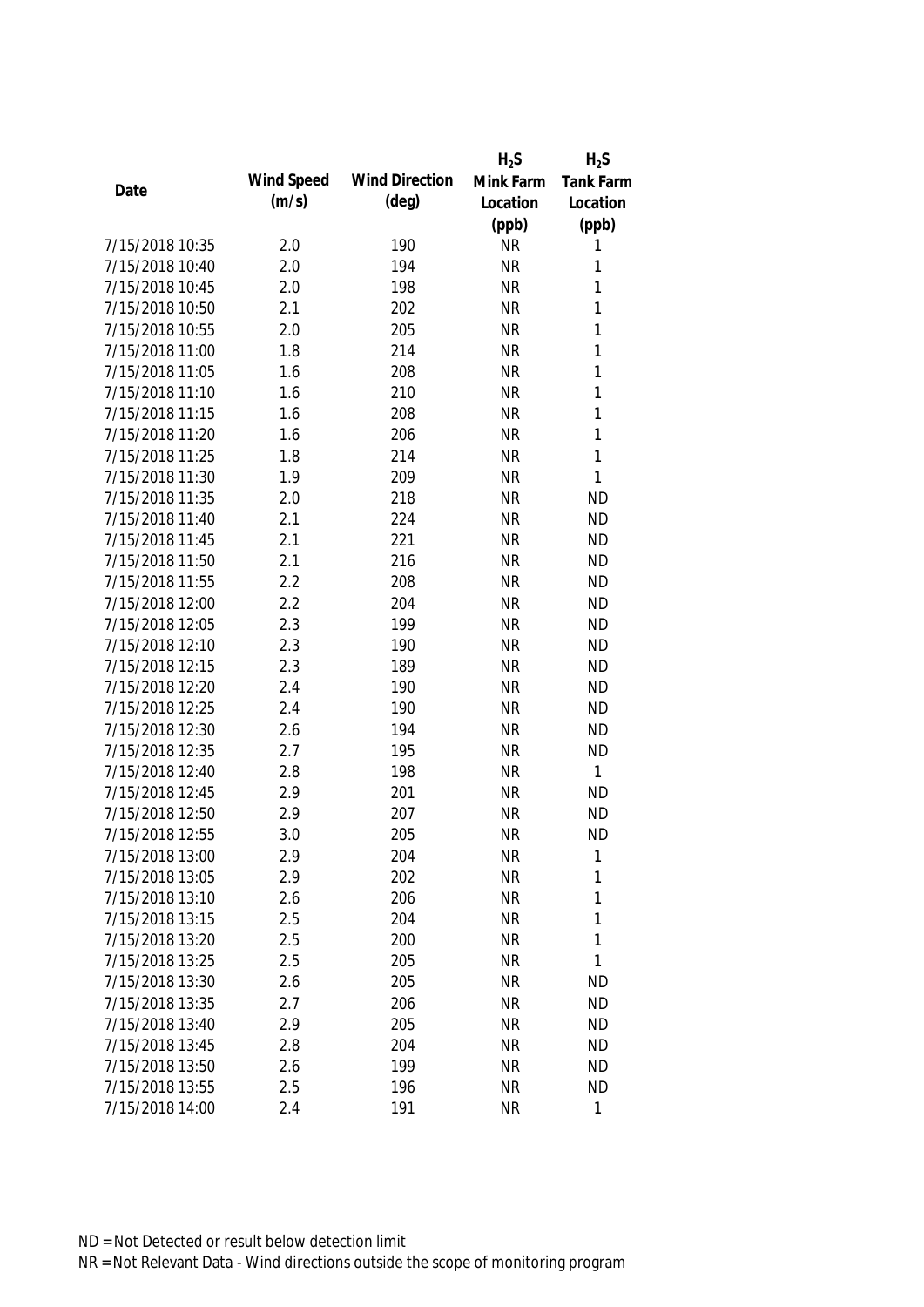| Date | Wind Speed (m/s) | Wind Direction (deg) | $H_2S$ Mink Farm Location (ppb) | $H_2S$ Tank Farm Location (ppb) |
|---|---|---|---|---|
| 7/15/2018 10:35 | 2.0 | 190 | NR | 1 |
| 7/15/2018 10:40 | 2.0 | 194 | NR | 1 |
| 7/15/2018 10:45 | 2.0 | 198 | NR | 1 |
| 7/15/2018 10:50 | 2.1 | 202 | NR | 1 |
| 7/15/2018 10:55 | 2.0 | 205 | NR | 1 |
| 7/15/2018 11:00 | 1.8 | 214 | NR | 1 |
| 7/15/2018 11:05 | 1.6 | 208 | NR | 1 |
| 7/15/2018 11:10 | 1.6 | 210 | NR | 1 |
| 7/15/2018 11:15 | 1.6 | 208 | NR | 1 |
| 7/15/2018 11:20 | 1.6 | 206 | NR | 1 |
| 7/15/2018 11:25 | 1.8 | 214 | NR | 1 |
| 7/15/2018 11:30 | 1.9 | 209 | NR | 1 |
| 7/15/2018 11:35 | 2.0 | 218 | NR | ND |
| 7/15/2018 11:40 | 2.1 | 224 | NR | ND |
| 7/15/2018 11:45 | 2.1 | 221 | NR | ND |
| 7/15/2018 11:50 | 2.1 | 216 | NR | ND |
| 7/15/2018 11:55 | 2.2 | 208 | NR | ND |
| 7/15/2018 12:00 | 2.2 | 204 | NR | ND |
| 7/15/2018 12:05 | 2.3 | 199 | NR | ND |
| 7/15/2018 12:10 | 2.3 | 190 | NR | ND |
| 7/15/2018 12:15 | 2.3 | 189 | NR | ND |
| 7/15/2018 12:20 | 2.4 | 190 | NR | ND |
| 7/15/2018 12:25 | 2.4 | 190 | NR | ND |
| 7/15/2018 12:30 | 2.6 | 194 | NR | ND |
| 7/15/2018 12:35 | 2.7 | 195 | NR | ND |
| 7/15/2018 12:40 | 2.8 | 198 | NR | 1 |
| 7/15/2018 12:45 | 2.9 | 201 | NR | ND |
| 7/15/2018 12:50 | 2.9 | 207 | NR | ND |
| 7/15/2018 12:55 | 3.0 | 205 | NR | ND |
| 7/15/2018 13:00 | 2.9 | 204 | NR | 1 |
| 7/15/2018 13:05 | 2.9 | 202 | NR | 1 |
| 7/15/2018 13:10 | 2.6 | 206 | NR | 1 |
| 7/15/2018 13:15 | 2.5 | 204 | NR | 1 |
| 7/15/2018 13:20 | 2.5 | 200 | NR | 1 |
| 7/15/2018 13:25 | 2.5 | 205 | NR | 1 |
| 7/15/2018 13:30 | 2.6 | 205 | NR | ND |
| 7/15/2018 13:35 | 2.7 | 206 | NR | ND |
| 7/15/2018 13:40 | 2.9 | 205 | NR | ND |
| 7/15/2018 13:45 | 2.8 | 204 | NR | ND |
| 7/15/2018 13:50 | 2.6 | 199 | NR | ND |
| 7/15/2018 13:55 | 2.5 | 196 | NR | ND |
| 7/15/2018 14:00 | 2.4 | 191 | NR | 1 |

ND = Not Detected or result below detection limit

NR = Not Relevant Data - Wind directions outside the scope of monitoring program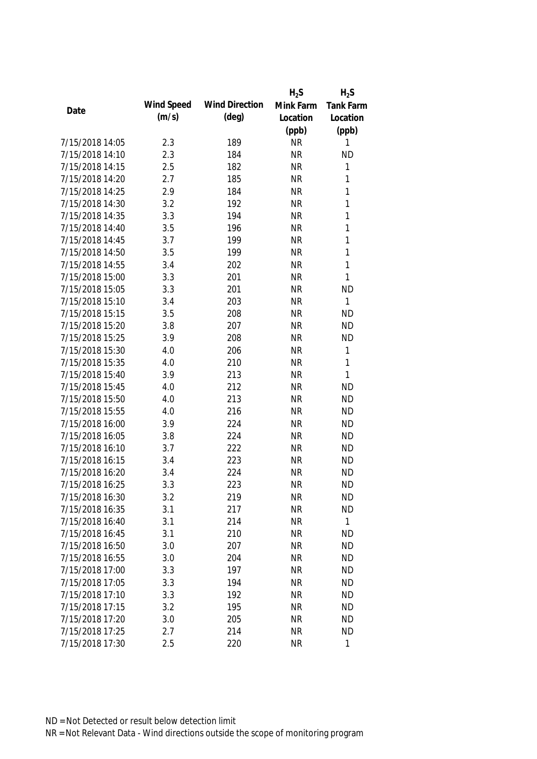| Date | Wind Speed (m/s) | Wind Direction (deg) | $H_2S$ Mink Farm Location (ppb) | $H_2S$ Tank Farm Location (ppb) |
|---|---|---|---|---|
| 7/15/2018 14:05 | 2.3 | 189 | NR | 1 |
| 7/15/2018 14:10 | 2.3 | 184 | NR | ND |
| 7/15/2018 14:15 | 2.5 | 182 | NR | 1 |
| 7/15/2018 14:20 | 2.7 | 185 | NR | 1 |
| 7/15/2018 14:25 | 2.9 | 184 | NR | 1 |
| 7/15/2018 14:30 | 3.2 | 192 | NR | 1 |
| 7/15/2018 14:35 | 3.3 | 194 | NR | 1 |
| 7/15/2018 14:40 | 3.5 | 196 | NR | 1 |
| 7/15/2018 14:45 | 3.7 | 199 | NR | 1 |
| 7/15/2018 14:50 | 3.5 | 199 | NR | 1 |
| 7/15/2018 14:55 | 3.4 | 202 | NR | 1 |
| 7/15/2018 15:00 | 3.3 | 201 | NR | 1 |
| 7/15/2018 15:05 | 3.3 | 201 | NR | ND |
| 7/15/2018 15:10 | 3.4 | 203 | NR | 1 |
| 7/15/2018 15:15 | 3.5 | 208 | NR | ND |
| 7/15/2018 15:20 | 3.8 | 207 | NR | ND |
| 7/15/2018 15:25 | 3.9 | 208 | NR | ND |
| 7/15/2018 15:30 | 4.0 | 206 | NR | 1 |
| 7/15/2018 15:35 | 4.0 | 210 | NR | 1 |
| 7/15/2018 15:40 | 3.9 | 213 | NR | 1 |
| 7/15/2018 15:45 | 4.0 | 212 | NR | ND |
| 7/15/2018 15:50 | 4.0 | 213 | NR | ND |
| 7/15/2018 15:55 | 4.0 | 216 | NR | ND |
| 7/15/2018 16:00 | 3.9 | 224 | NR | ND |
| 7/15/2018 16:05 | 3.8 | 224 | NR | ND |
| 7/15/2018 16:10 | 3.7 | 222 | NR | ND |
| 7/15/2018 16:15 | 3.4 | 223 | NR | ND |
| 7/15/2018 16:20 | 3.4 | 224 | NR | ND |
| 7/15/2018 16:25 | 3.3 | 223 | NR | ND |
| 7/15/2018 16:30 | 3.2 | 219 | NR | ND |
| 7/15/2018 16:35 | 3.1 | 217 | NR | ND |
| 7/15/2018 16:40 | 3.1 | 214 | NR | 1 |
| 7/15/2018 16:45 | 3.1 | 210 | NR | ND |
| 7/15/2018 16:50 | 3.0 | 207 | NR | ND |
| 7/15/2018 16:55 | 3.0 | 204 | NR | ND |
| 7/15/2018 17:00 | 3.3 | 197 | NR | ND |
| 7/15/2018 17:05 | 3.3 | 194 | NR | ND |
| 7/15/2018 17:10 | 3.3 | 192 | NR | ND |
| 7/15/2018 17:15 | 3.2 | 195 | NR | ND |
| 7/15/2018 17:20 | 3.0 | 205 | NR | ND |
| 7/15/2018 17:25 | 2.7 | 214 | NR | ND |
| 7/15/2018 17:30 | 2.5 | 220 | NR | 1 |

ND = Not Detected or result below detection limit

NR = Not Relevant Data - Wind directions outside the scope of monitoring program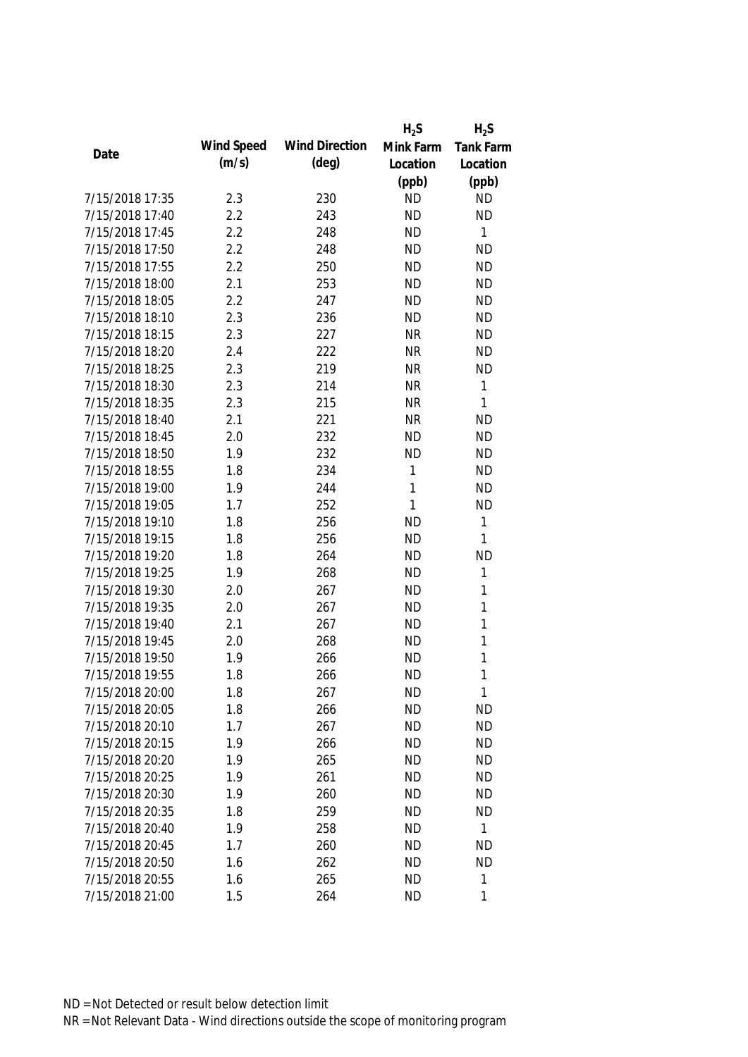| Date | Wind Speed (m/s) | Wind Direction (deg) | $H_2S$ Mink Farm Location (ppb) | $H_2S$ Tank Farm Location (ppb) |
|---|---|---|---|---|
| 7/15/2018 17:35 | 2.3 | 230 | ND | ND |
| 7/15/2018 17:40 | 2.2 | 243 | ND | ND |
| 7/15/2018 17:45 | 2.2 | 248 | ND | 1 |
| 7/15/2018 17:50 | 2.2 | 248 | ND | ND |
| 7/15/2018 17:55 | 2.2 | 250 | ND | ND |
| 7/15/2018 18:00 | 2.1 | 253 | ND | ND |
| 7/15/2018 18:05 | 2.2 | 247 | ND | ND |
| 7/15/2018 18:10 | 2.3 | 236 | ND | ND |
| 7/15/2018 18:15 | 2.3 | 227 | NR | ND |
| 7/15/2018 18:20 | 2.4 | 222 | NR | ND |
| 7/15/2018 18:25 | 2.3 | 219 | NR | ND |
| 7/15/2018 18:30 | 2.3 | 214 | NR | 1 |
| 7/15/2018 18:35 | 2.3 | 215 | NR | 1 |
| 7/15/2018 18:40 | 2.1 | 221 | NR | ND |
| 7/15/2018 18:45 | 2.0 | 232 | ND | ND |
| 7/15/2018 18:50 | 1.9 | 232 | ND | ND |
| 7/15/2018 18:55 | 1.8 | 234 | 1 | ND |
| 7/15/2018 19:00 | 1.9 | 244 | 1 | ND |
| 7/15/2018 19:05 | 1.7 | 252 | 1 | ND |
| 7/15/2018 19:10 | 1.8 | 256 | ND | 1 |
| 7/15/2018 19:15 | 1.8 | 256 | ND | 1 |
| 7/15/2018 19:20 | 1.8 | 264 | ND | ND |
| 7/15/2018 19:25 | 1.9 | 268 | ND | 1 |
| 7/15/2018 19:30 | 2.0 | 267 | ND | 1 |
| 7/15/2018 19:35 | 2.0 | 267 | ND | 1 |
| 7/15/2018 19:40 | 2.1 | 267 | ND | 1 |
| 7/15/2018 19:45 | 2.0 | 268 | ND | 1 |
| 7/15/2018 19:50 | 1.9 | 266 | ND | 1 |
| 7/15/2018 19:55 | 1.8 | 266 | ND | 1 |
| 7/15/2018 20:00 | 1.8 | 267 | ND | 1 |
| 7/15/2018 20:05 | 1.8 | 266 | ND | ND |
| 7/15/2018 20:10 | 1.7 | 267 | ND | ND |
| 7/15/2018 20:15 | 1.9 | 266 | ND | ND |
| 7/15/2018 20:20 | 1.9 | 265 | ND | ND |
| 7/15/2018 20:25 | 1.9 | 261 | ND | ND |
| 7/15/2018 20:30 | 1.9 | 260 | ND | ND |
| 7/15/2018 20:35 | 1.8 | 259 | ND | ND |
| 7/15/2018 20:40 | 1.9 | 258 | ND | 1 |
| 7/15/2018 20:45 | 1.7 | 260 | ND | ND |
| 7/15/2018 20:50 | 1.6 | 262 | ND | ND |
| 7/15/2018 20:55 | 1.6 | 265 | ND | 1 |
| 7/15/2018 21:00 | 1.5 | 264 | ND | 1 |

ND = Not Detected or result below detection limit

NR = Not Relevant Data - Wind directions outside the scope of monitoring program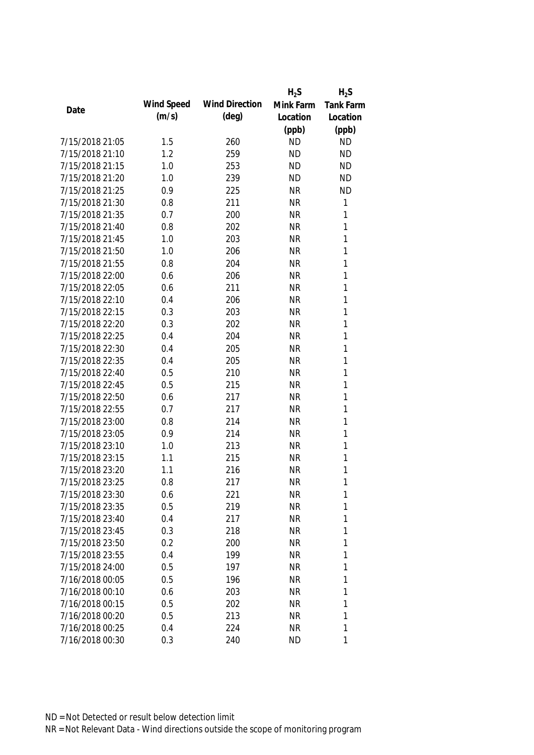| Date | Wind Speed (m/s) | Wind Direction (deg) | $H_2S$ Mink Farm Location (ppb) | $H_2S$ Tank Farm Location (ppb) |
|---|---|---|---|---|
| 7/15/2018 21:05 | 1.5 | 260 | ND | ND |
| 7/15/2018 21:10 | 1.2 | 259 | ND | ND |
| 7/15/2018 21:15 | 1.0 | 253 | ND | ND |
| 7/15/2018 21:20 | 1.0 | 239 | ND | ND |
| 7/15/2018 21:25 | 0.9 | 225 | NR | ND |
| 7/15/2018 21:30 | 0.8 | 211 | NR | 1 |
| 7/15/2018 21:35 | 0.7 | 200 | NR | 1 |
| 7/15/2018 21:40 | 0.8 | 202 | NR | 1 |
| 7/15/2018 21:45 | 1.0 | 203 | NR | 1 |
| 7/15/2018 21:50 | 1.0 | 206 | NR | 1 |
| 7/15/2018 21:55 | 0.8 | 204 | NR | 1 |
| 7/15/2018 22:00 | 0.6 | 206 | NR | 1 |
| 7/15/2018 22:05 | 0.6 | 211 | NR | 1 |
| 7/15/2018 22:10 | 0.4 | 206 | NR | 1 |
| 7/15/2018 22:15 | 0.3 | 203 | NR | 1 |
| 7/15/2018 22:20 | 0.3 | 202 | NR | 1 |
| 7/15/2018 22:25 | 0.4 | 204 | NR | 1 |
| 7/15/2018 22:30 | 0.4 | 205 | NR | 1 |
| 7/15/2018 22:35 | 0.4 | 205 | NR | 1 |
| 7/15/2018 22:40 | 0.5 | 210 | NR | 1 |
| 7/15/2018 22:45 | 0.5 | 215 | NR | 1 |
| 7/15/2018 22:50 | 0.6 | 217 | NR | 1 |
| 7/15/2018 22:55 | 0.7 | 217 | NR | 1 |
| 7/15/2018 23:00 | 0.8 | 214 | NR | 1 |
| 7/15/2018 23:05 | 0.9 | 214 | NR | 1 |
| 7/15/2018 23:10 | 1.0 | 213 | NR | 1 |
| 7/15/2018 23:15 | 1.1 | 215 | NR | 1 |
| 7/15/2018 23:20 | 1.1 | 216 | NR | 1 |
| 7/15/2018 23:25 | 0.8 | 217 | NR | 1 |
| 7/15/2018 23:30 | 0.6 | 221 | NR | 1 |
| 7/15/2018 23:35 | 0.5 | 219 | NR | 1 |
| 7/15/2018 23:40 | 0.4 | 217 | NR | 1 |
| 7/15/2018 23:45 | 0.3 | 218 | NR | 1 |
| 7/15/2018 23:50 | 0.2 | 200 | NR | 1 |
| 7/15/2018 23:55 | 0.4 | 199 | NR | 1 |
| 7/15/2018 24:00 | 0.5 | 197 | NR | 1 |
| 7/16/2018 00:05 | 0.5 | 196 | NR | 1 |
| 7/16/2018 00:10 | 0.6 | 203 | NR | 1 |
| 7/16/2018 00:15 | 0.5 | 202 | NR | 1 |
| 7/16/2018 00:20 | 0.5 | 213 | NR | 1 |
| 7/16/2018 00:25 | 0.4 | 224 | NR | 1 |
| 7/16/2018 00:30 | 0.3 | 240 | ND | 1 |

ND = Not Detected or result below detection limit

NR = Not Relevant Data - Wind directions outside the scope of monitoring program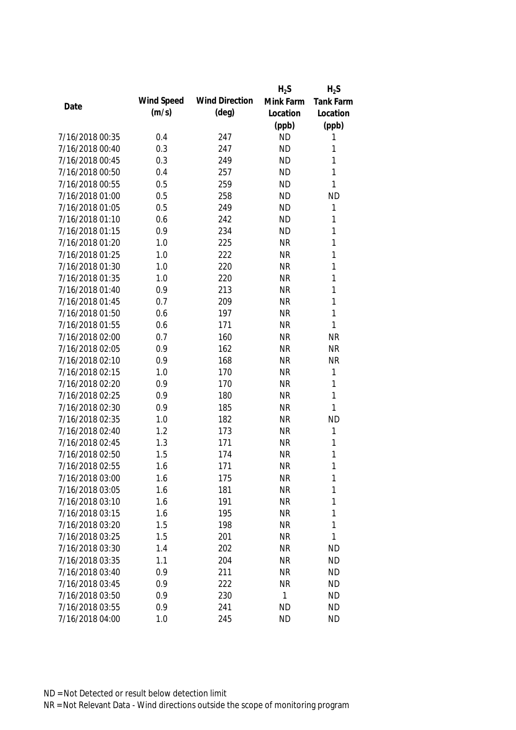| Date | Wind Speed (m/s) | Wind Direction (deg) | $H_2S$ Mink Farm Location (ppb) | $H_2S$ Tank Farm Location (ppb) |
|---|---|---|---|---|
| 7/16/2018 00:35 | 0.4 | 247 | ND | 1 |
| 7/16/2018 00:40 | 0.3 | 247 | ND | 1 |
| 7/16/2018 00:45 | 0.3 | 249 | ND | 1 |
| 7/16/2018 00:50 | 0.4 | 257 | ND | 1 |
| 7/16/2018 00:55 | 0.5 | 259 | ND | 1 |
| 7/16/2018 01:00 | 0.5 | 258 | ND | ND |
| 7/16/2018 01:05 | 0.5 | 249 | ND | 1 |
| 7/16/2018 01:10 | 0.6 | 242 | ND | 1 |
| 7/16/2018 01:15 | 0.9 | 234 | ND | 1 |
| 7/16/2018 01:20 | 1.0 | 225 | NR | 1 |
| 7/16/2018 01:25 | 1.0 | 222 | NR | 1 |
| 7/16/2018 01:30 | 1.0 | 220 | NR | 1 |
| 7/16/2018 01:35 | 1.0 | 220 | NR | 1 |
| 7/16/2018 01:40 | 0.9 | 213 | NR | 1 |
| 7/16/2018 01:45 | 0.7 | 209 | NR | 1 |
| 7/16/2018 01:50 | 0.6 | 197 | NR | 1 |
| 7/16/2018 01:55 | 0.6 | 171 | NR | 1 |
| 7/16/2018 02:00 | 0.7 | 160 | NR | NR |
| 7/16/2018 02:05 | 0.9 | 162 | NR | NR |
| 7/16/2018 02:10 | 0.9 | 168 | NR | NR |
| 7/16/2018 02:15 | 1.0 | 170 | NR | 1 |
| 7/16/2018 02:20 | 0.9 | 170 | NR | 1 |
| 7/16/2018 02:25 | 0.9 | 180 | NR | 1 |
| 7/16/2018 02:30 | 0.9 | 185 | NR | 1 |
| 7/16/2018 02:35 | 1.0 | 182 | NR | ND |
| 7/16/2018 02:40 | 1.2 | 173 | NR | 1 |
| 7/16/2018 02:45 | 1.3 | 171 | NR | 1 |
| 7/16/2018 02:50 | 1.5 | 174 | NR | 1 |
| 7/16/2018 02:55 | 1.6 | 171 | NR | 1 |
| 7/16/2018 03:00 | 1.6 | 175 | NR | 1 |
| 7/16/2018 03:05 | 1.6 | 181 | NR | 1 |
| 7/16/2018 03:10 | 1.6 | 191 | NR | 1 |
| 7/16/2018 03:15 | 1.6 | 195 | NR | 1 |
| 7/16/2018 03:20 | 1.5 | 198 | NR | 1 |
| 7/16/2018 03:25 | 1.5 | 201 | NR | 1 |
| 7/16/2018 03:30 | 1.4 | 202 | NR | ND |
| 7/16/2018 03:35 | 1.1 | 204 | NR | ND |
| 7/16/2018 03:40 | 0.9 | 211 | NR | ND |
| 7/16/2018 03:45 | 0.9 | 222 | NR | ND |
| 7/16/2018 03:50 | 0.9 | 230 | 1 | ND |
| 7/16/2018 03:55 | 0.9 | 241 | ND | ND |
| 7/16/2018 04:00 | 1.0 | 245 | ND | ND |

ND = Not Detected or result below detection limit

NR = Not Relevant Data - Wind directions outside the scope of monitoring program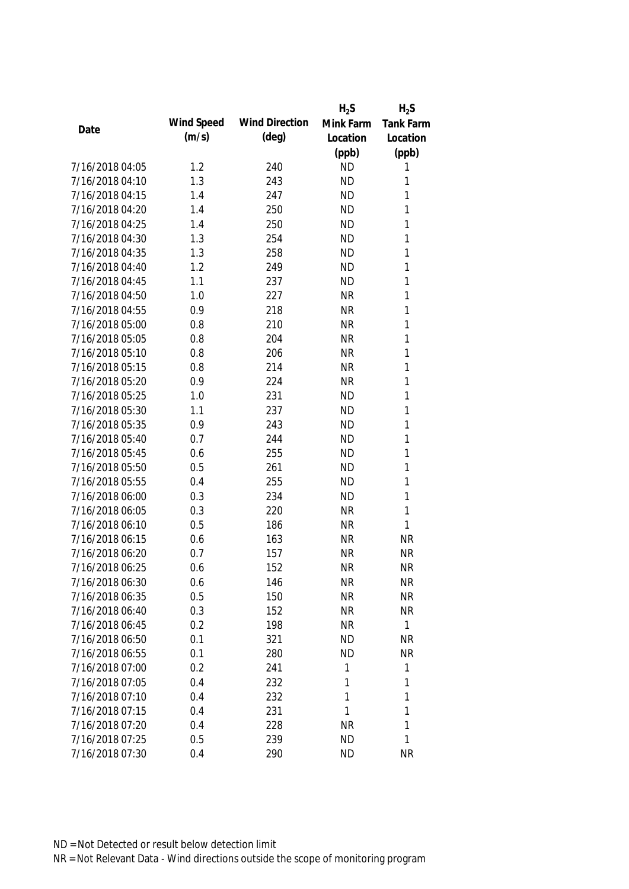| Date | Wind Speed (m/s) | Wind Direction (deg) | $H_2S$ Mink Farm Location (ppb) | $H_2S$ Tank Farm Location (ppb) |
|---|---|---|---|---|
| 7/16/2018 04:05 | 1.2 | 240 | ND | 1 |
| 7/16/2018 04:10 | 1.3 | 243 | ND | 1 |
| 7/16/2018 04:15 | 1.4 | 247 | ND | 1 |
| 7/16/2018 04:20 | 1.4 | 250 | ND | 1 |
| 7/16/2018 04:25 | 1.4 | 250 | ND | 1 |
| 7/16/2018 04:30 | 1.3 | 254 | ND | 1 |
| 7/16/2018 04:35 | 1.3 | 258 | ND | 1 |
| 7/16/2018 04:40 | 1.2 | 249 | ND | 1 |
| 7/16/2018 04:45 | 1.1 | 237 | ND | 1 |
| 7/16/2018 04:50 | 1.0 | 227 | NR | 1 |
| 7/16/2018 04:55 | 0.9 | 218 | NR | 1 |
| 7/16/2018 05:00 | 0.8 | 210 | NR | 1 |
| 7/16/2018 05:05 | 0.8 | 204 | NR | 1 |
| 7/16/2018 05:10 | 0.8 | 206 | NR | 1 |
| 7/16/2018 05:15 | 0.8 | 214 | NR | 1 |
| 7/16/2018 05:20 | 0.9 | 224 | NR | 1 |
| 7/16/2018 05:25 | 1.0 | 231 | ND | 1 |
| 7/16/2018 05:30 | 1.1 | 237 | ND | 1 |
| 7/16/2018 05:35 | 0.9 | 243 | ND | 1 |
| 7/16/2018 05:40 | 0.7 | 244 | ND | 1 |
| 7/16/2018 05:45 | 0.6 | 255 | ND | 1 |
| 7/16/2018 05:50 | 0.5 | 261 | ND | 1 |
| 7/16/2018 05:55 | 0.4 | 255 | ND | 1 |
| 7/16/2018 06:00 | 0.3 | 234 | ND | 1 |
| 7/16/2018 06:05 | 0.3 | 220 | NR | 1 |
| 7/16/2018 06:10 | 0.5 | 186 | NR | 1 |
| 7/16/2018 06:15 | 0.6 | 163 | NR | NR |
| 7/16/2018 06:20 | 0.7 | 157 | NR | NR |
| 7/16/2018 06:25 | 0.6 | 152 | NR | NR |
| 7/16/2018 06:30 | 0.6 | 146 | NR | NR |
| 7/16/2018 06:35 | 0.5 | 150 | NR | NR |
| 7/16/2018 06:40 | 0.3 | 152 | NR | NR |
| 7/16/2018 06:45 | 0.2 | 198 | NR | 1 |
| 7/16/2018 06:50 | 0.1 | 321 | ND | NR |
| 7/16/2018 06:55 | 0.1 | 280 | ND | NR |
| 7/16/2018 07:00 | 0.2 | 241 | 1 | 1 |
| 7/16/2018 07:05 | 0.4 | 232 | 1 | 1 |
| 7/16/2018 07:10 | 0.4 | 232 | 1 | 1 |
| 7/16/2018 07:15 | 0.4 | 231 | 1 | 1 |
| 7/16/2018 07:20 | 0.4 | 228 | NR | 1 |
| 7/16/2018 07:25 | 0.5 | 239 | ND | 1 |
| 7/16/2018 07:30 | 0.4 | 290 | ND | NR |

ND = Not Detected or result below detection limit

NR = Not Relevant Data - Wind directions outside the scope of monitoring program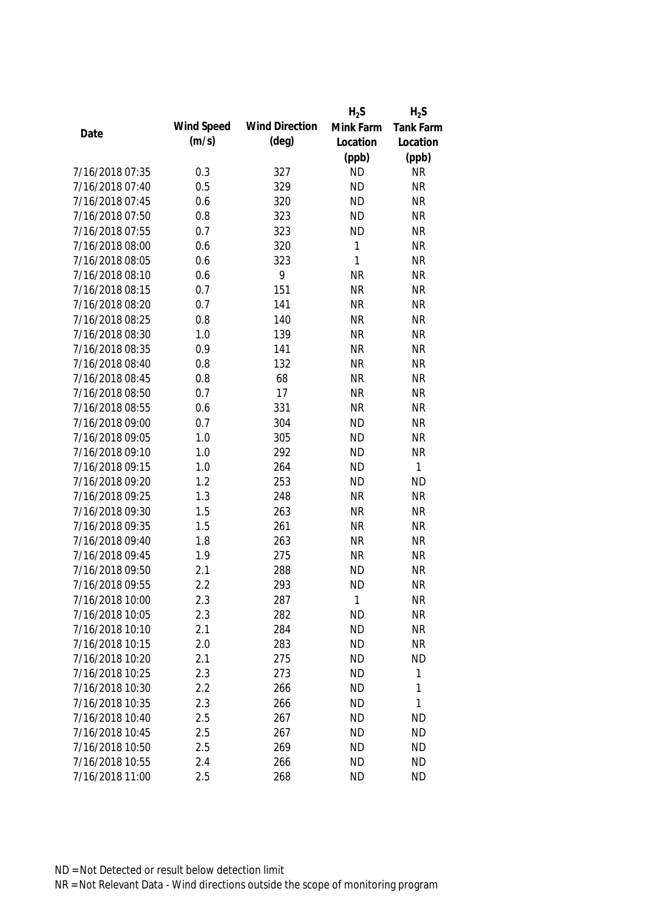| Date | Wind Speed (m/s) | Wind Direction (deg) | $H_2S$ Mink Farm Location (ppb) | $H_2S$ Tank Farm Location (ppb) |
|---|---|---|---|---|
| 7/16/2018 07:35 | 0.3 | 327 | ND | NR |
| 7/16/2018 07:40 | 0.5 | 329 | ND | NR |
| 7/16/2018 07:45 | 0.6 | 320 | ND | NR |
| 7/16/2018 07:50 | 0.8 | 323 | ND | NR |
| 7/16/2018 07:55 | 0.7 | 323 | ND | NR |
| 7/16/2018 08:00 | 0.6 | 320 | 1 | NR |
| 7/16/2018 08:05 | 0.6 | 323 | 1 | NR |
| 7/16/2018 08:10 | 0.6 | 9 | NR | NR |
| 7/16/2018 08:15 | 0.7 | 151 | NR | NR |
| 7/16/2018 08:20 | 0.7 | 141 | NR | NR |
| 7/16/2018 08:25 | 0.8 | 140 | NR | NR |
| 7/16/2018 08:30 | 1.0 | 139 | NR | NR |
| 7/16/2018 08:35 | 0.9 | 141 | NR | NR |
| 7/16/2018 08:40 | 0.8 | 132 | NR | NR |
| 7/16/2018 08:45 | 0.8 | 68 | NR | NR |
| 7/16/2018 08:50 | 0.7 | 17 | NR | NR |
| 7/16/2018 08:55 | 0.6 | 331 | NR | NR |
| 7/16/2018 09:00 | 0.7 | 304 | ND | NR |
| 7/16/2018 09:05 | 1.0 | 305 | ND | NR |
| 7/16/2018 09:10 | 1.0 | 292 | ND | NR |
| 7/16/2018 09:15 | 1.0 | 264 | ND | 1 |
| 7/16/2018 09:20 | 1.2 | 253 | ND | ND |
| 7/16/2018 09:25 | 1.3 | 248 | NR | NR |
| 7/16/2018 09:30 | 1.5 | 263 | NR | NR |
| 7/16/2018 09:35 | 1.5 | 261 | NR | NR |
| 7/16/2018 09:40 | 1.8 | 263 | NR | NR |
| 7/16/2018 09:45 | 1.9 | 275 | NR | NR |
| 7/16/2018 09:50 | 2.1 | 288 | ND | NR |
| 7/16/2018 09:55 | 2.2 | 293 | ND | NR |
| 7/16/2018 10:00 | 2.3 | 287 | 1 | NR |
| 7/16/2018 10:05 | 2.3 | 282 | ND | NR |
| 7/16/2018 10:10 | 2.1 | 284 | ND | NR |
| 7/16/2018 10:15 | 2.0 | 283 | ND | NR |
| 7/16/2018 10:20 | 2.1 | 275 | ND | ND |
| 7/16/2018 10:25 | 2.3 | 273 | ND | 1 |
| 7/16/2018 10:30 | 2.2 | 266 | ND | 1 |
| 7/16/2018 10:35 | 2.3 | 266 | ND | 1 |
| 7/16/2018 10:40 | 2.5 | 267 | ND | ND |
| 7/16/2018 10:45 | 2.5 | 267 | ND | ND |
| 7/16/2018 10:50 | 2.5 | 269 | ND | ND |
| 7/16/2018 10:55 | 2.4 | 266 | ND | ND |
| 7/16/2018 11:00 | 2.5 | 268 | ND | ND |

ND = Not Detected or result below detection limit

NR = Not Relevant Data - Wind directions outside the scope of monitoring program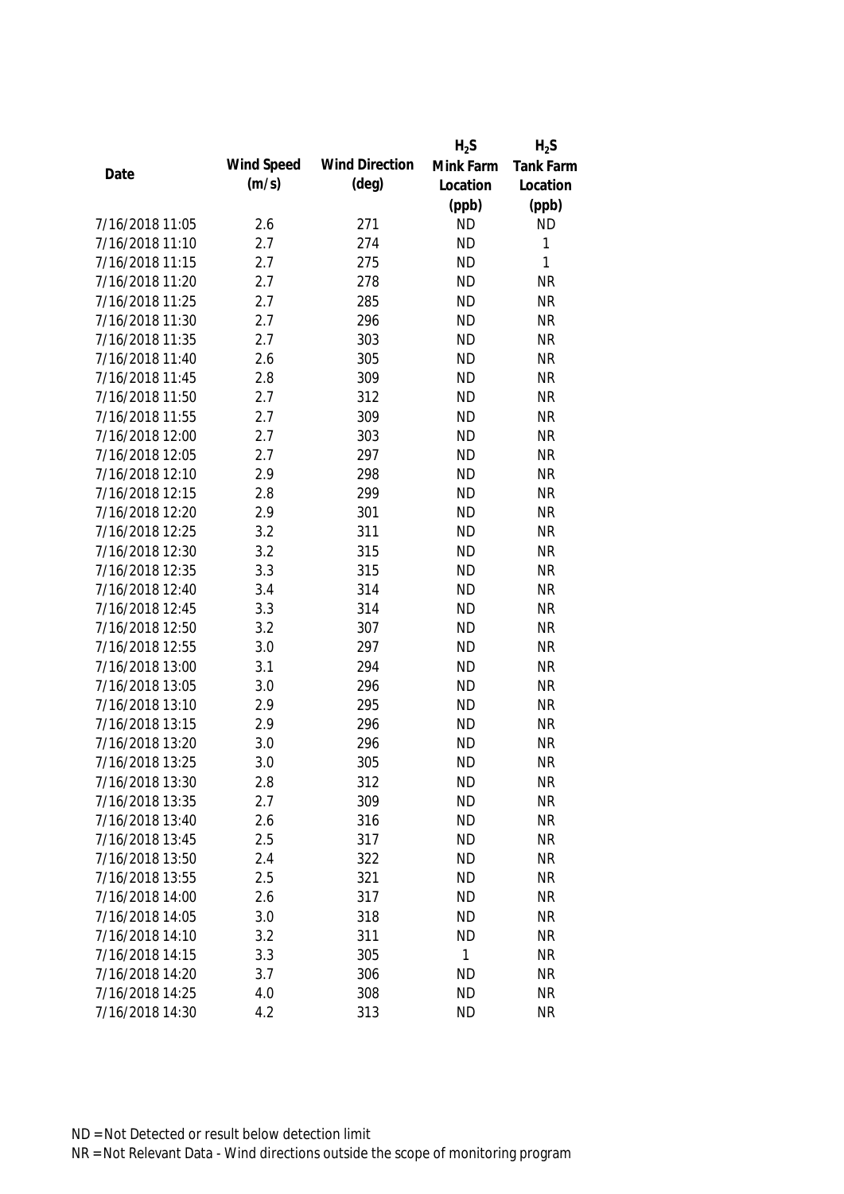| Date | Wind Speed (m/s) | Wind Direction (deg) | $H_2S$ Mink Farm Location (ppb) | $H_2S$ Tank Farm Location (ppb) |
|---|---|---|---|---|
| 7/16/2018 11:05 | 2.6 | 271 | ND | ND |
| 7/16/2018 11:10 | 2.7 | 274 | ND | 1 |
| 7/16/2018 11:15 | 2.7 | 275 | ND | 1 |
| 7/16/2018 11:20 | 2.7 | 278 | ND | NR |
| 7/16/2018 11:25 | 2.7 | 285 | ND | NR |
| 7/16/2018 11:30 | 2.7 | 296 | ND | NR |
| 7/16/2018 11:35 | 2.7 | 303 | ND | NR |
| 7/16/2018 11:40 | 2.6 | 305 | ND | NR |
| 7/16/2018 11:45 | 2.8 | 309 | ND | NR |
| 7/16/2018 11:50 | 2.7 | 312 | ND | NR |
| 7/16/2018 11:55 | 2.7 | 309 | ND | NR |
| 7/16/2018 12:00 | 2.7 | 303 | ND | NR |
| 7/16/2018 12:05 | 2.7 | 297 | ND | NR |
| 7/16/2018 12:10 | 2.9 | 298 | ND | NR |
| 7/16/2018 12:15 | 2.8 | 299 | ND | NR |
| 7/16/2018 12:20 | 2.9 | 301 | ND | NR |
| 7/16/2018 12:25 | 3.2 | 311 | ND | NR |
| 7/16/2018 12:30 | 3.2 | 315 | ND | NR |
| 7/16/2018 12:35 | 3.3 | 315 | ND | NR |
| 7/16/2018 12:40 | 3.4 | 314 | ND | NR |
| 7/16/2018 12:45 | 3.3 | 314 | ND | NR |
| 7/16/2018 12:50 | 3.2 | 307 | ND | NR |
| 7/16/2018 12:55 | 3.0 | 297 | ND | NR |
| 7/16/2018 13:00 | 3.1 | 294 | ND | NR |
| 7/16/2018 13:05 | 3.0 | 296 | ND | NR |
| 7/16/2018 13:10 | 2.9 | 295 | ND | NR |
| 7/16/2018 13:15 | 2.9 | 296 | ND | NR |
| 7/16/2018 13:20 | 3.0 | 296 | ND | NR |
| 7/16/2018 13:25 | 3.0 | 305 | ND | NR |
| 7/16/2018 13:30 | 2.8 | 312 | ND | NR |
| 7/16/2018 13:35 | 2.7 | 309 | ND | NR |
| 7/16/2018 13:40 | 2.6 | 316 | ND | NR |
| 7/16/2018 13:45 | 2.5 | 317 | ND | NR |
| 7/16/2018 13:50 | 2.4 | 322 | ND | NR |
| 7/16/2018 13:55 | 2.5 | 321 | ND | NR |
| 7/16/2018 14:00 | 2.6 | 317 | ND | NR |
| 7/16/2018 14:05 | 3.0 | 318 | ND | NR |
| 7/16/2018 14:10 | 3.2 | 311 | ND | NR |
| 7/16/2018 14:15 | 3.3 | 305 | 1 | NR |
| 7/16/2018 14:20 | 3.7 | 306 | ND | NR |
| 7/16/2018 14:25 | 4.0 | 308 | ND | NR |
| 7/16/2018 14:30 | 4.2 | 313 | ND | NR |

ND = Not Detected or result below detection limit

NR = Not Relevant Data - Wind directions outside the scope of monitoring program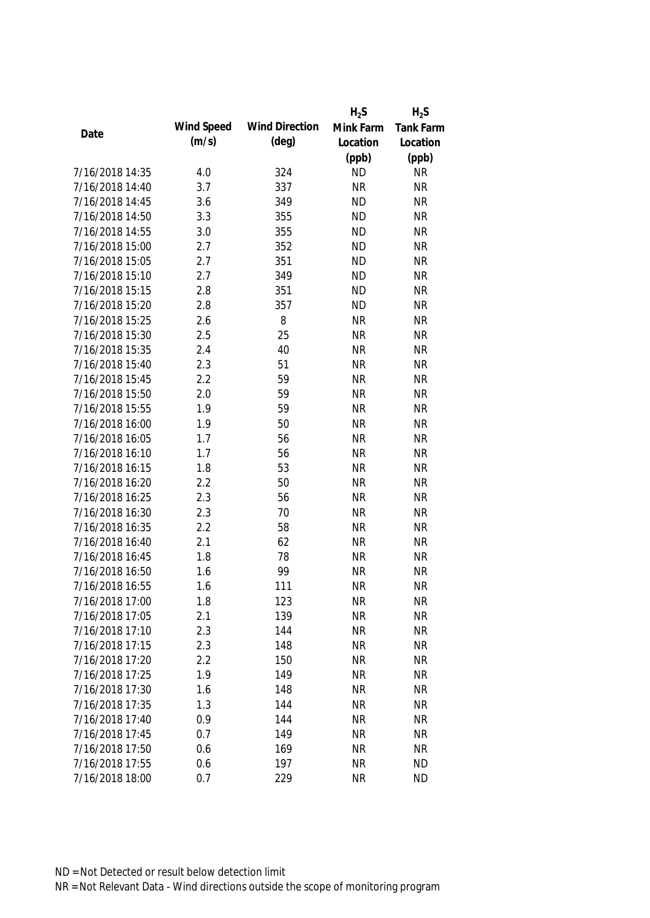| Date | Wind Speed (m/s) | Wind Direction (deg) | $H_2S$ Mink Farm Location (ppb) | $H_2S$ Tank Farm Location (ppb) |
|---|---|---|---|---|
| 7/16/2018 14:35 | 4.0 | 324 | ND | NR |
| 7/16/2018 14:40 | 3.7 | 337 | NR | NR |
| 7/16/2018 14:45 | 3.6 | 349 | ND | NR |
| 7/16/2018 14:50 | 3.3 | 355 | ND | NR |
| 7/16/2018 14:55 | 3.0 | 355 | ND | NR |
| 7/16/2018 15:00 | 2.7 | 352 | ND | NR |
| 7/16/2018 15:05 | 2.7 | 351 | ND | NR |
| 7/16/2018 15:10 | 2.7 | 349 | ND | NR |
| 7/16/2018 15:15 | 2.8 | 351 | ND | NR |
| 7/16/2018 15:20 | 2.8 | 357 | ND | NR |
| 7/16/2018 15:25 | 2.6 | 8 | NR | NR |
| 7/16/2018 15:30 | 2.5 | 25 | NR | NR |
| 7/16/2018 15:35 | 2.4 | 40 | NR | NR |
| 7/16/2018 15:40 | 2.3 | 51 | NR | NR |
| 7/16/2018 15:45 | 2.2 | 59 | NR | NR |
| 7/16/2018 15:50 | 2.0 | 59 | NR | NR |
| 7/16/2018 15:55 | 1.9 | 59 | NR | NR |
| 7/16/2018 16:00 | 1.9 | 50 | NR | NR |
| 7/16/2018 16:05 | 1.7 | 56 | NR | NR |
| 7/16/2018 16:10 | 1.7 | 56 | NR | NR |
| 7/16/2018 16:15 | 1.8 | 53 | NR | NR |
| 7/16/2018 16:20 | 2.2 | 50 | NR | NR |
| 7/16/2018 16:25 | 2.3 | 56 | NR | NR |
| 7/16/2018 16:30 | 2.3 | 70 | NR | NR |
| 7/16/2018 16:35 | 2.2 | 58 | NR | NR |
| 7/16/2018 16:40 | 2.1 | 62 | NR | NR |
| 7/16/2018 16:45 | 1.8 | 78 | NR | NR |
| 7/16/2018 16:50 | 1.6 | 99 | NR | NR |
| 7/16/2018 16:55 | 1.6 | 111 | NR | NR |
| 7/16/2018 17:00 | 1.8 | 123 | NR | NR |
| 7/16/2018 17:05 | 2.1 | 139 | NR | NR |
| 7/16/2018 17:10 | 2.3 | 144 | NR | NR |
| 7/16/2018 17:15 | 2.3 | 148 | NR | NR |
| 7/16/2018 17:20 | 2.2 | 150 | NR | NR |
| 7/16/2018 17:25 | 1.9 | 149 | NR | NR |
| 7/16/2018 17:30 | 1.6 | 148 | NR | NR |
| 7/16/2018 17:35 | 1.3 | 144 | NR | NR |
| 7/16/2018 17:40 | 0.9 | 144 | NR | NR |
| 7/16/2018 17:45 | 0.7 | 149 | NR | NR |
| 7/16/2018 17:50 | 0.6 | 169 | NR | NR |
| 7/16/2018 17:55 | 0.6 | 197 | NR | ND |
| 7/16/2018 18:00 | 0.7 | 229 | NR | ND |

ND = Not Detected or result below detection limit

NR = Not Relevant Data - Wind directions outside the scope of monitoring program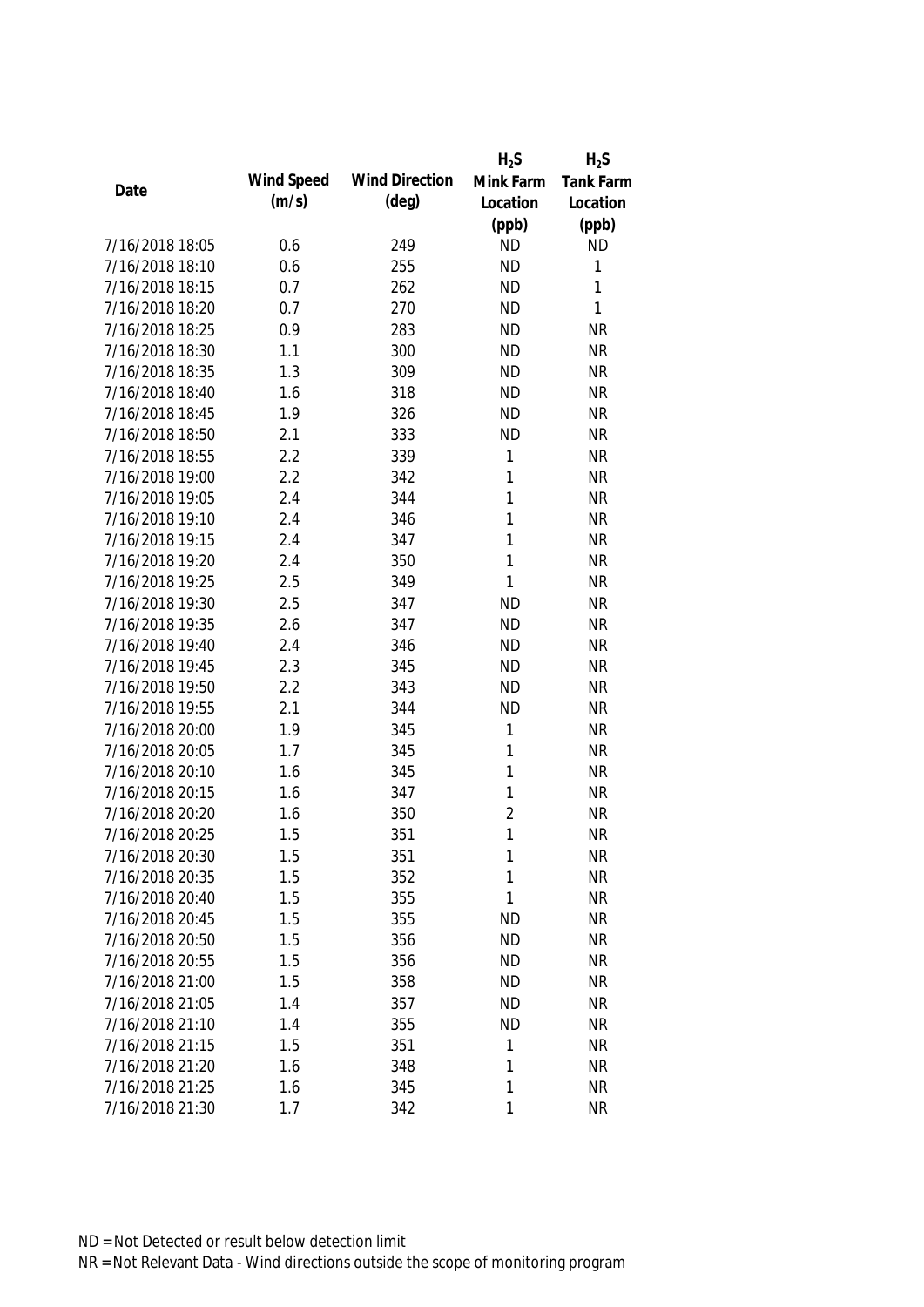| Date | Wind Speed (m/s) | Wind Direction (deg) | $H_2S$ Mink Farm Location (ppb) | $H_2S$ Tank Farm Location (ppb) |
|---|---|---|---|---|
| 7/16/2018 18:05 | 0.6 | 249 | ND | ND |
| 7/16/2018 18:10 | 0.6 | 255 | ND | 1 |
| 7/16/2018 18:15 | 0.7 | 262 | ND | 1 |
| 7/16/2018 18:20 | 0.7 | 270 | ND | 1 |
| 7/16/2018 18:25 | 0.9 | 283 | ND | NR |
| 7/16/2018 18:30 | 1.1 | 300 | ND | NR |
| 7/16/2018 18:35 | 1.3 | 309 | ND | NR |
| 7/16/2018 18:40 | 1.6 | 318 | ND | NR |
| 7/16/2018 18:45 | 1.9 | 326 | ND | NR |
| 7/16/2018 18:50 | 2.1 | 333 | ND | NR |
| 7/16/2018 18:55 | 2.2 | 339 | 1 | NR |
| 7/16/2018 19:00 | 2.2 | 342 | 1 | NR |
| 7/16/2018 19:05 | 2.4 | 344 | 1 | NR |
| 7/16/2018 19:10 | 2.4 | 346 | 1 | NR |
| 7/16/2018 19:15 | 2.4 | 347 | 1 | NR |
| 7/16/2018 19:20 | 2.4 | 350 | 1 | NR |
| 7/16/2018 19:25 | 2.5 | 349 | 1 | NR |
| 7/16/2018 19:30 | 2.5 | 347 | ND | NR |
| 7/16/2018 19:35 | 2.6 | 347 | ND | NR |
| 7/16/2018 19:40 | 2.4 | 346 | ND | NR |
| 7/16/2018 19:45 | 2.3 | 345 | ND | NR |
| 7/16/2018 19:50 | 2.2 | 343 | ND | NR |
| 7/16/2018 19:55 | 2.1 | 344 | ND | NR |
| 7/16/2018 20:00 | 1.9 | 345 | 1 | NR |
| 7/16/2018 20:05 | 1.7 | 345 | 1 | NR |
| 7/16/2018 20:10 | 1.6 | 345 | 1 | NR |
| 7/16/2018 20:15 | 1.6 | 347 | 1 | NR |
| 7/16/2018 20:20 | 1.6 | 350 | 2 | NR |
| 7/16/2018 20:25 | 1.5 | 351 | 1 | NR |
| 7/16/2018 20:30 | 1.5 | 351 | 1 | NR |
| 7/16/2018 20:35 | 1.5 | 352 | 1 | NR |
| 7/16/2018 20:40 | 1.5 | 355 | 1 | NR |
| 7/16/2018 20:45 | 1.5 | 355 | ND | NR |
| 7/16/2018 20:50 | 1.5 | 356 | ND | NR |
| 7/16/2018 20:55 | 1.5 | 356 | ND | NR |
| 7/16/2018 21:00 | 1.5 | 358 | ND | NR |
| 7/16/2018 21:05 | 1.4 | 357 | ND | NR |
| 7/16/2018 21:10 | 1.4 | 355 | ND | NR |
| 7/16/2018 21:15 | 1.5 | 351 | 1 | NR |
| 7/16/2018 21:20 | 1.6 | 348 | 1 | NR |
| 7/16/2018 21:25 | 1.6 | 345 | 1 | NR |
| 7/16/2018 21:30 | 1.7 | 342 | 1 | NR |

ND = Not Detected or result below detection limit
NR = Not Relevant Data - Wind directions outside the scope of monitoring program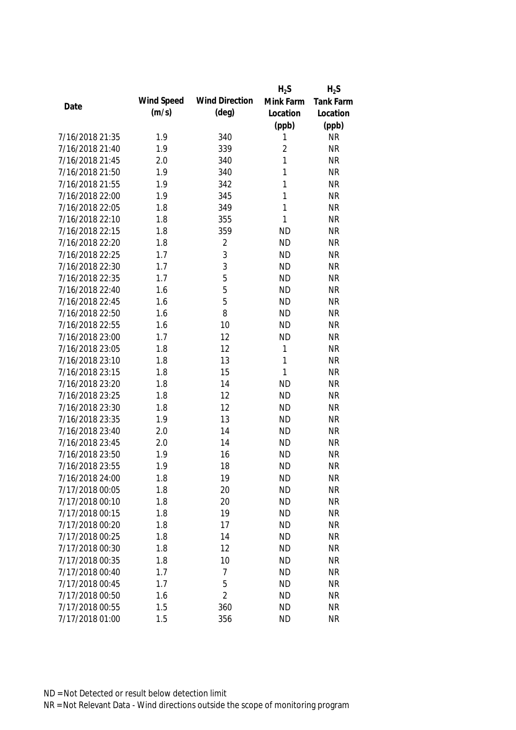| Date | Wind Speed (m/s) | Wind Direction (deg) | $H_2S$ Mink Farm Location (ppb) | $H_2S$ Tank Farm Location (ppb) |
|---|---|---|---|---|
| 7/16/2018 21:35 | 1.9 | 340 | 1 | NR |
| 7/16/2018 21:40 | 1.9 | 339 | 2 | NR |
| 7/16/2018 21:45 | 2.0 | 340 | 1 | NR |
| 7/16/2018 21:50 | 1.9 | 340 | 1 | NR |
| 7/16/2018 21:55 | 1.9 | 342 | 1 | NR |
| 7/16/2018 22:00 | 1.9 | 345 | 1 | NR |
| 7/16/2018 22:05 | 1.8 | 349 | 1 | NR |
| 7/16/2018 22:10 | 1.8 | 355 | 1 | NR |
| 7/16/2018 22:15 | 1.8 | 359 | ND | NR |
| 7/16/2018 22:20 | 1.8 | 2 | ND | NR |
| 7/16/2018 22:25 | 1.7 | 3 | ND | NR |
| 7/16/2018 22:30 | 1.7 | 3 | ND | NR |
| 7/16/2018 22:35 | 1.7 | 5 | ND | NR |
| 7/16/2018 22:40 | 1.6 | 5 | ND | NR |
| 7/16/2018 22:45 | 1.6 | 5 | ND | NR |
| 7/16/2018 22:50 | 1.6 | 8 | ND | NR |
| 7/16/2018 22:55 | 1.6 | 10 | ND | NR |
| 7/16/2018 23:00 | 1.7 | 12 | ND | NR |
| 7/16/2018 23:05 | 1.8 | 12 | 1 | NR |
| 7/16/2018 23:10 | 1.8 | 13 | 1 | NR |
| 7/16/2018 23:15 | 1.8 | 15 | 1 | NR |
| 7/16/2018 23:20 | 1.8 | 14 | ND | NR |
| 7/16/2018 23:25 | 1.8 | 12 | ND | NR |
| 7/16/2018 23:30 | 1.8 | 12 | ND | NR |
| 7/16/2018 23:35 | 1.9 | 13 | ND | NR |
| 7/16/2018 23:40 | 2.0 | 14 | ND | NR |
| 7/16/2018 23:45 | 2.0 | 14 | ND | NR |
| 7/16/2018 23:50 | 1.9 | 16 | ND | NR |
| 7/16/2018 23:55 | 1.9 | 18 | ND | NR |
| 7/16/2018 24:00 | 1.8 | 19 | ND | NR |
| 7/17/2018 00:05 | 1.8 | 20 | ND | NR |
| 7/17/2018 00:10 | 1.8 | 20 | ND | NR |
| 7/17/2018 00:15 | 1.8 | 19 | ND | NR |
| 7/17/2018 00:20 | 1.8 | 17 | ND | NR |
| 7/17/2018 00:25 | 1.8 | 14 | ND | NR |
| 7/17/2018 00:30 | 1.8 | 12 | ND | NR |
| 7/17/2018 00:35 | 1.8 | 10 | ND | NR |
| 7/17/2018 00:40 | 1.7 | 7 | ND | NR |
| 7/17/2018 00:45 | 1.7 | 5 | ND | NR |
| 7/17/2018 00:50 | 1.6 | 2 | ND | NR |
| 7/17/2018 00:55 | 1.5 | 360 | ND | NR |
| 7/17/2018 01:00 | 1.5 | 356 | ND | NR |

ND = Not Detected or result below detection limit

NR = Not Relevant Data - Wind directions outside the scope of monitoring program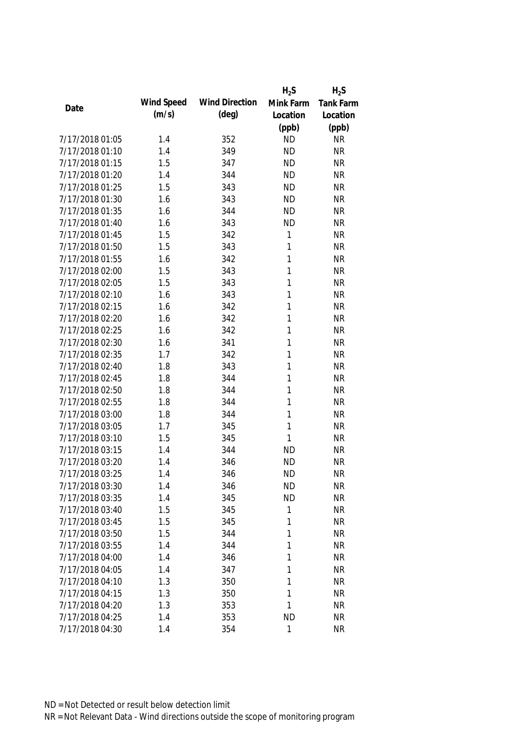| Date | Wind Speed (m/s) | Wind Direction (deg) | $H_2S$ Mink Farm Location (ppb) | $H_2S$ Tank Farm Location (ppb) |
|---|---|---|---|---|
| 7/17/2018 01:05 | 1.4 | 352 | ND | NR |
| 7/17/2018 01:10 | 1.4 | 349 | ND | NR |
| 7/17/2018 01:15 | 1.5 | 347 | ND | NR |
| 7/17/2018 01:20 | 1.4 | 344 | ND | NR |
| 7/17/2018 01:25 | 1.5 | 343 | ND | NR |
| 7/17/2018 01:30 | 1.6 | 343 | ND | NR |
| 7/17/2018 01:35 | 1.6 | 344 | ND | NR |
| 7/17/2018 01:40 | 1.6 | 343 | ND | NR |
| 7/17/2018 01:45 | 1.5 | 342 | 1 | NR |
| 7/17/2018 01:50 | 1.5 | 343 | 1 | NR |
| 7/17/2018 01:55 | 1.6 | 342 | 1 | NR |
| 7/17/2018 02:00 | 1.5 | 343 | 1 | NR |
| 7/17/2018 02:05 | 1.5 | 343 | 1 | NR |
| 7/17/2018 02:10 | 1.6 | 343 | 1 | NR |
| 7/17/2018 02:15 | 1.6 | 342 | 1 | NR |
| 7/17/2018 02:20 | 1.6 | 342 | 1 | NR |
| 7/17/2018 02:25 | 1.6 | 342 | 1 | NR |
| 7/17/2018 02:30 | 1.6 | 341 | 1 | NR |
| 7/17/2018 02:35 | 1.7 | 342 | 1 | NR |
| 7/17/2018 02:40 | 1.8 | 343 | 1 | NR |
| 7/17/2018 02:45 | 1.8 | 344 | 1 | NR |
| 7/17/2018 02:50 | 1.8 | 344 | 1 | NR |
| 7/17/2018 02:55 | 1.8 | 344 | 1 | NR |
| 7/17/2018 03:00 | 1.8 | 344 | 1 | NR |
| 7/17/2018 03:05 | 1.7 | 345 | 1 | NR |
| 7/17/2018 03:10 | 1.5 | 345 | 1 | NR |
| 7/17/2018 03:15 | 1.4 | 344 | ND | NR |
| 7/17/2018 03:20 | 1.4 | 346 | ND | NR |
| 7/17/2018 03:25 | 1.4 | 346 | ND | NR |
| 7/17/2018 03:30 | 1.4 | 346 | ND | NR |
| 7/17/2018 03:35 | 1.4 | 345 | ND | NR |
| 7/17/2018 03:40 | 1.5 | 345 | 1 | NR |
| 7/17/2018 03:45 | 1.5 | 345 | 1 | NR |
| 7/17/2018 03:50 | 1.5 | 344 | 1 | NR |
| 7/17/2018 03:55 | 1.4 | 344 | 1 | NR |
| 7/17/2018 04:00 | 1.4 | 346 | 1 | NR |
| 7/17/2018 04:05 | 1.4 | 347 | 1 | NR |
| 7/17/2018 04:10 | 1.3 | 350 | 1 | NR |
| 7/17/2018 04:15 | 1.3 | 350 | 1 | NR |
| 7/17/2018 04:20 | 1.3 | 353 | 1 | NR |
| 7/17/2018 04:25 | 1.4 | 353 | ND | NR |
| 7/17/2018 04:30 | 1.4 | 354 | 1 | NR |

ND = Not Detected or result below detection limit

NR = Not Relevant Data - Wind directions outside the scope of monitoring program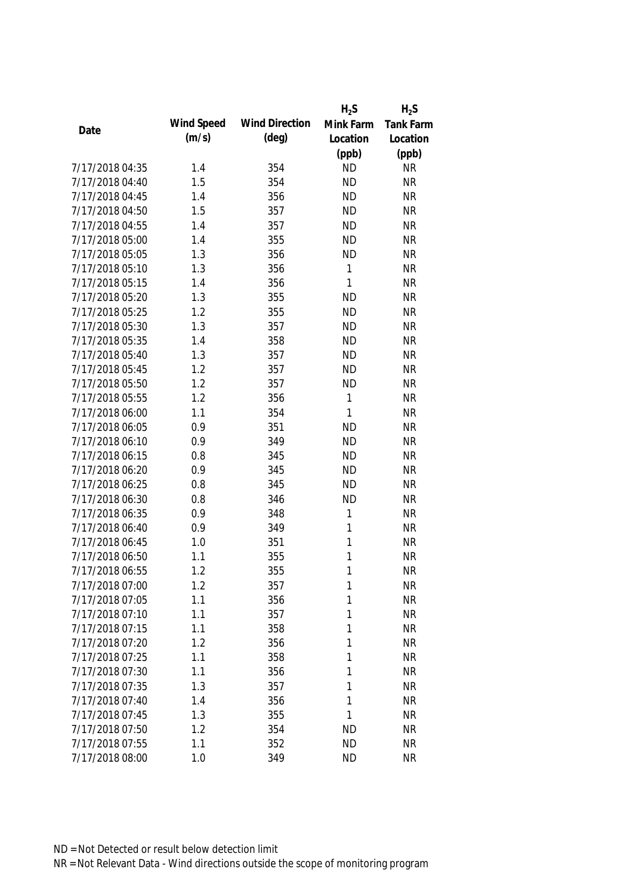| Date | Wind Speed (m/s) | Wind Direction (deg) | $H_2S$ Mink Farm Location (ppb) | $H_2S$ Tank Farm Location (ppb) |
|---|---|---|---|---|
| 7/17/2018 04:35 | 1.4 | 354 | ND | NR |
| 7/17/2018 04:40 | 1.5 | 354 | ND | NR |
| 7/17/2018 04:45 | 1.4 | 356 | ND | NR |
| 7/17/2018 04:50 | 1.5 | 357 | ND | NR |
| 7/17/2018 04:55 | 1.4 | 357 | ND | NR |
| 7/17/2018 05:00 | 1.4 | 355 | ND | NR |
| 7/17/2018 05:05 | 1.3 | 356 | ND | NR |
| 7/17/2018 05:10 | 1.3 | 356 | 1 | NR |
| 7/17/2018 05:15 | 1.4 | 356 | 1 | NR |
| 7/17/2018 05:20 | 1.3 | 355 | ND | NR |
| 7/17/2018 05:25 | 1.2 | 355 | ND | NR |
| 7/17/2018 05:30 | 1.3 | 357 | ND | NR |
| 7/17/2018 05:35 | 1.4 | 358 | ND | NR |
| 7/17/2018 05:40 | 1.3 | 357 | ND | NR |
| 7/17/2018 05:45 | 1.2 | 357 | ND | NR |
| 7/17/2018 05:50 | 1.2 | 357 | ND | NR |
| 7/17/2018 05:55 | 1.2 | 356 | 1 | NR |
| 7/17/2018 06:00 | 1.1 | 354 | 1 | NR |
| 7/17/2018 06:05 | 0.9 | 351 | ND | NR |
| 7/17/2018 06:10 | 0.9 | 349 | ND | NR |
| 7/17/2018 06:15 | 0.8 | 345 | ND | NR |
| 7/17/2018 06:20 | 0.9 | 345 | ND | NR |
| 7/17/2018 06:25 | 0.8 | 345 | ND | NR |
| 7/17/2018 06:30 | 0.8 | 346 | ND | NR |
| 7/17/2018 06:35 | 0.9 | 348 | 1 | NR |
| 7/17/2018 06:40 | 0.9 | 349 | 1 | NR |
| 7/17/2018 06:45 | 1.0 | 351 | 1 | NR |
| 7/17/2018 06:50 | 1.1 | 355 | 1 | NR |
| 7/17/2018 06:55 | 1.2 | 355 | 1 | NR |
| 7/17/2018 07:00 | 1.2 | 357 | 1 | NR |
| 7/17/2018 07:05 | 1.1 | 356 | 1 | NR |
| 7/17/2018 07:10 | 1.1 | 357 | 1 | NR |
| 7/17/2018 07:15 | 1.1 | 358 | 1 | NR |
| 7/17/2018 07:20 | 1.2 | 356 | 1 | NR |
| 7/17/2018 07:25 | 1.1 | 358 | 1 | NR |
| 7/17/2018 07:30 | 1.1 | 356 | 1 | NR |
| 7/17/2018 07:35 | 1.3 | 357 | 1 | NR |
| 7/17/2018 07:40 | 1.4 | 356 | 1 | NR |
| 7/17/2018 07:45 | 1.3 | 355 | 1 | NR |
| 7/17/2018 07:50 | 1.2 | 354 | ND | NR |
| 7/17/2018 07:55 | 1.1 | 352 | ND | NR |
| 7/17/2018 08:00 | 1.0 | 349 | ND | NR |

ND = Not Detected or result below detection limit

NR = Not Relevant Data - Wind directions outside the scope of monitoring program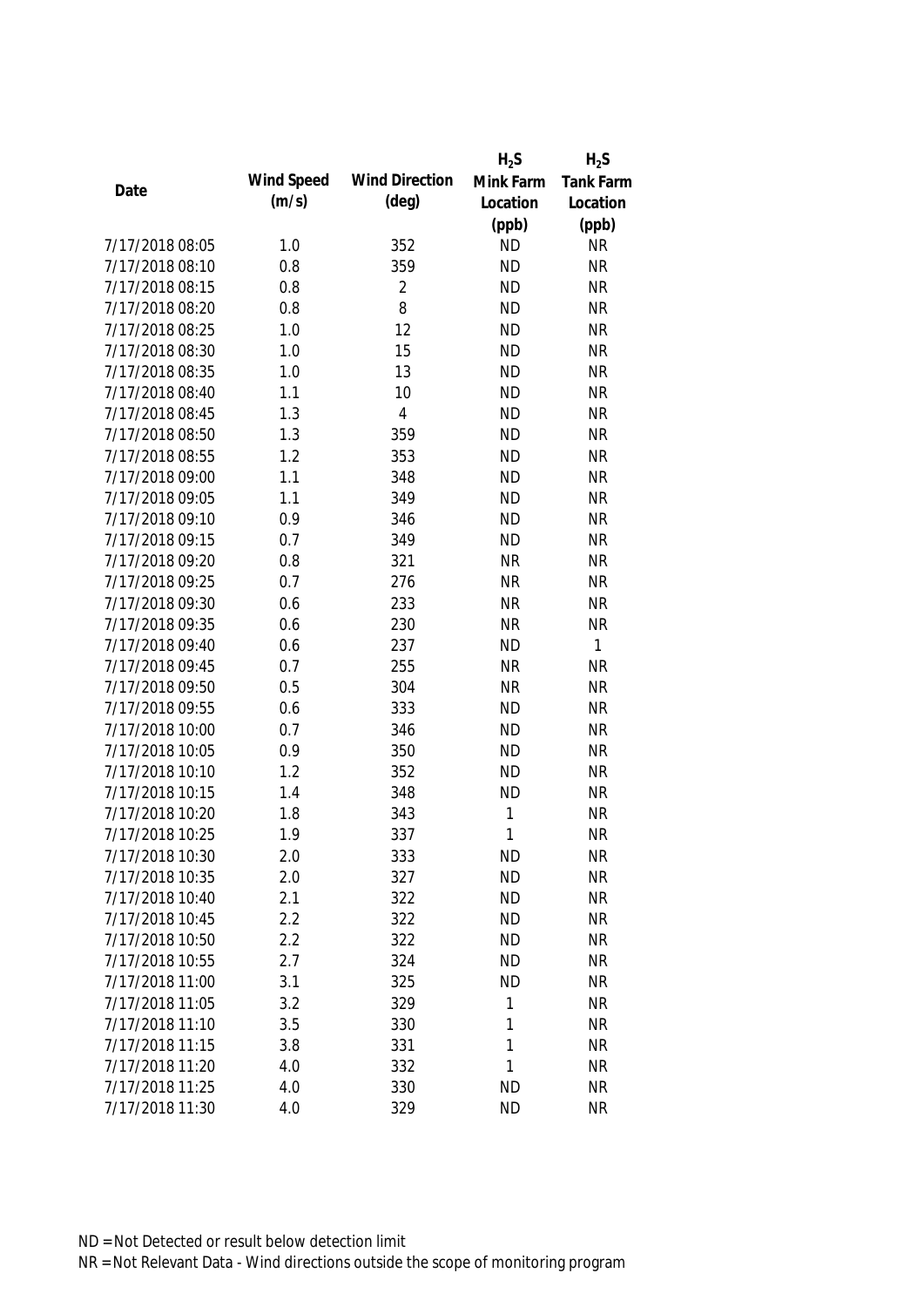| Date | Wind Speed (m/s) | Wind Direction (deg) | $H_2S$ Mink Farm Location (ppb) | $H_2S$ Tank Farm Location (ppb) |
|---|---|---|---|---|
| 7/17/2018 08:05 | 1.0 | 352 | ND | NR |
| 7/17/2018 08:10 | 0.8 | 359 | ND | NR |
| 7/17/2018 08:15 | 0.8 | 2 | ND | NR |
| 7/17/2018 08:20 | 0.8 | 8 | ND | NR |
| 7/17/2018 08:25 | 1.0 | 12 | ND | NR |
| 7/17/2018 08:30 | 1.0 | 15 | ND | NR |
| 7/17/2018 08:35 | 1.0 | 13 | ND | NR |
| 7/17/2018 08:40 | 1.1 | 10 | ND | NR |
| 7/17/2018 08:45 | 1.3 | 4 | ND | NR |
| 7/17/2018 08:50 | 1.3 | 359 | ND | NR |
| 7/17/2018 08:55 | 1.2 | 353 | ND | NR |
| 7/17/2018 09:00 | 1.1 | 348 | ND | NR |
| 7/17/2018 09:05 | 1.1 | 349 | ND | NR |
| 7/17/2018 09:10 | 0.9 | 346 | ND | NR |
| 7/17/2018 09:15 | 0.7 | 349 | ND | NR |
| 7/17/2018 09:20 | 0.8 | 321 | NR | NR |
| 7/17/2018 09:25 | 0.7 | 276 | NR | NR |
| 7/17/2018 09:30 | 0.6 | 233 | NR | NR |
| 7/17/2018 09:35 | 0.6 | 230 | NR | NR |
| 7/17/2018 09:40 | 0.6 | 237 | ND | 1 |
| 7/17/2018 09:45 | 0.7 | 255 | NR | NR |
| 7/17/2018 09:50 | 0.5 | 304 | NR | NR |
| 7/17/2018 09:55 | 0.6 | 333 | ND | NR |
| 7/17/2018 10:00 | 0.7 | 346 | ND | NR |
| 7/17/2018 10:05 | 0.9 | 350 | ND | NR |
| 7/17/2018 10:10 | 1.2 | 352 | ND | NR |
| 7/17/2018 10:15 | 1.4 | 348 | ND | NR |
| 7/17/2018 10:20 | 1.8 | 343 | 1 | NR |
| 7/17/2018 10:25 | 1.9 | 337 | 1 | NR |
| 7/17/2018 10:30 | 2.0 | 333 | ND | NR |
| 7/17/2018 10:35 | 2.0 | 327 | ND | NR |
| 7/17/2018 10:40 | 2.1 | 322 | ND | NR |
| 7/17/2018 10:45 | 2.2 | 322 | ND | NR |
| 7/17/2018 10:50 | 2.2 | 322 | ND | NR |
| 7/17/2018 10:55 | 2.7 | 324 | ND | NR |
| 7/17/2018 11:00 | 3.1 | 325 | ND | NR |
| 7/17/2018 11:05 | 3.2 | 329 | 1 | NR |
| 7/17/2018 11:10 | 3.5 | 330 | 1 | NR |
| 7/17/2018 11:15 | 3.8 | 331 | 1 | NR |
| 7/17/2018 11:20 | 4.0 | 332 | 1 | NR |
| 7/17/2018 11:25 | 4.0 | 330 | ND | NR |
| 7/17/2018 11:30 | 4.0 | 329 | ND | NR |

ND = Not Detected or result below detection limit

NR = Not Relevant Data - Wind directions outside the scope of monitoring program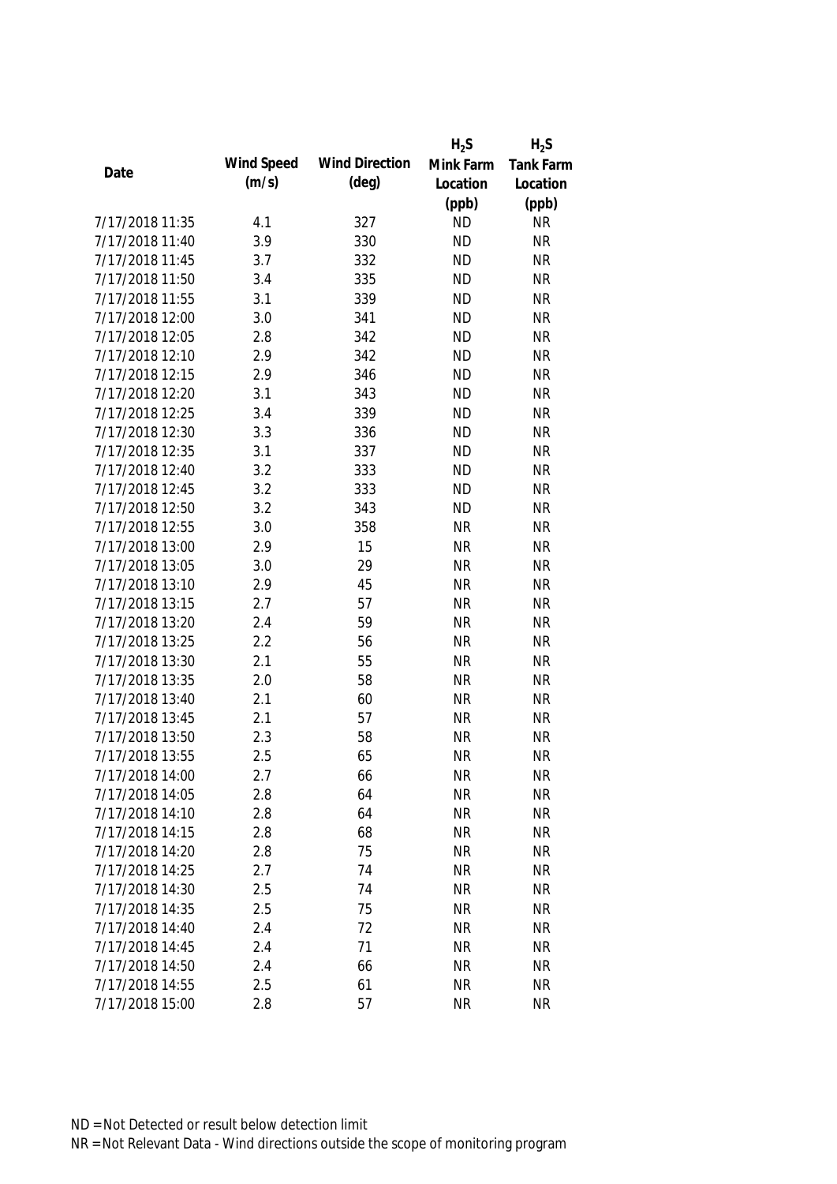| Date | Wind Speed (m/s) | Wind Direction (deg) | $H_2S$ Mink Farm Location (ppb) | $H_2S$ Tank Farm Location (ppb) |
|---|---|---|---|---|
| 7/17/2018 11:35 | 4.1 | 327 | ND | NR |
| 7/17/2018 11:40 | 3.9 | 330 | ND | NR |
| 7/17/2018 11:45 | 3.7 | 332 | ND | NR |
| 7/17/2018 11:50 | 3.4 | 335 | ND | NR |
| 7/17/2018 11:55 | 3.1 | 339 | ND | NR |
| 7/17/2018 12:00 | 3.0 | 341 | ND | NR |
| 7/17/2018 12:05 | 2.8 | 342 | ND | NR |
| 7/17/2018 12:10 | 2.9 | 342 | ND | NR |
| 7/17/2018 12:15 | 2.9 | 346 | ND | NR |
| 7/17/2018 12:20 | 3.1 | 343 | ND | NR |
| 7/17/2018 12:25 | 3.4 | 339 | ND | NR |
| 7/17/2018 12:30 | 3.3 | 336 | ND | NR |
| 7/17/2018 12:35 | 3.1 | 337 | ND | NR |
| 7/17/2018 12:40 | 3.2 | 333 | ND | NR |
| 7/17/2018 12:45 | 3.2 | 333 | ND | NR |
| 7/17/2018 12:50 | 3.2 | 343 | ND | NR |
| 7/17/2018 12:55 | 3.0 | 358 | NR | NR |
| 7/17/2018 13:00 | 2.9 | 15 | NR | NR |
| 7/17/2018 13:05 | 3.0 | 29 | NR | NR |
| 7/17/2018 13:10 | 2.9 | 45 | NR | NR |
| 7/17/2018 13:15 | 2.7 | 57 | NR | NR |
| 7/17/2018 13:20 | 2.4 | 59 | NR | NR |
| 7/17/2018 13:25 | 2.2 | 56 | NR | NR |
| 7/17/2018 13:30 | 2.1 | 55 | NR | NR |
| 7/17/2018 13:35 | 2.0 | 58 | NR | NR |
| 7/17/2018 13:40 | 2.1 | 60 | NR | NR |
| 7/17/2018 13:45 | 2.1 | 57 | NR | NR |
| 7/17/2018 13:50 | 2.3 | 58 | NR | NR |
| 7/17/2018 13:55 | 2.5 | 65 | NR | NR |
| 7/17/2018 14:00 | 2.7 | 66 | NR | NR |
| 7/17/2018 14:05 | 2.8 | 64 | NR | NR |
| 7/17/2018 14:10 | 2.8 | 64 | NR | NR |
| 7/17/2018 14:15 | 2.8 | 68 | NR | NR |
| 7/17/2018 14:20 | 2.8 | 75 | NR | NR |
| 7/17/2018 14:25 | 2.7 | 74 | NR | NR |
| 7/17/2018 14:30 | 2.5 | 74 | NR | NR |
| 7/17/2018 14:35 | 2.5 | 75 | NR | NR |
| 7/17/2018 14:40 | 2.4 | 72 | NR | NR |
| 7/17/2018 14:45 | 2.4 | 71 | NR | NR |
| 7/17/2018 14:50 | 2.4 | 66 | NR | NR |
| 7/17/2018 14:55 | 2.5 | 61 | NR | NR |
| 7/17/2018 15:00 | 2.8 | 57 | NR | NR |

ND = Not Detected or result below detection limit
NR = Not Relevant Data - Wind directions outside the scope of monitoring program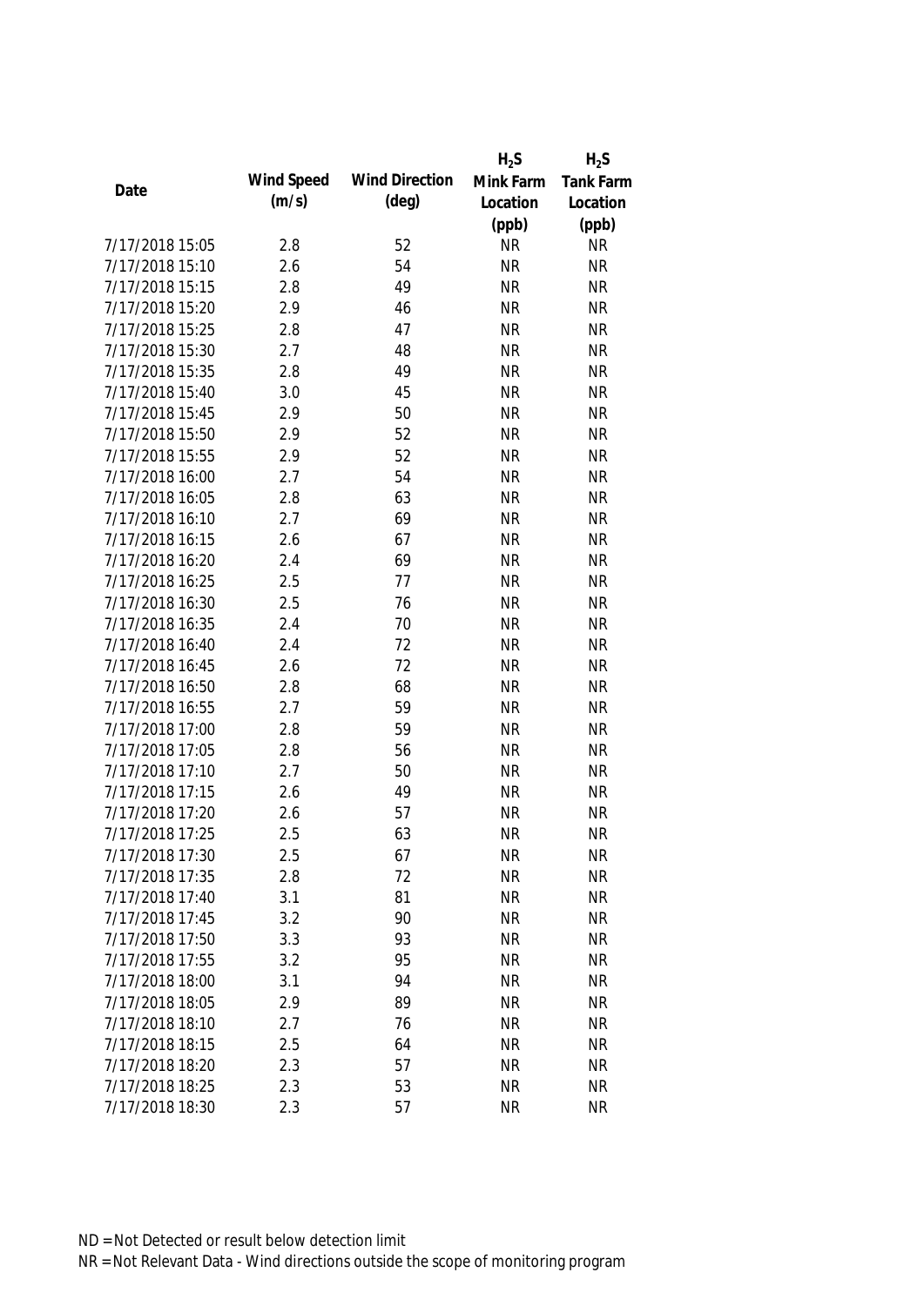| Date | Wind Speed (m/s) | Wind Direction (deg) | $H_2S$ Mink Farm Location (ppb) | $H_2S$ Tank Farm Location (ppb) |
|---|---|---|---|---|
| 7/17/2018 15:05 | 2.8 | 52 | NR | NR |
| 7/17/2018 15:10 | 2.6 | 54 | NR | NR |
| 7/17/2018 15:15 | 2.8 | 49 | NR | NR |
| 7/17/2018 15:20 | 2.9 | 46 | NR | NR |
| 7/17/2018 15:25 | 2.8 | 47 | NR | NR |
| 7/17/2018 15:30 | 2.7 | 48 | NR | NR |
| 7/17/2018 15:35 | 2.8 | 49 | NR | NR |
| 7/17/2018 15:40 | 3.0 | 45 | NR | NR |
| 7/17/2018 15:45 | 2.9 | 50 | NR | NR |
| 7/17/2018 15:50 | 2.9 | 52 | NR | NR |
| 7/17/2018 15:55 | 2.9 | 52 | NR | NR |
| 7/17/2018 16:00 | 2.7 | 54 | NR | NR |
| 7/17/2018 16:05 | 2.8 | 63 | NR | NR |
| 7/17/2018 16:10 | 2.7 | 69 | NR | NR |
| 7/17/2018 16:15 | 2.6 | 67 | NR | NR |
| 7/17/2018 16:20 | 2.4 | 69 | NR | NR |
| 7/17/2018 16:25 | 2.5 | 77 | NR | NR |
| 7/17/2018 16:30 | 2.5 | 76 | NR | NR |
| 7/17/2018 16:35 | 2.4 | 70 | NR | NR |
| 7/17/2018 16:40 | 2.4 | 72 | NR | NR |
| 7/17/2018 16:45 | 2.6 | 72 | NR | NR |
| 7/17/2018 16:50 | 2.8 | 68 | NR | NR |
| 7/17/2018 16:55 | 2.7 | 59 | NR | NR |
| 7/17/2018 17:00 | 2.8 | 59 | NR | NR |
| 7/17/2018 17:05 | 2.8 | 56 | NR | NR |
| 7/17/2018 17:10 | 2.7 | 50 | NR | NR |
| 7/17/2018 17:15 | 2.6 | 49 | NR | NR |
| 7/17/2018 17:20 | 2.6 | 57 | NR | NR |
| 7/17/2018 17:25 | 2.5 | 63 | NR | NR |
| 7/17/2018 17:30 | 2.5 | 67 | NR | NR |
| 7/17/2018 17:35 | 2.8 | 72 | NR | NR |
| 7/17/2018 17:40 | 3.1 | 81 | NR | NR |
| 7/17/2018 17:45 | 3.2 | 90 | NR | NR |
| 7/17/2018 17:50 | 3.3 | 93 | NR | NR |
| 7/17/2018 17:55 | 3.2 | 95 | NR | NR |
| 7/17/2018 18:00 | 3.1 | 94 | NR | NR |
| 7/17/2018 18:05 | 2.9 | 89 | NR | NR |
| 7/17/2018 18:10 | 2.7 | 76 | NR | NR |
| 7/17/2018 18:15 | 2.5 | 64 | NR | NR |
| 7/17/2018 18:20 | 2.3 | 57 | NR | NR |
| 7/17/2018 18:25 | 2.3 | 53 | NR | NR |
| 7/17/2018 18:30 | 2.3 | 57 | NR | NR |

ND = Not Detected or result below detection limit

NR = Not Relevant Data - Wind directions outside the scope of monitoring program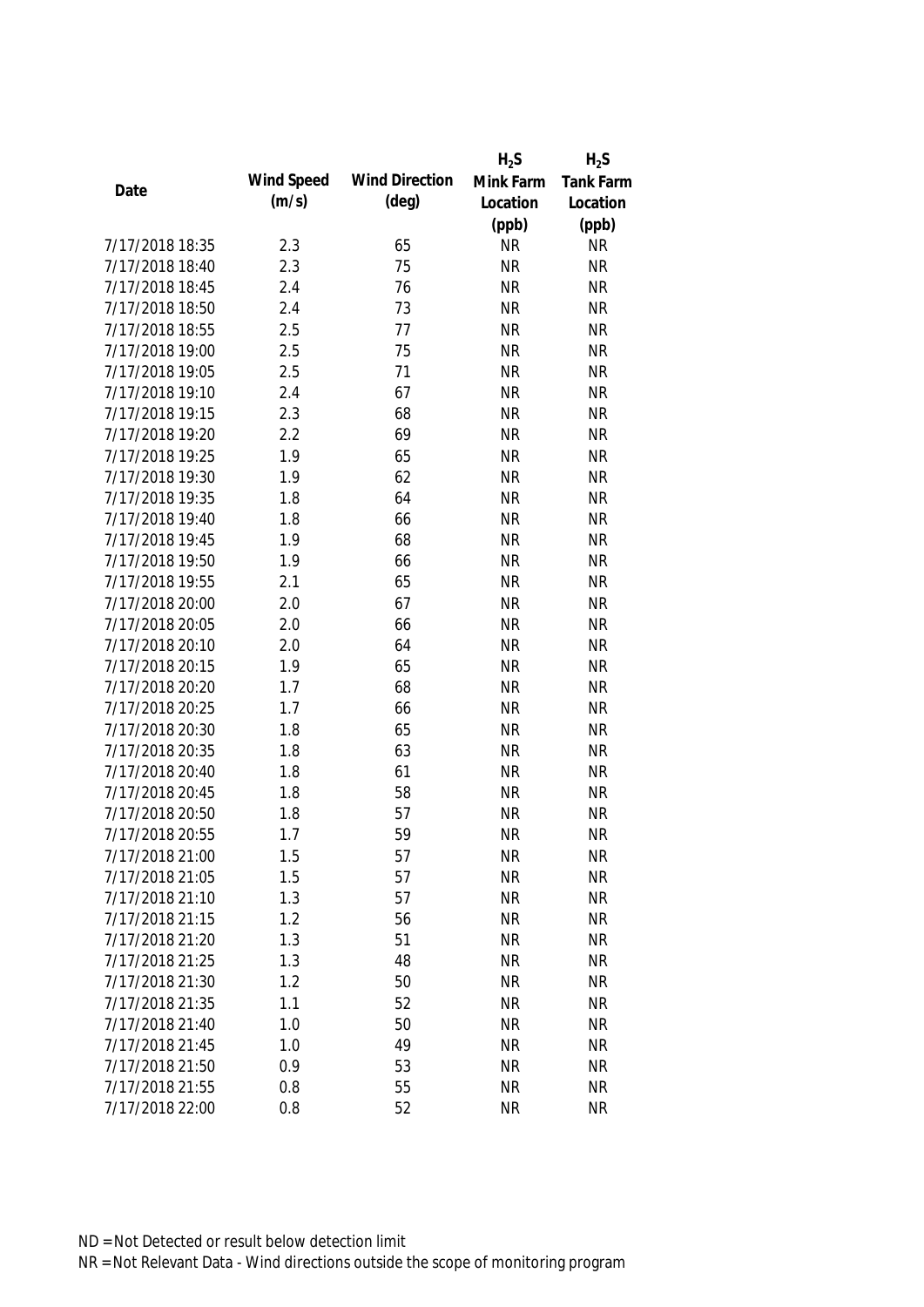| Date | Wind Speed (m/s) | Wind Direction (deg) | $H_2S$ Mink Farm Location (ppb) | $H_2S$ Tank Farm Location (ppb) |
|---|---|---|---|---|
| 7/17/2018 18:35 | 2.3 | 65 | NR | NR |
| 7/17/2018 18:40 | 2.3 | 75 | NR | NR |
| 7/17/2018 18:45 | 2.4 | 76 | NR | NR |
| 7/17/2018 18:50 | 2.4 | 73 | NR | NR |
| 7/17/2018 18:55 | 2.5 | 77 | NR | NR |
| 7/17/2018 19:00 | 2.5 | 75 | NR | NR |
| 7/17/2018 19:05 | 2.5 | 71 | NR | NR |
| 7/17/2018 19:10 | 2.4 | 67 | NR | NR |
| 7/17/2018 19:15 | 2.3 | 68 | NR | NR |
| 7/17/2018 19:20 | 2.2 | 69 | NR | NR |
| 7/17/2018 19:25 | 1.9 | 65 | NR | NR |
| 7/17/2018 19:30 | 1.9 | 62 | NR | NR |
| 7/17/2018 19:35 | 1.8 | 64 | NR | NR |
| 7/17/2018 19:40 | 1.8 | 66 | NR | NR |
| 7/17/2018 19:45 | 1.9 | 68 | NR | NR |
| 7/17/2018 19:50 | 1.9 | 66 | NR | NR |
| 7/17/2018 19:55 | 2.1 | 65 | NR | NR |
| 7/17/2018 20:00 | 2.0 | 67 | NR | NR |
| 7/17/2018 20:05 | 2.0 | 66 | NR | NR |
| 7/17/2018 20:10 | 2.0 | 64 | NR | NR |
| 7/17/2018 20:15 | 1.9 | 65 | NR | NR |
| 7/17/2018 20:20 | 1.7 | 68 | NR | NR |
| 7/17/2018 20:25 | 1.7 | 66 | NR | NR |
| 7/17/2018 20:30 | 1.8 | 65 | NR | NR |
| 7/17/2018 20:35 | 1.8 | 63 | NR | NR |
| 7/17/2018 20:40 | 1.8 | 61 | NR | NR |
| 7/17/2018 20:45 | 1.8 | 58 | NR | NR |
| 7/17/2018 20:50 | 1.8 | 57 | NR | NR |
| 7/17/2018 20:55 | 1.7 | 59 | NR | NR |
| 7/17/2018 21:00 | 1.5 | 57 | NR | NR |
| 7/17/2018 21:05 | 1.5 | 57 | NR | NR |
| 7/17/2018 21:10 | 1.3 | 57 | NR | NR |
| 7/17/2018 21:15 | 1.2 | 56 | NR | NR |
| 7/17/2018 21:20 | 1.3 | 51 | NR | NR |
| 7/17/2018 21:25 | 1.3 | 48 | NR | NR |
| 7/17/2018 21:30 | 1.2 | 50 | NR | NR |
| 7/17/2018 21:35 | 1.1 | 52 | NR | NR |
| 7/17/2018 21:40 | 1.0 | 50 | NR | NR |
| 7/17/2018 21:45 | 1.0 | 49 | NR | NR |
| 7/17/2018 21:50 | 0.9 | 53 | NR | NR |
| 7/17/2018 21:55 | 0.8 | 55 | NR | NR |
| 7/17/2018 22:00 | 0.8 | 52 | NR | NR |

ND = Not Detected or result below detection limit

NR = Not Relevant Data - Wind directions outside the scope of monitoring program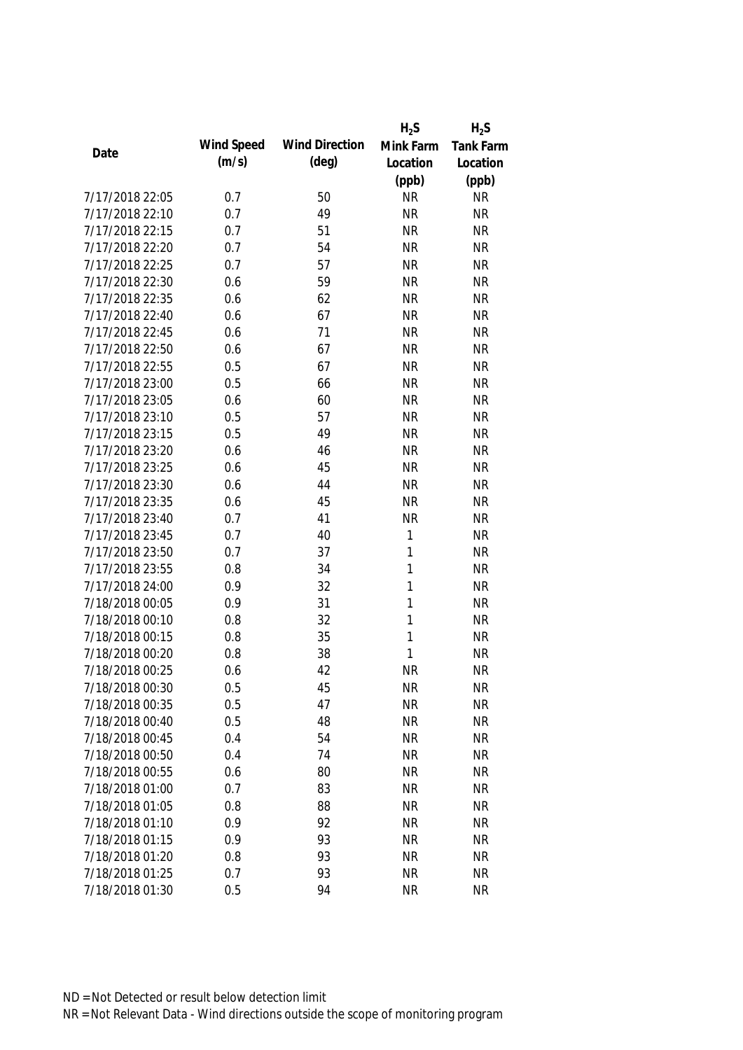| Date | Wind Speed (m/s) | Wind Direction (deg) | $H_2S$ Mink Farm Location (ppb) | $H_2S$ Tank Farm Location (ppb) |
|---|---|---|---|---|
| 7/17/2018 22:05 | 0.7 | 50 | NR | NR |
| 7/17/2018 22:10 | 0.7 | 49 | NR | NR |
| 7/17/2018 22:15 | 0.7 | 51 | NR | NR |
| 7/17/2018 22:20 | 0.7 | 54 | NR | NR |
| 7/17/2018 22:25 | 0.7 | 57 | NR | NR |
| 7/17/2018 22:30 | 0.6 | 59 | NR | NR |
| 7/17/2018 22:35 | 0.6 | 62 | NR | NR |
| 7/17/2018 22:40 | 0.6 | 67 | NR | NR |
| 7/17/2018 22:45 | 0.6 | 71 | NR | NR |
| 7/17/2018 22:50 | 0.6 | 67 | NR | NR |
| 7/17/2018 22:55 | 0.5 | 67 | NR | NR |
| 7/17/2018 23:00 | 0.5 | 66 | NR | NR |
| 7/17/2018 23:05 | 0.6 | 60 | NR | NR |
| 7/17/2018 23:10 | 0.5 | 57 | NR | NR |
| 7/17/2018 23:15 | 0.5 | 49 | NR | NR |
| 7/17/2018 23:20 | 0.6 | 46 | NR | NR |
| 7/17/2018 23:25 | 0.6 | 45 | NR | NR |
| 7/17/2018 23:30 | 0.6 | 44 | NR | NR |
| 7/17/2018 23:35 | 0.6 | 45 | NR | NR |
| 7/17/2018 23:40 | 0.7 | 41 | NR | NR |
| 7/17/2018 23:45 | 0.7 | 40 | 1 | NR |
| 7/17/2018 23:50 | 0.7 | 37 | 1 | NR |
| 7/17/2018 23:55 | 0.8 | 34 | 1 | NR |
| 7/17/2018 24:00 | 0.9 | 32 | 1 | NR |
| 7/18/2018 00:05 | 0.9 | 31 | 1 | NR |
| 7/18/2018 00:10 | 0.8 | 32 | 1 | NR |
| 7/18/2018 00:15 | 0.8 | 35 | 1 | NR |
| 7/18/2018 00:20 | 0.8 | 38 | 1 | NR |
| 7/18/2018 00:25 | 0.6 | 42 | NR | NR |
| 7/18/2018 00:30 | 0.5 | 45 | NR | NR |
| 7/18/2018 00:35 | 0.5 | 47 | NR | NR |
| 7/18/2018 00:40 | 0.5 | 48 | NR | NR |
| 7/18/2018 00:45 | 0.4 | 54 | NR | NR |
| 7/18/2018 00:50 | 0.4 | 74 | NR | NR |
| 7/18/2018 00:55 | 0.6 | 80 | NR | NR |
| 7/18/2018 01:00 | 0.7 | 83 | NR | NR |
| 7/18/2018 01:05 | 0.8 | 88 | NR | NR |
| 7/18/2018 01:10 | 0.9 | 92 | NR | NR |
| 7/18/2018 01:15 | 0.9 | 93 | NR | NR |
| 7/18/2018 01:20 | 0.8 | 93 | NR | NR |
| 7/18/2018 01:25 | 0.7 | 93 | NR | NR |
| 7/18/2018 01:30 | 0.5 | 94 | NR | NR |

ND = Not Detected or result below detection limit
NR = Not Relevant Data - Wind directions outside the scope of monitoring program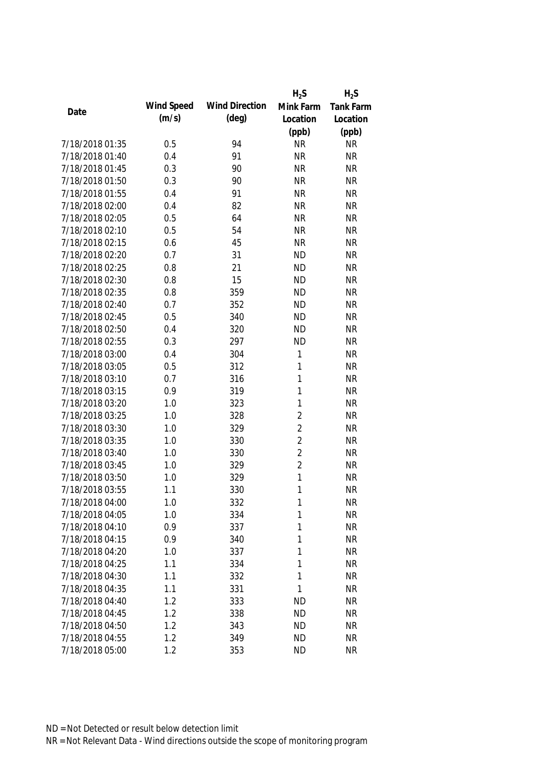| Date | Wind Speed (m/s) | Wind Direction (deg) | $H_2S$ Mink Farm Location (ppb) | $H_2S$ Tank Farm Location (ppb) |
|---|---|---|---|---|
| 7/18/2018 01:35 | 0.5 | 94 | NR | NR |
| 7/18/2018 01:40 | 0.4 | 91 | NR | NR |
| 7/18/2018 01:45 | 0.3 | 90 | NR | NR |
| 7/18/2018 01:50 | 0.3 | 90 | NR | NR |
| 7/18/2018 01:55 | 0.4 | 91 | NR | NR |
| 7/18/2018 02:00 | 0.4 | 82 | NR | NR |
| 7/18/2018 02:05 | 0.5 | 64 | NR | NR |
| 7/18/2018 02:10 | 0.5 | 54 | NR | NR |
| 7/18/2018 02:15 | 0.6 | 45 | NR | NR |
| 7/18/2018 02:20 | 0.7 | 31 | ND | NR |
| 7/18/2018 02:25 | 0.8 | 21 | ND | NR |
| 7/18/2018 02:30 | 0.8 | 15 | ND | NR |
| 7/18/2018 02:35 | 0.8 | 359 | ND | NR |
| 7/18/2018 02:40 | 0.7 | 352 | ND | NR |
| 7/18/2018 02:45 | 0.5 | 340 | ND | NR |
| 7/18/2018 02:50 | 0.4 | 320 | ND | NR |
| 7/18/2018 02:55 | 0.3 | 297 | ND | NR |
| 7/18/2018 03:00 | 0.4 | 304 | 1 | NR |
| 7/18/2018 03:05 | 0.5 | 312 | 1 | NR |
| 7/18/2018 03:10 | 0.7 | 316 | 1 | NR |
| 7/18/2018 03:15 | 0.9 | 319 | 1 | NR |
| 7/18/2018 03:20 | 1.0 | 323 | 1 | NR |
| 7/18/2018 03:25 | 1.0 | 328 | 2 | NR |
| 7/18/2018 03:30 | 1.0 | 329 | 2 | NR |
| 7/18/2018 03:35 | 1.0 | 330 | 2 | NR |
| 7/18/2018 03:40 | 1.0 | 330 | 2 | NR |
| 7/18/2018 03:45 | 1.0 | 329 | 2 | NR |
| 7/18/2018 03:50 | 1.0 | 329 | 1 | NR |
| 7/18/2018 03:55 | 1.1 | 330 | 1 | NR |
| 7/18/2018 04:00 | 1.0 | 332 | 1 | NR |
| 7/18/2018 04:05 | 1.0 | 334 | 1 | NR |
| 7/18/2018 04:10 | 0.9 | 337 | 1 | NR |
| 7/18/2018 04:15 | 0.9 | 340 | 1 | NR |
| 7/18/2018 04:20 | 1.0 | 337 | 1 | NR |
| 7/18/2018 04:25 | 1.1 | 334 | 1 | NR |
| 7/18/2018 04:30 | 1.1 | 332 | 1 | NR |
| 7/18/2018 04:35 | 1.1 | 331 | 1 | NR |
| 7/18/2018 04:40 | 1.2 | 333 | ND | NR |
| 7/18/2018 04:45 | 1.2 | 338 | ND | NR |
| 7/18/2018 04:50 | 1.2 | 343 | ND | NR |
| 7/18/2018 04:55 | 1.2 | 349 | ND | NR |
| 7/18/2018 05:00 | 1.2 | 353 | ND | NR |

ND = Not Detected or result below detection limit

NR = Not Relevant Data - Wind directions outside the scope of monitoring program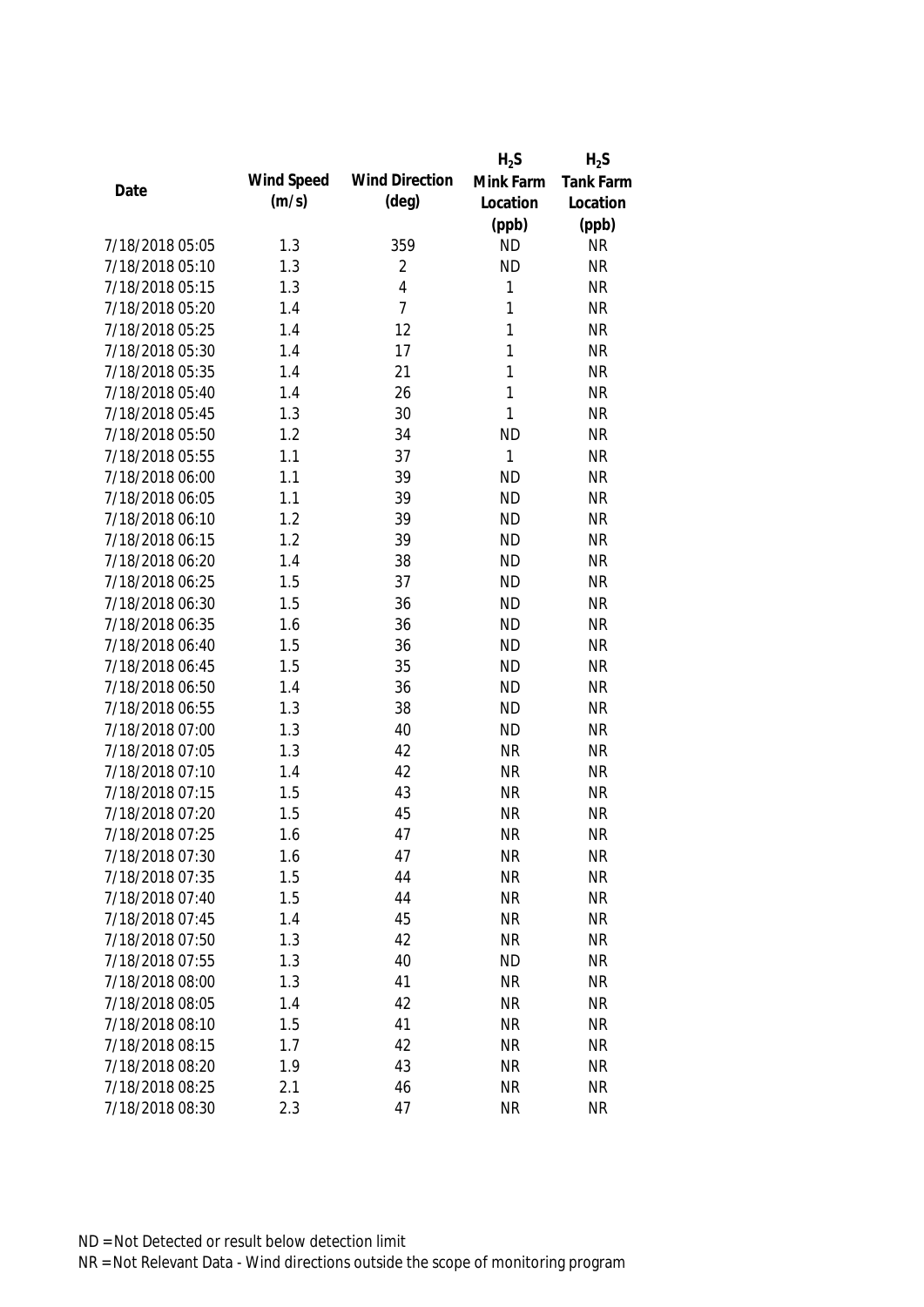| Date | Wind Speed (m/s) | Wind Direction (deg) | $H_2S$ Mink Farm Location (ppb) | $H_2S$ Tank Farm Location (ppb) |
|---|---|---|---|---|
| 7/18/2018 05:05 | 1.3 | 359 | ND | NR |
| 7/18/2018 05:10 | 1.3 | 2 | ND | NR |
| 7/18/2018 05:15 | 1.3 | 4 | 1 | NR |
| 7/18/2018 05:20 | 1.4 | 7 | 1 | NR |
| 7/18/2018 05:25 | 1.4 | 12 | 1 | NR |
| 7/18/2018 05:30 | 1.4 | 17 | 1 | NR |
| 7/18/2018 05:35 | 1.4 | 21 | 1 | NR |
| 7/18/2018 05:40 | 1.4 | 26 | 1 | NR |
| 7/18/2018 05:45 | 1.3 | 30 | 1 | NR |
| 7/18/2018 05:50 | 1.2 | 34 | ND | NR |
| 7/18/2018 05:55 | 1.1 | 37 | 1 | NR |
| 7/18/2018 06:00 | 1.1 | 39 | ND | NR |
| 7/18/2018 06:05 | 1.1 | 39 | ND | NR |
| 7/18/2018 06:10 | 1.2 | 39 | ND | NR |
| 7/18/2018 06:15 | 1.2 | 39 | ND | NR |
| 7/18/2018 06:20 | 1.4 | 38 | ND | NR |
| 7/18/2018 06:25 | 1.5 | 37 | ND | NR |
| 7/18/2018 06:30 | 1.5 | 36 | ND | NR |
| 7/18/2018 06:35 | 1.6 | 36 | ND | NR |
| 7/18/2018 06:40 | 1.5 | 36 | ND | NR |
| 7/18/2018 06:45 | 1.5 | 35 | ND | NR |
| 7/18/2018 06:50 | 1.4 | 36 | ND | NR |
| 7/18/2018 06:55 | 1.3 | 38 | ND | NR |
| 7/18/2018 07:00 | 1.3 | 40 | ND | NR |
| 7/18/2018 07:05 | 1.3 | 42 | NR | NR |
| 7/18/2018 07:10 | 1.4 | 42 | NR | NR |
| 7/18/2018 07:15 | 1.5 | 43 | NR | NR |
| 7/18/2018 07:20 | 1.5 | 45 | NR | NR |
| 7/18/2018 07:25 | 1.6 | 47 | NR | NR |
| 7/18/2018 07:30 | 1.6 | 47 | NR | NR |
| 7/18/2018 07:35 | 1.5 | 44 | NR | NR |
| 7/18/2018 07:40 | 1.5 | 44 | NR | NR |
| 7/18/2018 07:45 | 1.4 | 45 | NR | NR |
| 7/18/2018 07:50 | 1.3 | 42 | NR | NR |
| 7/18/2018 07:55 | 1.3 | 40 | ND | NR |
| 7/18/2018 08:00 | 1.3 | 41 | NR | NR |
| 7/18/2018 08:05 | 1.4 | 42 | NR | NR |
| 7/18/2018 08:10 | 1.5 | 41 | NR | NR |
| 7/18/2018 08:15 | 1.7 | 42 | NR | NR |
| 7/18/2018 08:20 | 1.9 | 43 | NR | NR |
| 7/18/2018 08:25 | 2.1 | 46 | NR | NR |
| 7/18/2018 08:30 | 2.3 | 47 | NR | NR |

ND = Not Detected or result below detection limit

NR = Not Relevant Data - Wind directions outside the scope of monitoring program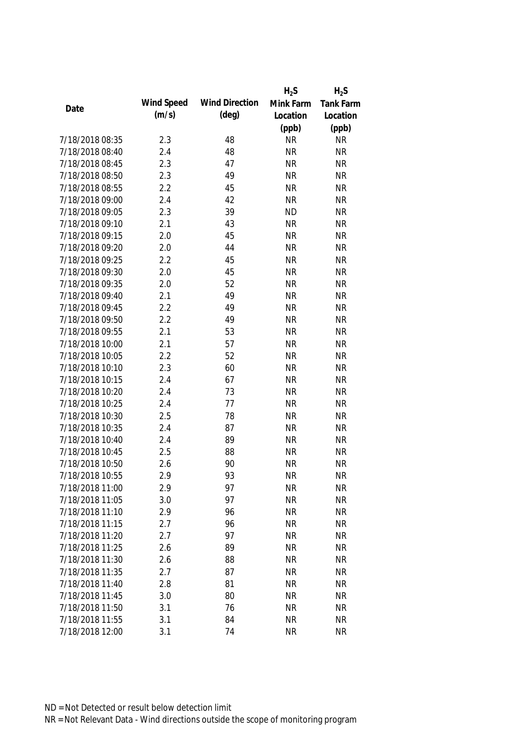| Date | Wind Speed (m/s) | Wind Direction (deg) | $H_2S$ Mink Farm Location (ppb) | $H_2S$ Tank Farm Location (ppb) |
|---|---|---|---|---|
| 7/18/2018 08:35 | 2.3 | 48 | NR | NR |
| 7/18/2018 08:40 | 2.4 | 48 | NR | NR |
| 7/18/2018 08:45 | 2.3 | 47 | NR | NR |
| 7/18/2018 08:50 | 2.3 | 49 | NR | NR |
| 7/18/2018 08:55 | 2.2 | 45 | NR | NR |
| 7/18/2018 09:00 | 2.4 | 42 | NR | NR |
| 7/18/2018 09:05 | 2.3 | 39 | ND | NR |
| 7/18/2018 09:10 | 2.1 | 43 | NR | NR |
| 7/18/2018 09:15 | 2.0 | 45 | NR | NR |
| 7/18/2018 09:20 | 2.0 | 44 | NR | NR |
| 7/18/2018 09:25 | 2.2 | 45 | NR | NR |
| 7/18/2018 09:30 | 2.0 | 45 | NR | NR |
| 7/18/2018 09:35 | 2.0 | 52 | NR | NR |
| 7/18/2018 09:40 | 2.1 | 49 | NR | NR |
| 7/18/2018 09:45 | 2.2 | 49 | NR | NR |
| 7/18/2018 09:50 | 2.2 | 49 | NR | NR |
| 7/18/2018 09:55 | 2.1 | 53 | NR | NR |
| 7/18/2018 10:00 | 2.1 | 57 | NR | NR |
| 7/18/2018 10:05 | 2.2 | 52 | NR | NR |
| 7/18/2018 10:10 | 2.3 | 60 | NR | NR |
| 7/18/2018 10:15 | 2.4 | 67 | NR | NR |
| 7/18/2018 10:20 | 2.4 | 73 | NR | NR |
| 7/18/2018 10:25 | 2.4 | 77 | NR | NR |
| 7/18/2018 10:30 | 2.5 | 78 | NR | NR |
| 7/18/2018 10:35 | 2.4 | 87 | NR | NR |
| 7/18/2018 10:40 | 2.4 | 89 | NR | NR |
| 7/18/2018 10:45 | 2.5 | 88 | NR | NR |
| 7/18/2018 10:50 | 2.6 | 90 | NR | NR |
| 7/18/2018 10:55 | 2.9 | 93 | NR | NR |
| 7/18/2018 11:00 | 2.9 | 97 | NR | NR |
| 7/18/2018 11:05 | 3.0 | 97 | NR | NR |
| 7/18/2018 11:10 | 2.9 | 96 | NR | NR |
| 7/18/2018 11:15 | 2.7 | 96 | NR | NR |
| 7/18/2018 11:20 | 2.7 | 97 | NR | NR |
| 7/18/2018 11:25 | 2.6 | 89 | NR | NR |
| 7/18/2018 11:30 | 2.6 | 88 | NR | NR |
| 7/18/2018 11:35 | 2.7 | 87 | NR | NR |
| 7/18/2018 11:40 | 2.8 | 81 | NR | NR |
| 7/18/2018 11:45 | 3.0 | 80 | NR | NR |
| 7/18/2018 11:50 | 3.1 | 76 | NR | NR |
| 7/18/2018 11:55 | 3.1 | 84 | NR | NR |
| 7/18/2018 12:00 | 3.1 | 74 | NR | NR |

ND = Not Detected or result below detection limit
NR = Not Relevant Data - Wind directions outside the scope of monitoring program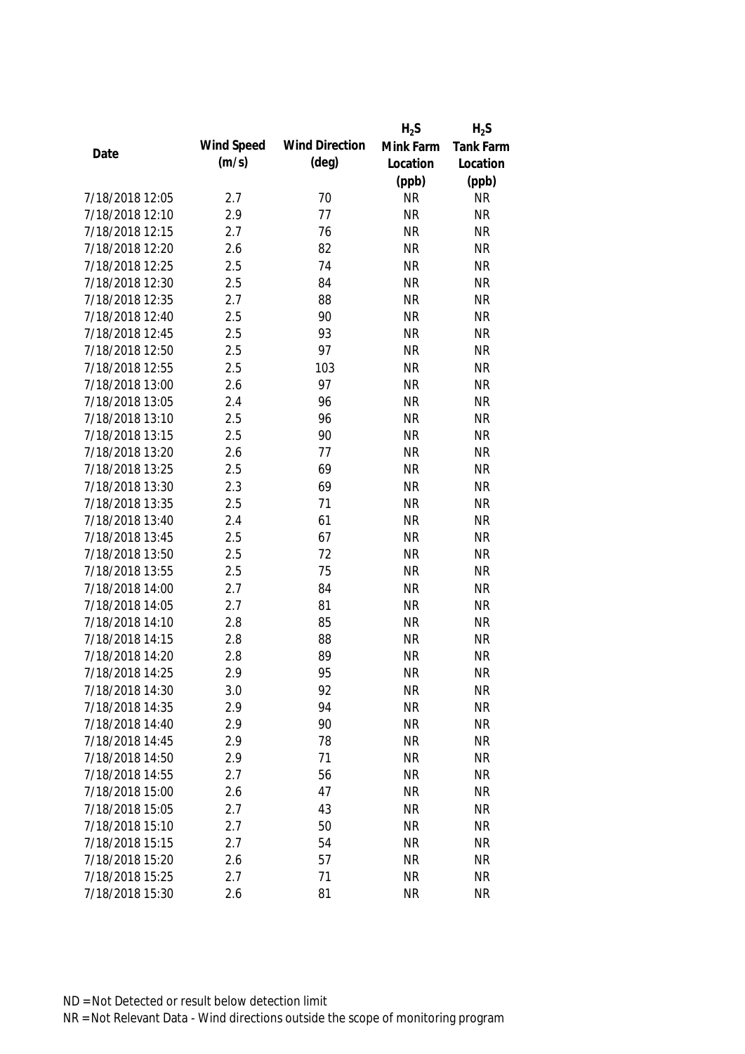| Date | Wind Speed (m/s) | Wind Direction (deg) | $H_2S$ Mink Farm Location (ppb) | $H_2S$ Tank Farm Location (ppb) |
|---|---|---|---|---|
| 7/18/2018 12:05 | 2.7 | 70 | NR | NR |
| 7/18/2018 12:10 | 2.9 | 77 | NR | NR |
| 7/18/2018 12:15 | 2.7 | 76 | NR | NR |
| 7/18/2018 12:20 | 2.6 | 82 | NR | NR |
| 7/18/2018 12:25 | 2.5 | 74 | NR | NR |
| 7/18/2018 12:30 | 2.5 | 84 | NR | NR |
| 7/18/2018 12:35 | 2.7 | 88 | NR | NR |
| 7/18/2018 12:40 | 2.5 | 90 | NR | NR |
| 7/18/2018 12:45 | 2.5 | 93 | NR | NR |
| 7/18/2018 12:50 | 2.5 | 97 | NR | NR |
| 7/18/2018 12:55 | 2.5 | 103 | NR | NR |
| 7/18/2018 13:00 | 2.6 | 97 | NR | NR |
| 7/18/2018 13:05 | 2.4 | 96 | NR | NR |
| 7/18/2018 13:10 | 2.5 | 96 | NR | NR |
| 7/18/2018 13:15 | 2.5 | 90 | NR | NR |
| 7/18/2018 13:20 | 2.6 | 77 | NR | NR |
| 7/18/2018 13:25 | 2.5 | 69 | NR | NR |
| 7/18/2018 13:30 | 2.3 | 69 | NR | NR |
| 7/18/2018 13:35 | 2.5 | 71 | NR | NR |
| 7/18/2018 13:40 | 2.4 | 61 | NR | NR |
| 7/18/2018 13:45 | 2.5 | 67 | NR | NR |
| 7/18/2018 13:50 | 2.5 | 72 | NR | NR |
| 7/18/2018 13:55 | 2.5 | 75 | NR | NR |
| 7/18/2018 14:00 | 2.7 | 84 | NR | NR |
| 7/18/2018 14:05 | 2.7 | 81 | NR | NR |
| 7/18/2018 14:10 | 2.8 | 85 | NR | NR |
| 7/18/2018 14:15 | 2.8 | 88 | NR | NR |
| 7/18/2018 14:20 | 2.8 | 89 | NR | NR |
| 7/18/2018 14:25 | 2.9 | 95 | NR | NR |
| 7/18/2018 14:30 | 3.0 | 92 | NR | NR |
| 7/18/2018 14:35 | 2.9 | 94 | NR | NR |
| 7/18/2018 14:40 | 2.9 | 90 | NR | NR |
| 7/18/2018 14:45 | 2.9 | 78 | NR | NR |
| 7/18/2018 14:50 | 2.9 | 71 | NR | NR |
| 7/18/2018 14:55 | 2.7 | 56 | NR | NR |
| 7/18/2018 15:00 | 2.6 | 47 | NR | NR |
| 7/18/2018 15:05 | 2.7 | 43 | NR | NR |
| 7/18/2018 15:10 | 2.7 | 50 | NR | NR |
| 7/18/2018 15:15 | 2.7 | 54 | NR | NR |
| 7/18/2018 15:20 | 2.6 | 57 | NR | NR |
| 7/18/2018 15:25 | 2.7 | 71 | NR | NR |
| 7/18/2018 15:30 | 2.6 | 81 | NR | NR |

ND = Not Detected or result below detection limit

NR = Not Relevant Data - Wind directions outside the scope of monitoring program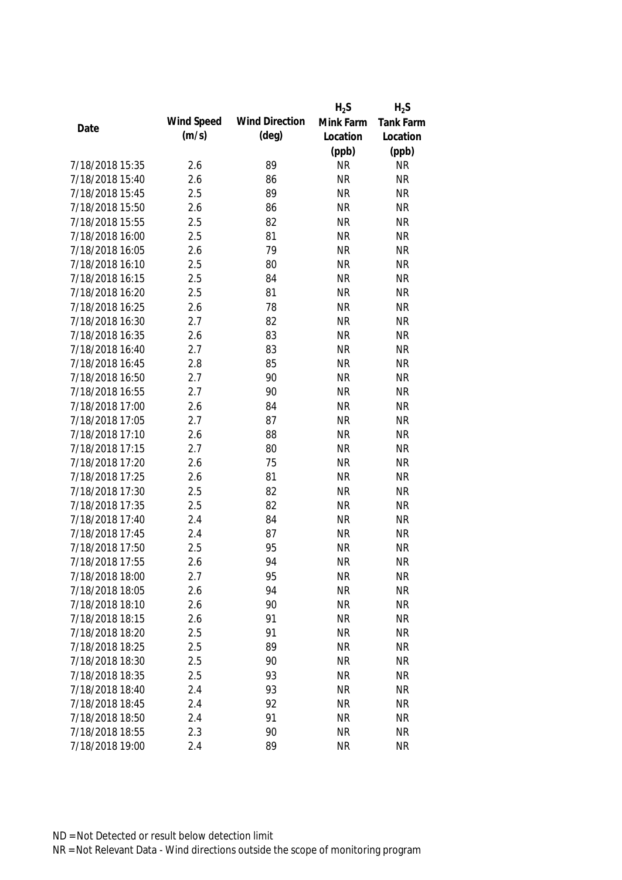| Date | Wind Speed (m/s) | Wind Direction (deg) | $H_2S$ Mink Farm Location (ppb) | $H_2S$ Tank Farm Location (ppb) |
|---|---|---|---|---|
| 7/18/2018 15:35 | 2.6 | 89 | NR | NR |
| 7/18/2018 15:40 | 2.6 | 86 | NR | NR |
| 7/18/2018 15:45 | 2.5 | 89 | NR | NR |
| 7/18/2018 15:50 | 2.6 | 86 | NR | NR |
| 7/18/2018 15:55 | 2.5 | 82 | NR | NR |
| 7/18/2018 16:00 | 2.5 | 81 | NR | NR |
| 7/18/2018 16:05 | 2.6 | 79 | NR | NR |
| 7/18/2018 16:10 | 2.5 | 80 | NR | NR |
| 7/18/2018 16:15 | 2.5 | 84 | NR | NR |
| 7/18/2018 16:20 | 2.5 | 81 | NR | NR |
| 7/18/2018 16:25 | 2.6 | 78 | NR | NR |
| 7/18/2018 16:30 | 2.7 | 82 | NR | NR |
| 7/18/2018 16:35 | 2.6 | 83 | NR | NR |
| 7/18/2018 16:40 | 2.7 | 83 | NR | NR |
| 7/18/2018 16:45 | 2.8 | 85 | NR | NR |
| 7/18/2018 16:50 | 2.7 | 90 | NR | NR |
| 7/18/2018 16:55 | 2.7 | 90 | NR | NR |
| 7/18/2018 17:00 | 2.6 | 84 | NR | NR |
| 7/18/2018 17:05 | 2.7 | 87 | NR | NR |
| 7/18/2018 17:10 | 2.6 | 88 | NR | NR |
| 7/18/2018 17:15 | 2.7 | 80 | NR | NR |
| 7/18/2018 17:20 | 2.6 | 75 | NR | NR |
| 7/18/2018 17:25 | 2.6 | 81 | NR | NR |
| 7/18/2018 17:30 | 2.5 | 82 | NR | NR |
| 7/18/2018 17:35 | 2.5 | 82 | NR | NR |
| 7/18/2018 17:40 | 2.4 | 84 | NR | NR |
| 7/18/2018 17:45 | 2.4 | 87 | NR | NR |
| 7/18/2018 17:50 | 2.5 | 95 | NR | NR |
| 7/18/2018 17:55 | 2.6 | 94 | NR | NR |
| 7/18/2018 18:00 | 2.7 | 95 | NR | NR |
| 7/18/2018 18:05 | 2.6 | 94 | NR | NR |
| 7/18/2018 18:10 | 2.6 | 90 | NR | NR |
| 7/18/2018 18:15 | 2.6 | 91 | NR | NR |
| 7/18/2018 18:20 | 2.5 | 91 | NR | NR |
| 7/18/2018 18:25 | 2.5 | 89 | NR | NR |
| 7/18/2018 18:30 | 2.5 | 90 | NR | NR |
| 7/18/2018 18:35 | 2.5 | 93 | NR | NR |
| 7/18/2018 18:40 | 2.4 | 93 | NR | NR |
| 7/18/2018 18:45 | 2.4 | 92 | NR | NR |
| 7/18/2018 18:50 | 2.4 | 91 | NR | NR |
| 7/18/2018 18:55 | 2.3 | 90 | NR | NR |
| 7/18/2018 19:00 | 2.4 | 89 | NR | NR |

ND = Not Detected or result below detection limit
NR = Not Relevant Data - Wind directions outside the scope of monitoring program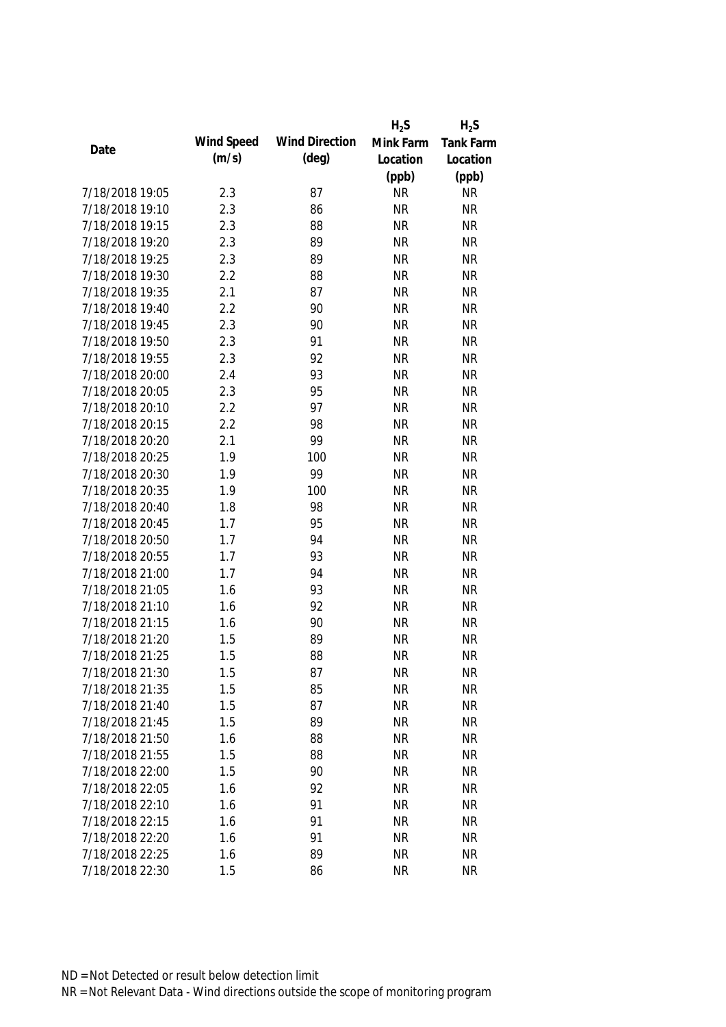| Date | Wind Speed (m/s) | Wind Direction (deg) | $H_2S$ Mink Farm Location (ppb) | $H_2S$ Tank Farm Location (ppb) |
|---|---|---|---|---|
| 7/18/2018 19:05 | 2.3 | 87 | NR | NR |
| 7/18/2018 19:10 | 2.3 | 86 | NR | NR |
| 7/18/2018 19:15 | 2.3 | 88 | NR | NR |
| 7/18/2018 19:20 | 2.3 | 89 | NR | NR |
| 7/18/2018 19:25 | 2.3 | 89 | NR | NR |
| 7/18/2018 19:30 | 2.2 | 88 | NR | NR |
| 7/18/2018 19:35 | 2.1 | 87 | NR | NR |
| 7/18/2018 19:40 | 2.2 | 90 | NR | NR |
| 7/18/2018 19:45 | 2.3 | 90 | NR | NR |
| 7/18/2018 19:50 | 2.3 | 91 | NR | NR |
| 7/18/2018 19:55 | 2.3 | 92 | NR | NR |
| 7/18/2018 20:00 | 2.4 | 93 | NR | NR |
| 7/18/2018 20:05 | 2.3 | 95 | NR | NR |
| 7/18/2018 20:10 | 2.2 | 97 | NR | NR |
| 7/18/2018 20:15 | 2.2 | 98 | NR | NR |
| 7/18/2018 20:20 | 2.1 | 99 | NR | NR |
| 7/18/2018 20:25 | 1.9 | 100 | NR | NR |
| 7/18/2018 20:30 | 1.9 | 99 | NR | NR |
| 7/18/2018 20:35 | 1.9 | 100 | NR | NR |
| 7/18/2018 20:40 | 1.8 | 98 | NR | NR |
| 7/18/2018 20:45 | 1.7 | 95 | NR | NR |
| 7/18/2018 20:50 | 1.7 | 94 | NR | NR |
| 7/18/2018 20:55 | 1.7 | 93 | NR | NR |
| 7/18/2018 21:00 | 1.7 | 94 | NR | NR |
| 7/18/2018 21:05 | 1.6 | 93 | NR | NR |
| 7/18/2018 21:10 | 1.6 | 92 | NR | NR |
| 7/18/2018 21:15 | 1.6 | 90 | NR | NR |
| 7/18/2018 21:20 | 1.5 | 89 | NR | NR |
| 7/18/2018 21:25 | 1.5 | 88 | NR | NR |
| 7/18/2018 21:30 | 1.5 | 87 | NR | NR |
| 7/18/2018 21:35 | 1.5 | 85 | NR | NR |
| 7/18/2018 21:40 | 1.5 | 87 | NR | NR |
| 7/18/2018 21:45 | 1.5 | 89 | NR | NR |
| 7/18/2018 21:50 | 1.6 | 88 | NR | NR |
| 7/18/2018 21:55 | 1.5 | 88 | NR | NR |
| 7/18/2018 22:00 | 1.5 | 90 | NR | NR |
| 7/18/2018 22:05 | 1.6 | 92 | NR | NR |
| 7/18/2018 22:10 | 1.6 | 91 | NR | NR |
| 7/18/2018 22:15 | 1.6 | 91 | NR | NR |
| 7/18/2018 22:20 | 1.6 | 91 | NR | NR |
| 7/18/2018 22:25 | 1.6 | 89 | NR | NR |
| 7/18/2018 22:30 | 1.5 | 86 | NR | NR |

ND = Not Detected or result below detection limit

NR = Not Relevant Data - Wind directions outside the scope of monitoring program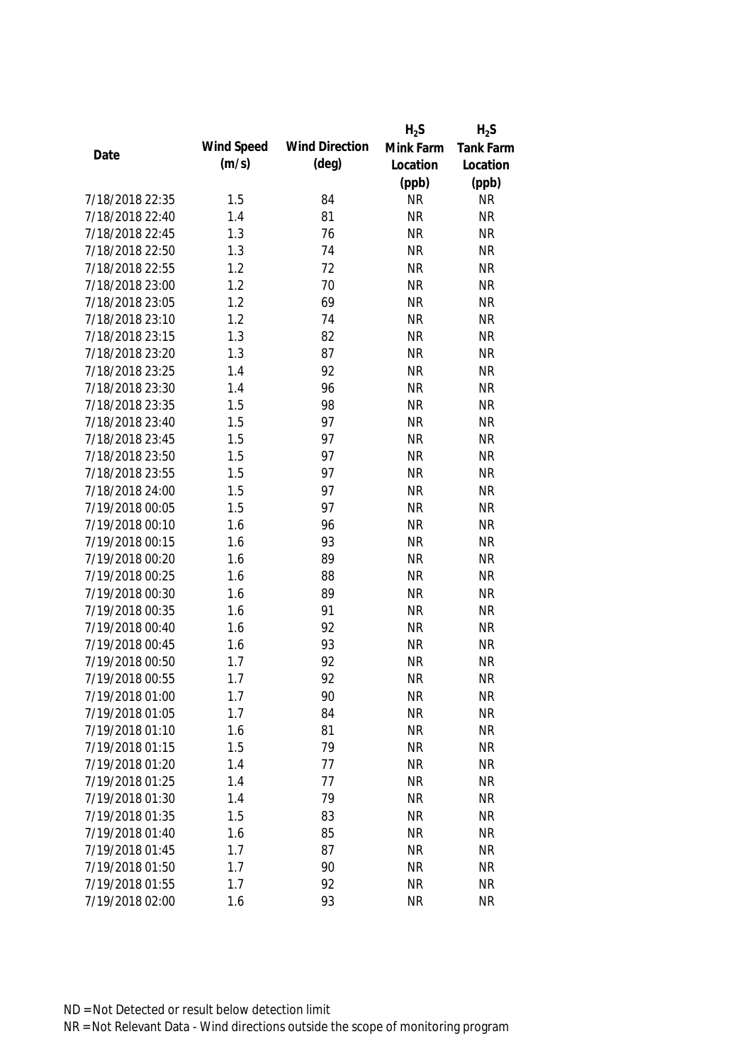| Date | Wind Speed (m/s) | Wind Direction (deg) | $H_2S$ Mink Farm Location (ppb) | $H_2S$ Tank Farm Location (ppb) |
|---|---|---|---|---|
| 7/18/2018 22:35 | 1.5 | 84 | NR | NR |
| 7/18/2018 22:40 | 1.4 | 81 | NR | NR |
| 7/18/2018 22:45 | 1.3 | 76 | NR | NR |
| 7/18/2018 22:50 | 1.3 | 74 | NR | NR |
| 7/18/2018 22:55 | 1.2 | 72 | NR | NR |
| 7/18/2018 23:00 | 1.2 | 70 | NR | NR |
| 7/18/2018 23:05 | 1.2 | 69 | NR | NR |
| 7/18/2018 23:10 | 1.2 | 74 | NR | NR |
| 7/18/2018 23:15 | 1.3 | 82 | NR | NR |
| 7/18/2018 23:20 | 1.3 | 87 | NR | NR |
| 7/18/2018 23:25 | 1.4 | 92 | NR | NR |
| 7/18/2018 23:30 | 1.4 | 96 | NR | NR |
| 7/18/2018 23:35 | 1.5 | 98 | NR | NR |
| 7/18/2018 23:40 | 1.5 | 97 | NR | NR |
| 7/18/2018 23:45 | 1.5 | 97 | NR | NR |
| 7/18/2018 23:50 | 1.5 | 97 | NR | NR |
| 7/18/2018 23:55 | 1.5 | 97 | NR | NR |
| 7/18/2018 24:00 | 1.5 | 97 | NR | NR |
| 7/19/2018 00:05 | 1.5 | 97 | NR | NR |
| 7/19/2018 00:10 | 1.6 | 96 | NR | NR |
| 7/19/2018 00:15 | 1.6 | 93 | NR | NR |
| 7/19/2018 00:20 | 1.6 | 89 | NR | NR |
| 7/19/2018 00:25 | 1.6 | 88 | NR | NR |
| 7/19/2018 00:30 | 1.6 | 89 | NR | NR |
| 7/19/2018 00:35 | 1.6 | 91 | NR | NR |
| 7/19/2018 00:40 | 1.6 | 92 | NR | NR |
| 7/19/2018 00:45 | 1.6 | 93 | NR | NR |
| 7/19/2018 00:50 | 1.7 | 92 | NR | NR |
| 7/19/2018 00:55 | 1.7 | 92 | NR | NR |
| 7/19/2018 01:00 | 1.7 | 90 | NR | NR |
| 7/19/2018 01:05 | 1.7 | 84 | NR | NR |
| 7/19/2018 01:10 | 1.6 | 81 | NR | NR |
| 7/19/2018 01:15 | 1.5 | 79 | NR | NR |
| 7/19/2018 01:20 | 1.4 | 77 | NR | NR |
| 7/19/2018 01:25 | 1.4 | 77 | NR | NR |
| 7/19/2018 01:30 | 1.4 | 79 | NR | NR |
| 7/19/2018 01:35 | 1.5 | 83 | NR | NR |
| 7/19/2018 01:40 | 1.6 | 85 | NR | NR |
| 7/19/2018 01:45 | 1.7 | 87 | NR | NR |
| 7/19/2018 01:50 | 1.7 | 90 | NR | NR |
| 7/19/2018 01:55 | 1.7 | 92 | NR | NR |
| 7/19/2018 02:00 | 1.6 | 93 | NR | NR |

ND = Not Detected or result below detection limit
NR = Not Relevant Data - Wind directions outside the scope of monitoring program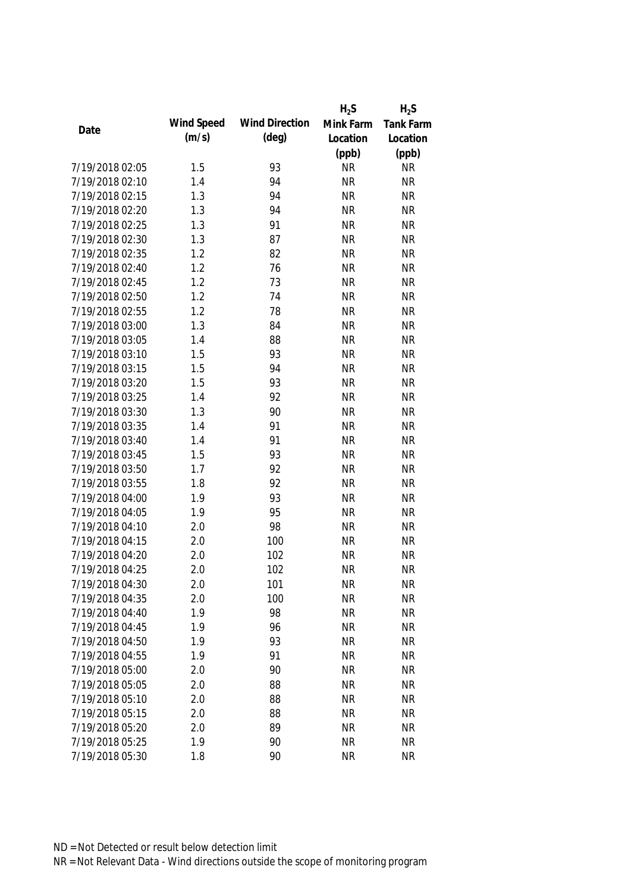| Date | Wind Speed (m/s) | Wind Direction (deg) | $H_2S$ Mink Farm Location (ppb) | $H_2S$ Tank Farm Location (ppb) |
|---|---|---|---|---|
| 7/19/2018 02:05 | 1.5 | 93 | NR | NR |
| 7/19/2018 02:10 | 1.4 | 94 | NR | NR |
| 7/19/2018 02:15 | 1.3 | 94 | NR | NR |
| 7/19/2018 02:20 | 1.3 | 94 | NR | NR |
| 7/19/2018 02:25 | 1.3 | 91 | NR | NR |
| 7/19/2018 02:30 | 1.3 | 87 | NR | NR |
| 7/19/2018 02:35 | 1.2 | 82 | NR | NR |
| 7/19/2018 02:40 | 1.2 | 76 | NR | NR |
| 7/19/2018 02:45 | 1.2 | 73 | NR | NR |
| 7/19/2018 02:50 | 1.2 | 74 | NR | NR |
| 7/19/2018 02:55 | 1.2 | 78 | NR | NR |
| 7/19/2018 03:00 | 1.3 | 84 | NR | NR |
| 7/19/2018 03:05 | 1.4 | 88 | NR | NR |
| 7/19/2018 03:10 | 1.5 | 93 | NR | NR |
| 7/19/2018 03:15 | 1.5 | 94 | NR | NR |
| 7/19/2018 03:20 | 1.5 | 93 | NR | NR |
| 7/19/2018 03:25 | 1.4 | 92 | NR | NR |
| 7/19/2018 03:30 | 1.3 | 90 | NR | NR |
| 7/19/2018 03:35 | 1.4 | 91 | NR | NR |
| 7/19/2018 03:40 | 1.4 | 91 | NR | NR |
| 7/19/2018 03:45 | 1.5 | 93 | NR | NR |
| 7/19/2018 03:50 | 1.7 | 92 | NR | NR |
| 7/19/2018 03:55 | 1.8 | 92 | NR | NR |
| 7/19/2018 04:00 | 1.9 | 93 | NR | NR |
| 7/19/2018 04:05 | 1.9 | 95 | NR | NR |
| 7/19/2018 04:10 | 2.0 | 98 | NR | NR |
| 7/19/2018 04:15 | 2.0 | 100 | NR | NR |
| 7/19/2018 04:20 | 2.0 | 102 | NR | NR |
| 7/19/2018 04:25 | 2.0 | 102 | NR | NR |
| 7/19/2018 04:30 | 2.0 | 101 | NR | NR |
| 7/19/2018 04:35 | 2.0 | 100 | NR | NR |
| 7/19/2018 04:40 | 1.9 | 98 | NR | NR |
| 7/19/2018 04:45 | 1.9 | 96 | NR | NR |
| 7/19/2018 04:50 | 1.9 | 93 | NR | NR |
| 7/19/2018 04:55 | 1.9 | 91 | NR | NR |
| 7/19/2018 05:00 | 2.0 | 90 | NR | NR |
| 7/19/2018 05:05 | 2.0 | 88 | NR | NR |
| 7/19/2018 05:10 | 2.0 | 88 | NR | NR |
| 7/19/2018 05:15 | 2.0 | 88 | NR | NR |
| 7/19/2018 05:20 | 2.0 | 89 | NR | NR |
| 7/19/2018 05:25 | 1.9 | 90 | NR | NR |
| 7/19/2018 05:30 | 1.8 | 90 | NR | NR |

ND = Not Detected or result below detection limit

NR = Not Relevant Data - Wind directions outside the scope of monitoring program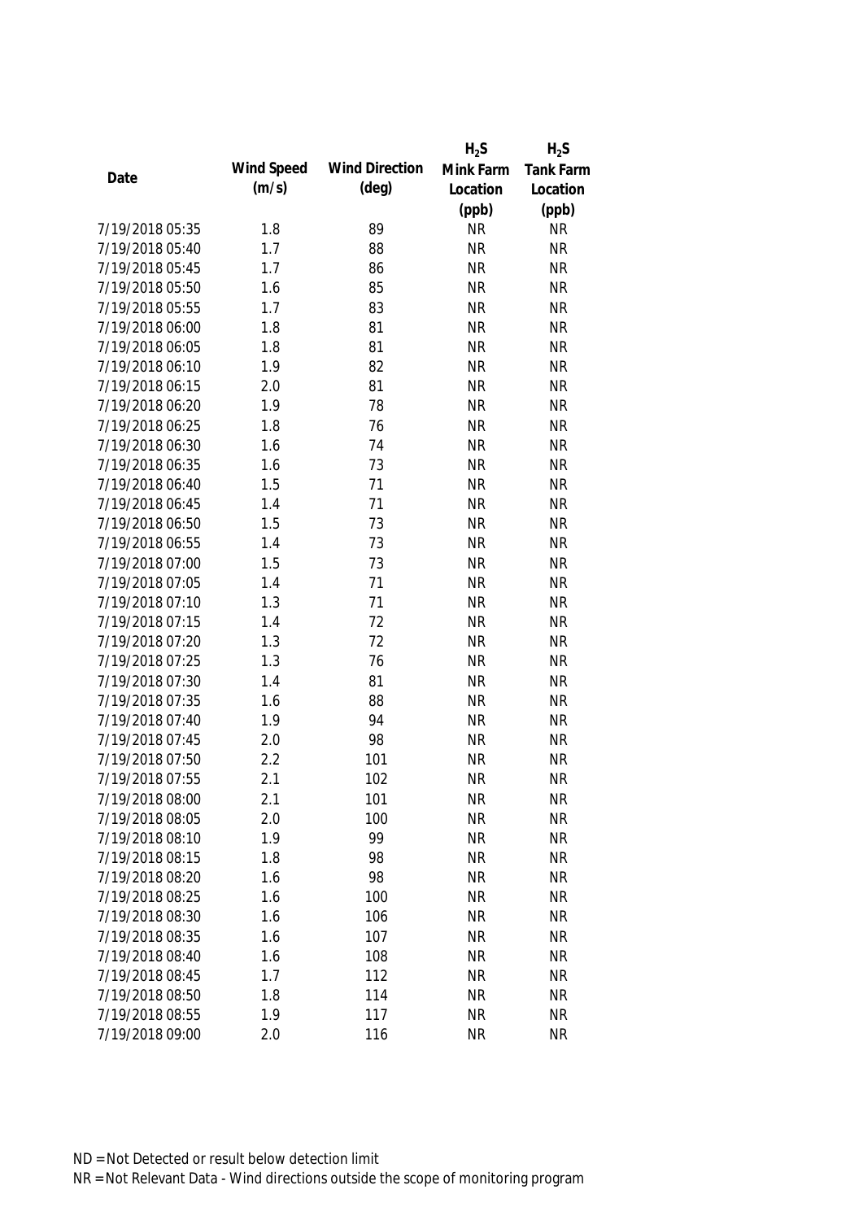| Date | Wind Speed (m/s) | Wind Direction (deg) | $H_2S$ Mink Farm Location (ppb) | $H_2S$ Tank Farm Location (ppb) |
|---|---|---|---|---|
| 7/19/2018 05:35 | 1.8 | 89 | NR | NR |
| 7/19/2018 05:40 | 1.7 | 88 | NR | NR |
| 7/19/2018 05:45 | 1.7 | 86 | NR | NR |
| 7/19/2018 05:50 | 1.6 | 85 | NR | NR |
| 7/19/2018 05:55 | 1.7 | 83 | NR | NR |
| 7/19/2018 06:00 | 1.8 | 81 | NR | NR |
| 7/19/2018 06:05 | 1.8 | 81 | NR | NR |
| 7/19/2018 06:10 | 1.9 | 82 | NR | NR |
| 7/19/2018 06:15 | 2.0 | 81 | NR | NR |
| 7/19/2018 06:20 | 1.9 | 78 | NR | NR |
| 7/19/2018 06:25 | 1.8 | 76 | NR | NR |
| 7/19/2018 06:30 | 1.6 | 74 | NR | NR |
| 7/19/2018 06:35 | 1.6 | 73 | NR | NR |
| 7/19/2018 06:40 | 1.5 | 71 | NR | NR |
| 7/19/2018 06:45 | 1.4 | 71 | NR | NR |
| 7/19/2018 06:50 | 1.5 | 73 | NR | NR |
| 7/19/2018 06:55 | 1.4 | 73 | NR | NR |
| 7/19/2018 07:00 | 1.5 | 73 | NR | NR |
| 7/19/2018 07:05 | 1.4 | 71 | NR | NR |
| 7/19/2018 07:10 | 1.3 | 71 | NR | NR |
| 7/19/2018 07:15 | 1.4 | 72 | NR | NR |
| 7/19/2018 07:20 | 1.3 | 72 | NR | NR |
| 7/19/2018 07:25 | 1.3 | 76 | NR | NR |
| 7/19/2018 07:30 | 1.4 | 81 | NR | NR |
| 7/19/2018 07:35 | 1.6 | 88 | NR | NR |
| 7/19/2018 07:40 | 1.9 | 94 | NR | NR |
| 7/19/2018 07:45 | 2.0 | 98 | NR | NR |
| 7/19/2018 07:50 | 2.2 | 101 | NR | NR |
| 7/19/2018 07:55 | 2.1 | 102 | NR | NR |
| 7/19/2018 08:00 | 2.1 | 101 | NR | NR |
| 7/19/2018 08:05 | 2.0 | 100 | NR | NR |
| 7/19/2018 08:10 | 1.9 | 99 | NR | NR |
| 7/19/2018 08:15 | 1.8 | 98 | NR | NR |
| 7/19/2018 08:20 | 1.6 | 98 | NR | NR |
| 7/19/2018 08:25 | 1.6 | 100 | NR | NR |
| 7/19/2018 08:30 | 1.6 | 106 | NR | NR |
| 7/19/2018 08:35 | 1.6 | 107 | NR | NR |
| 7/19/2018 08:40 | 1.6 | 108 | NR | NR |
| 7/19/2018 08:45 | 1.7 | 112 | NR | NR |
| 7/19/2018 08:50 | 1.8 | 114 | NR | NR |
| 7/19/2018 08:55 | 1.9 | 117 | NR | NR |
| 7/19/2018 09:00 | 2.0 | 116 | NR | NR |

ND = Not Detected or result below detection limit

NR = Not Relevant Data - Wind directions outside the scope of monitoring program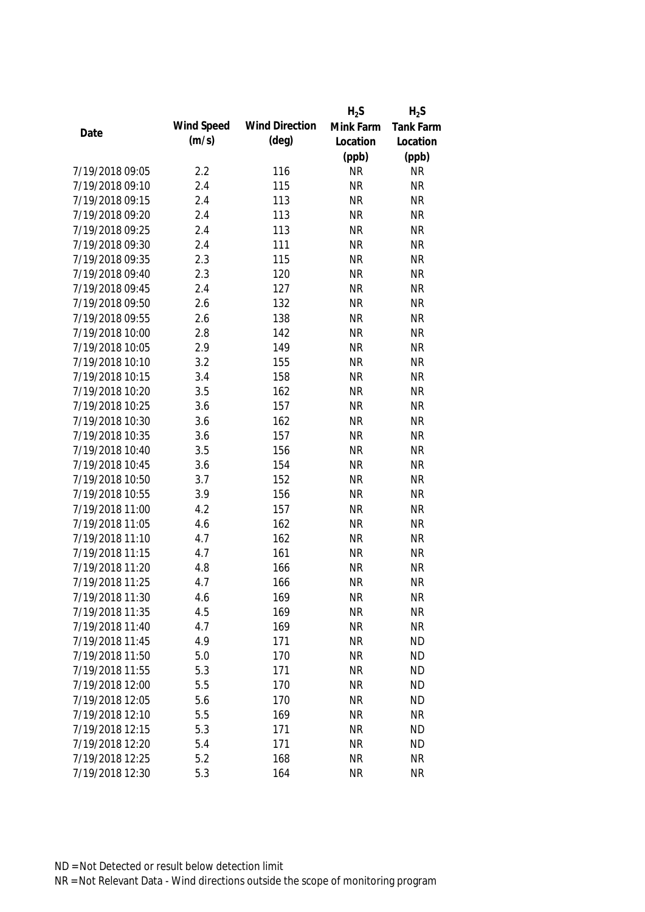| Date | Wind Speed (m/s) | Wind Direction (deg) | $H_2S$ Mink Farm Location (ppb) | $H_2S$ Tank Farm Location (ppb) |
|---|---|---|---|---|
| 7/19/2018 09:05 | 2.2 | 116 | NR | NR |
| 7/19/2018 09:10 | 2.4 | 115 | NR | NR |
| 7/19/2018 09:15 | 2.4 | 113 | NR | NR |
| 7/19/2018 09:20 | 2.4 | 113 | NR | NR |
| 7/19/2018 09:25 | 2.4 | 113 | NR | NR |
| 7/19/2018 09:30 | 2.4 | 111 | NR | NR |
| 7/19/2018 09:35 | 2.3 | 115 | NR | NR |
| 7/19/2018 09:40 | 2.3 | 120 | NR | NR |
| 7/19/2018 09:45 | 2.4 | 127 | NR | NR |
| 7/19/2018 09:50 | 2.6 | 132 | NR | NR |
| 7/19/2018 09:55 | 2.6 | 138 | NR | NR |
| 7/19/2018 10:00 | 2.8 | 142 | NR | NR |
| 7/19/2018 10:05 | 2.9 | 149 | NR | NR |
| 7/19/2018 10:10 | 3.2 | 155 | NR | NR |
| 7/19/2018 10:15 | 3.4 | 158 | NR | NR |
| 7/19/2018 10:20 | 3.5 | 162 | NR | NR |
| 7/19/2018 10:25 | 3.6 | 157 | NR | NR |
| 7/19/2018 10:30 | 3.6 | 162 | NR | NR |
| 7/19/2018 10:35 | 3.6 | 157 | NR | NR |
| 7/19/2018 10:40 | 3.5 | 156 | NR | NR |
| 7/19/2018 10:45 | 3.6 | 154 | NR | NR |
| 7/19/2018 10:50 | 3.7 | 152 | NR | NR |
| 7/19/2018 10:55 | 3.9 | 156 | NR | NR |
| 7/19/2018 11:00 | 4.2 | 157 | NR | NR |
| 7/19/2018 11:05 | 4.6 | 162 | NR | NR |
| 7/19/2018 11:10 | 4.7 | 162 | NR | NR |
| 7/19/2018 11:15 | 4.7 | 161 | NR | NR |
| 7/19/2018 11:20 | 4.8 | 166 | NR | NR |
| 7/19/2018 11:25 | 4.7 | 166 | NR | NR |
| 7/19/2018 11:30 | 4.6 | 169 | NR | NR |
| 7/19/2018 11:35 | 4.5 | 169 | NR | NR |
| 7/19/2018 11:40 | 4.7 | 169 | NR | NR |
| 7/19/2018 11:45 | 4.9 | 171 | NR | ND |
| 7/19/2018 11:50 | 5.0 | 170 | NR | ND |
| 7/19/2018 11:55 | 5.3 | 171 | NR | ND |
| 7/19/2018 12:00 | 5.5 | 170 | NR | ND |
| 7/19/2018 12:05 | 5.6 | 170 | NR | ND |
| 7/19/2018 12:10 | 5.5 | 169 | NR | NR |
| 7/19/2018 12:15 | 5.3 | 171 | NR | ND |
| 7/19/2018 12:20 | 5.4 | 171 | NR | ND |
| 7/19/2018 12:25 | 5.2 | 168 | NR | NR |
| 7/19/2018 12:30 | 5.3 | 164 | NR | NR |

ND = Not Detected or result below detection limit

NR = Not Relevant Data - Wind directions outside the scope of monitoring program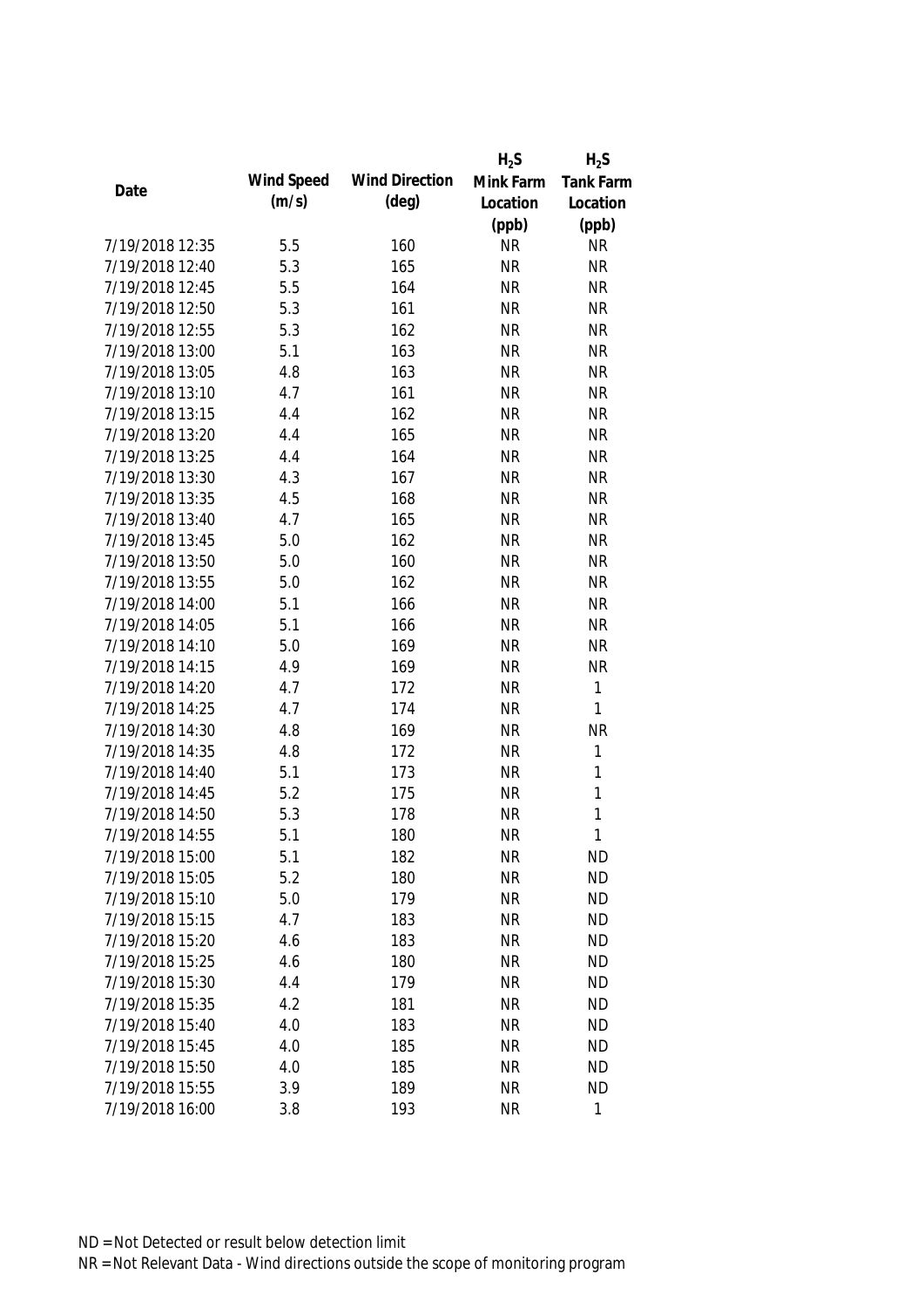| Date | Wind Speed (m/s) | Wind Direction (deg) | $H_2S$ Mink Farm Location (ppb) | $H_2S$ Tank Farm Location (ppb) |
|---|---|---|---|---|
| 7/19/2018 12:35 | 5.5 | 160 | NR | NR |
| 7/19/2018 12:40 | 5.3 | 165 | NR | NR |
| 7/19/2018 12:45 | 5.5 | 164 | NR | NR |
| 7/19/2018 12:50 | 5.3 | 161 | NR | NR |
| 7/19/2018 12:55 | 5.3 | 162 | NR | NR |
| 7/19/2018 13:00 | 5.1 | 163 | NR | NR |
| 7/19/2018 13:05 | 4.8 | 163 | NR | NR |
| 7/19/2018 13:10 | 4.7 | 161 | NR | NR |
| 7/19/2018 13:15 | 4.4 | 162 | NR | NR |
| 7/19/2018 13:20 | 4.4 | 165 | NR | NR |
| 7/19/2018 13:25 | 4.4 | 164 | NR | NR |
| 7/19/2018 13:30 | 4.3 | 167 | NR | NR |
| 7/19/2018 13:35 | 4.5 | 168 | NR | NR |
| 7/19/2018 13:40 | 4.7 | 165 | NR | NR |
| 7/19/2018 13:45 | 5.0 | 162 | NR | NR |
| 7/19/2018 13:50 | 5.0 | 160 | NR | NR |
| 7/19/2018 13:55 | 5.0 | 162 | NR | NR |
| 7/19/2018 14:00 | 5.1 | 166 | NR | NR |
| 7/19/2018 14:05 | 5.1 | 166 | NR | NR |
| 7/19/2018 14:10 | 5.0 | 169 | NR | NR |
| 7/19/2018 14:15 | 4.9 | 169 | NR | NR |
| 7/19/2018 14:20 | 4.7 | 172 | NR | 1 |
| 7/19/2018 14:25 | 4.7 | 174 | NR | 1 |
| 7/19/2018 14:30 | 4.8 | 169 | NR | NR |
| 7/19/2018 14:35 | 4.8 | 172 | NR | 1 |
| 7/19/2018 14:40 | 5.1 | 173 | NR | 1 |
| 7/19/2018 14:45 | 5.2 | 175 | NR | 1 |
| 7/19/2018 14:50 | 5.3 | 178 | NR | 1 |
| 7/19/2018 14:55 | 5.1 | 180 | NR | 1 |
| 7/19/2018 15:00 | 5.1 | 182 | NR | ND |
| 7/19/2018 15:05 | 5.2 | 180 | NR | ND |
| 7/19/2018 15:10 | 5.0 | 179 | NR | ND |
| 7/19/2018 15:15 | 4.7 | 183 | NR | ND |
| 7/19/2018 15:20 | 4.6 | 183 | NR | ND |
| 7/19/2018 15:25 | 4.6 | 180 | NR | ND |
| 7/19/2018 15:30 | 4.4 | 179 | NR | ND |
| 7/19/2018 15:35 | 4.2 | 181 | NR | ND |
| 7/19/2018 15:40 | 4.0 | 183 | NR | ND |
| 7/19/2018 15:45 | 4.0 | 185 | NR | ND |
| 7/19/2018 15:50 | 4.0 | 185 | NR | ND |
| 7/19/2018 15:55 | 3.9 | 189 | NR | ND |
| 7/19/2018 16:00 | 3.8 | 193 | NR | 1 |

ND = Not Detected or result below detection limit
NR = Not Relevant Data - Wind directions outside the scope of monitoring program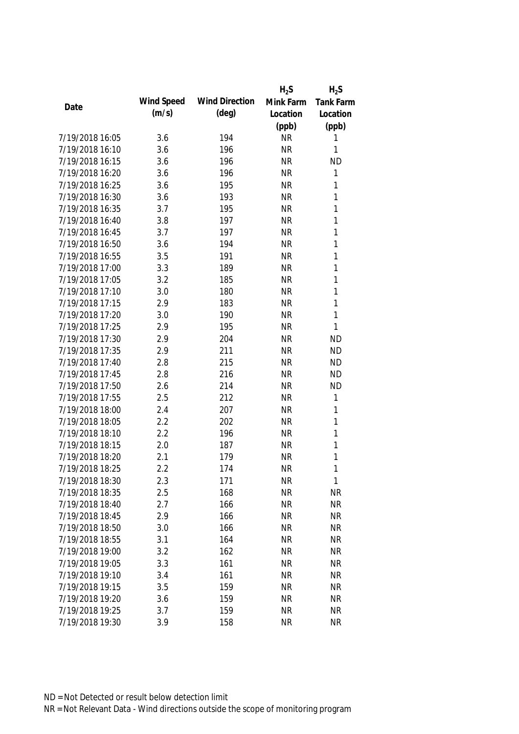| Date | Wind Speed (m/s) | Wind Direction (deg) | $H_2S$ Mink Farm Location (ppb) | $H_2S$ Tank Farm Location (ppb) |
|---|---|---|---|---|
| 7/19/2018 16:05 | 3.6 | 194 | NR | 1 |
| 7/19/2018 16:10 | 3.6 | 196 | NR | 1 |
| 7/19/2018 16:15 | 3.6 | 196 | NR | ND |
| 7/19/2018 16:20 | 3.6 | 196 | NR | 1 |
| 7/19/2018 16:25 | 3.6 | 195 | NR | 1 |
| 7/19/2018 16:30 | 3.6 | 193 | NR | 1 |
| 7/19/2018 16:35 | 3.7 | 195 | NR | 1 |
| 7/19/2018 16:40 | 3.8 | 197 | NR | 1 |
| 7/19/2018 16:45 | 3.7 | 197 | NR | 1 |
| 7/19/2018 16:50 | 3.6 | 194 | NR | 1 |
| 7/19/2018 16:55 | 3.5 | 191 | NR | 1 |
| 7/19/2018 17:00 | 3.3 | 189 | NR | 1 |
| 7/19/2018 17:05 | 3.2 | 185 | NR | 1 |
| 7/19/2018 17:10 | 3.0 | 180 | NR | 1 |
| 7/19/2018 17:15 | 2.9 | 183 | NR | 1 |
| 7/19/2018 17:20 | 3.0 | 190 | NR | 1 |
| 7/19/2018 17:25 | 2.9 | 195 | NR | 1 |
| 7/19/2018 17:30 | 2.9 | 204 | NR | ND |
| 7/19/2018 17:35 | 2.9 | 211 | NR | ND |
| 7/19/2018 17:40 | 2.8 | 215 | NR | ND |
| 7/19/2018 17:45 | 2.8 | 216 | NR | ND |
| 7/19/2018 17:50 | 2.6 | 214 | NR | ND |
| 7/19/2018 17:55 | 2.5 | 212 | NR | 1 |
| 7/19/2018 18:00 | 2.4 | 207 | NR | 1 |
| 7/19/2018 18:05 | 2.2 | 202 | NR | 1 |
| 7/19/2018 18:10 | 2.2 | 196 | NR | 1 |
| 7/19/2018 18:15 | 2.0 | 187 | NR | 1 |
| 7/19/2018 18:20 | 2.1 | 179 | NR | 1 |
| 7/19/2018 18:25 | 2.2 | 174 | NR | 1 |
| 7/19/2018 18:30 | 2.3 | 171 | NR | 1 |
| 7/19/2018 18:35 | 2.5 | 168 | NR | NR |
| 7/19/2018 18:40 | 2.7 | 166 | NR | NR |
| 7/19/2018 18:45 | 2.9 | 166 | NR | NR |
| 7/19/2018 18:50 | 3.0 | 166 | NR | NR |
| 7/19/2018 18:55 | 3.1 | 164 | NR | NR |
| 7/19/2018 19:00 | 3.2 | 162 | NR | NR |
| 7/19/2018 19:05 | 3.3 | 161 | NR | NR |
| 7/19/2018 19:10 | 3.4 | 161 | NR | NR |
| 7/19/2018 19:15 | 3.5 | 159 | NR | NR |
| 7/19/2018 19:20 | 3.6 | 159 | NR | NR |
| 7/19/2018 19:25 | 3.7 | 159 | NR | NR |
| 7/19/2018 19:30 | 3.9 | 158 | NR | NR |

ND = Not Detected or result below detection limit
NR = Not Relevant Data - Wind directions outside the scope of monitoring program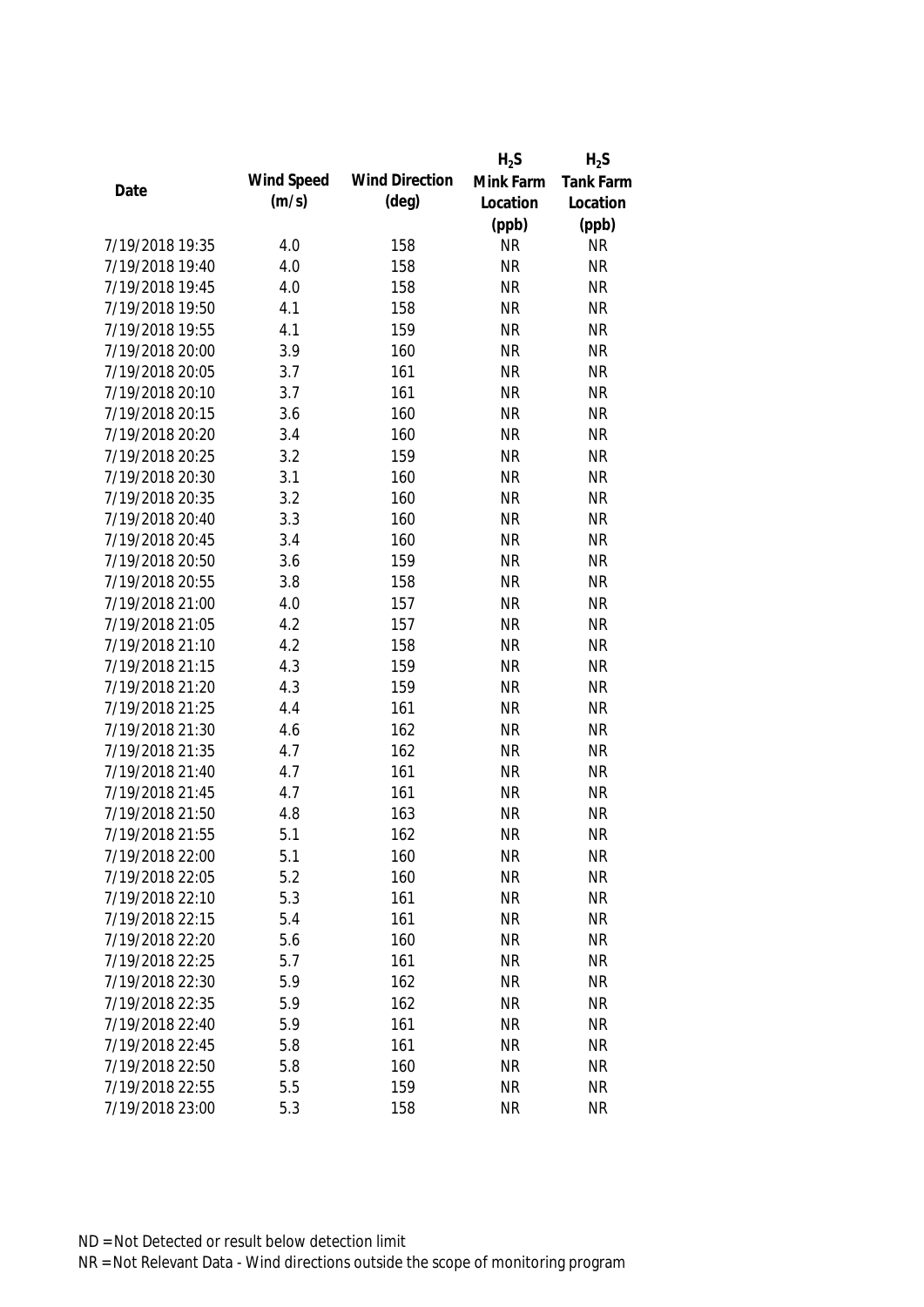| Date | Wind Speed (m/s) | Wind Direction (deg) | $H_2S$ Mink Farm Location (ppb) | $H_2S$ Tank Farm Location (ppb) |
|---|---|---|---|---|
| 7/19/2018 19:35 | 4.0 | 158 | NR | NR |
| 7/19/2018 19:40 | 4.0 | 158 | NR | NR |
| 7/19/2018 19:45 | 4.0 | 158 | NR | NR |
| 7/19/2018 19:50 | 4.1 | 158 | NR | NR |
| 7/19/2018 19:55 | 4.1 | 159 | NR | NR |
| 7/19/2018 20:00 | 3.9 | 160 | NR | NR |
| 7/19/2018 20:05 | 3.7 | 161 | NR | NR |
| 7/19/2018 20:10 | 3.7 | 161 | NR | NR |
| 7/19/2018 20:15 | 3.6 | 160 | NR | NR |
| 7/19/2018 20:20 | 3.4 | 160 | NR | NR |
| 7/19/2018 20:25 | 3.2 | 159 | NR | NR |
| 7/19/2018 20:30 | 3.1 | 160 | NR | NR |
| 7/19/2018 20:35 | 3.2 | 160 | NR | NR |
| 7/19/2018 20:40 | 3.3 | 160 | NR | NR |
| 7/19/2018 20:45 | 3.4 | 160 | NR | NR |
| 7/19/2018 20:50 | 3.6 | 159 | NR | NR |
| 7/19/2018 20:55 | 3.8 | 158 | NR | NR |
| 7/19/2018 21:00 | 4.0 | 157 | NR | NR |
| 7/19/2018 21:05 | 4.2 | 157 | NR | NR |
| 7/19/2018 21:10 | 4.2 | 158 | NR | NR |
| 7/19/2018 21:15 | 4.3 | 159 | NR | NR |
| 7/19/2018 21:20 | 4.3 | 159 | NR | NR |
| 7/19/2018 21:25 | 4.4 | 161 | NR | NR |
| 7/19/2018 21:30 | 4.6 | 162 | NR | NR |
| 7/19/2018 21:35 | 4.7 | 162 | NR | NR |
| 7/19/2018 21:40 | 4.7 | 161 | NR | NR |
| 7/19/2018 21:45 | 4.7 | 161 | NR | NR |
| 7/19/2018 21:50 | 4.8 | 163 | NR | NR |
| 7/19/2018 21:55 | 5.1 | 162 | NR | NR |
| 7/19/2018 22:00 | 5.1 | 160 | NR | NR |
| 7/19/2018 22:05 | 5.2 | 160 | NR | NR |
| 7/19/2018 22:10 | 5.3 | 161 | NR | NR |
| 7/19/2018 22:15 | 5.4 | 161 | NR | NR |
| 7/19/2018 22:20 | 5.6 | 160 | NR | NR |
| 7/19/2018 22:25 | 5.7 | 161 | NR | NR |
| 7/19/2018 22:30 | 5.9 | 162 | NR | NR |
| 7/19/2018 22:35 | 5.9 | 162 | NR | NR |
| 7/19/2018 22:40 | 5.9 | 161 | NR | NR |
| 7/19/2018 22:45 | 5.8 | 161 | NR | NR |
| 7/19/2018 22:50 | 5.8 | 160 | NR | NR |
| 7/19/2018 22:55 | 5.5 | 159 | NR | NR |
| 7/19/2018 23:00 | 5.3 | 158 | NR | NR |

ND = Not Detected or result below detection limit

NR = Not Relevant Data - Wind directions outside the scope of monitoring program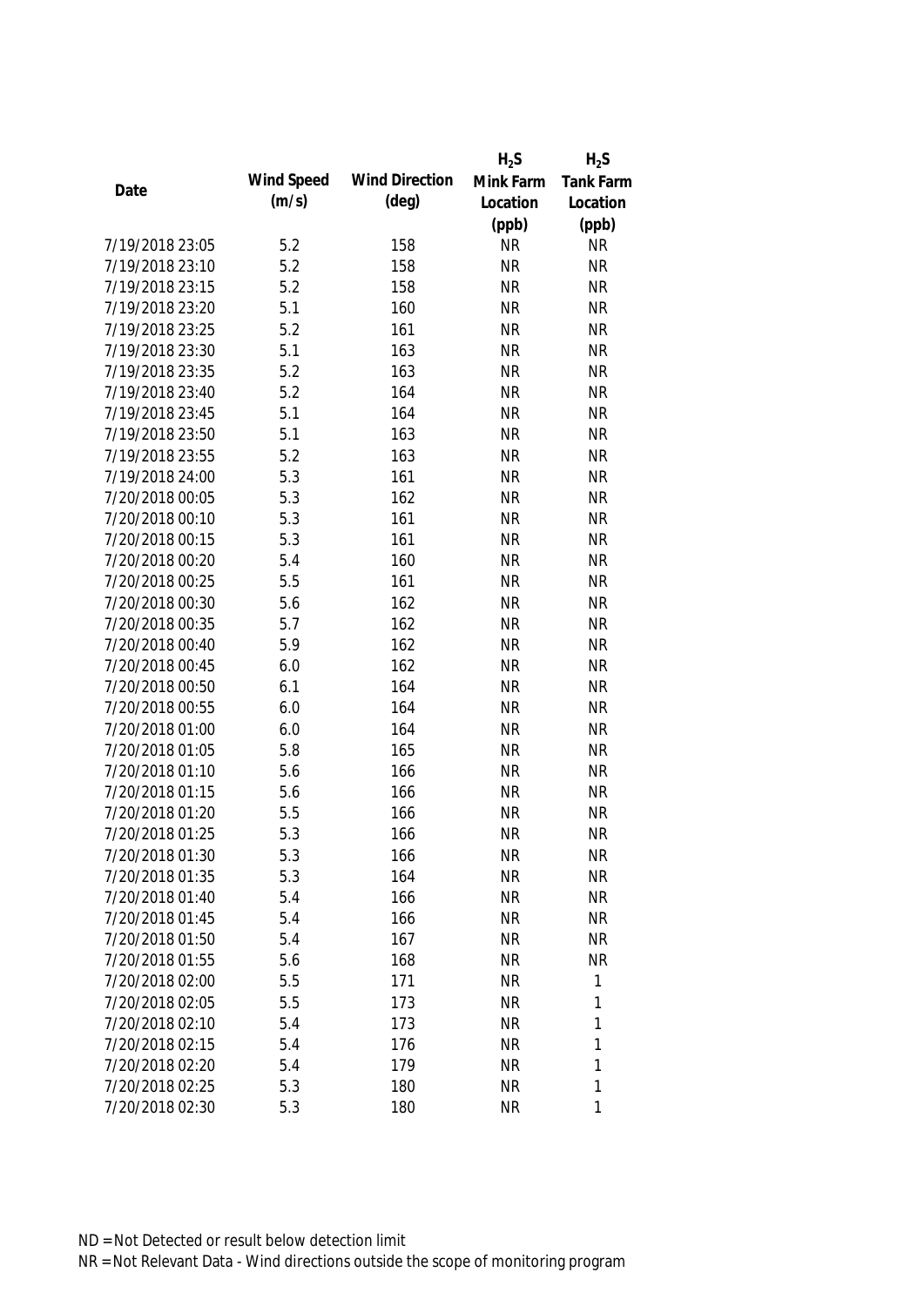| Date | Wind Speed (m/s) | Wind Direction (deg) | $H_2S$ Mink Farm Location (ppb) | $H_2S$ Tank Farm Location (ppb) |
|---|---|---|---|---|
| 7/19/2018 23:05 | 5.2 | 158 | NR | NR |
| 7/19/2018 23:10 | 5.2 | 158 | NR | NR |
| 7/19/2018 23:15 | 5.2 | 158 | NR | NR |
| 7/19/2018 23:20 | 5.1 | 160 | NR | NR |
| 7/19/2018 23:25 | 5.2 | 161 | NR | NR |
| 7/19/2018 23:30 | 5.1 | 163 | NR | NR |
| 7/19/2018 23:35 | 5.2 | 163 | NR | NR |
| 7/19/2018 23:40 | 5.2 | 164 | NR | NR |
| 7/19/2018 23:45 | 5.1 | 164 | NR | NR |
| 7/19/2018 23:50 | 5.1 | 163 | NR | NR |
| 7/19/2018 23:55 | 5.2 | 163 | NR | NR |
| 7/19/2018 24:00 | 5.3 | 161 | NR | NR |
| 7/20/2018 00:05 | 5.3 | 162 | NR | NR |
| 7/20/2018 00:10 | 5.3 | 161 | NR | NR |
| 7/20/2018 00:15 | 5.3 | 161 | NR | NR |
| 7/20/2018 00:20 | 5.4 | 160 | NR | NR |
| 7/20/2018 00:25 | 5.5 | 161 | NR | NR |
| 7/20/2018 00:30 | 5.6 | 162 | NR | NR |
| 7/20/2018 00:35 | 5.7 | 162 | NR | NR |
| 7/20/2018 00:40 | 5.9 | 162 | NR | NR |
| 7/20/2018 00:45 | 6.0 | 162 | NR | NR |
| 7/20/2018 00:50 | 6.1 | 164 | NR | NR |
| 7/20/2018 00:55 | 6.0 | 164 | NR | NR |
| 7/20/2018 01:00 | 6.0 | 164 | NR | NR |
| 7/20/2018 01:05 | 5.8 | 165 | NR | NR |
| 7/20/2018 01:10 | 5.6 | 166 | NR | NR |
| 7/20/2018 01:15 | 5.6 | 166 | NR | NR |
| 7/20/2018 01:20 | 5.5 | 166 | NR | NR |
| 7/20/2018 01:25 | 5.3 | 166 | NR | NR |
| 7/20/2018 01:30 | 5.3 | 166 | NR | NR |
| 7/20/2018 01:35 | 5.3 | 164 | NR | NR |
| 7/20/2018 01:40 | 5.4 | 166 | NR | NR |
| 7/20/2018 01:45 | 5.4 | 166 | NR | NR |
| 7/20/2018 01:50 | 5.4 | 167 | NR | NR |
| 7/20/2018 01:55 | 5.6 | 168 | NR | NR |
| 7/20/2018 02:00 | 5.5 | 171 | NR | 1 |
| 7/20/2018 02:05 | 5.5 | 173 | NR | 1 |
| 7/20/2018 02:10 | 5.4 | 173 | NR | 1 |
| 7/20/2018 02:15 | 5.4 | 176 | NR | 1 |
| 7/20/2018 02:20 | 5.4 | 179 | NR | 1 |
| 7/20/2018 02:25 | 5.3 | 180 | NR | 1 |
| 7/20/2018 02:30 | 5.3 | 180 | NR | 1 |

ND = Not Detected or result below detection limit

NR = Not Relevant Data - Wind directions outside the scope of monitoring program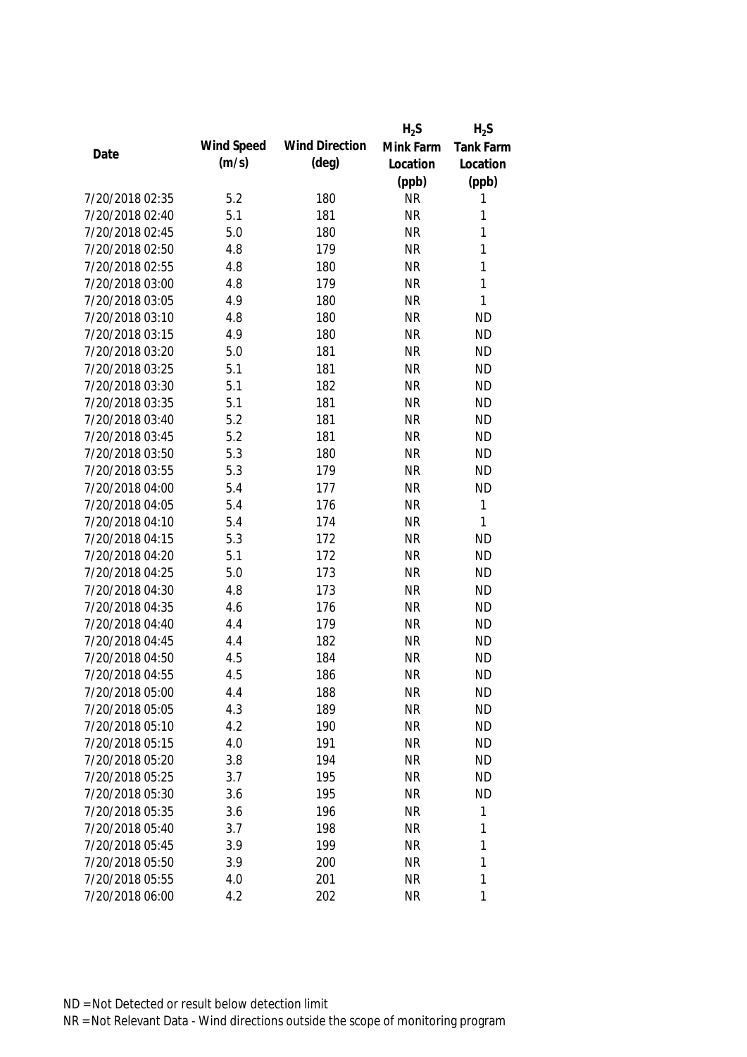| Date | Wind Speed (m/s) | Wind Direction (deg) | $H_2S$ Mink Farm Location (ppb) | $H_2S$ Tank Farm Location (ppb) |
|---|---|---|---|---|
| 7/20/2018 02:35 | 5.2 | 180 | NR | 1 |
| 7/20/2018 02:40 | 5.1 | 181 | NR | 1 |
| 7/20/2018 02:45 | 5.0 | 180 | NR | 1 |
| 7/20/2018 02:50 | 4.8 | 179 | NR | 1 |
| 7/20/2018 02:55 | 4.8 | 180 | NR | 1 |
| 7/20/2018 03:00 | 4.8 | 179 | NR | 1 |
| 7/20/2018 03:05 | 4.9 | 180 | NR | 1 |
| 7/20/2018 03:10 | 4.8 | 180 | NR | ND |
| 7/20/2018 03:15 | 4.9 | 180 | NR | ND |
| 7/20/2018 03:20 | 5.0 | 181 | NR | ND |
| 7/20/2018 03:25 | 5.1 | 181 | NR | ND |
| 7/20/2018 03:30 | 5.1 | 182 | NR | ND |
| 7/20/2018 03:35 | 5.1 | 181 | NR | ND |
| 7/20/2018 03:40 | 5.2 | 181 | NR | ND |
| 7/20/2018 03:45 | 5.2 | 181 | NR | ND |
| 7/20/2018 03:50 | 5.3 | 180 | NR | ND |
| 7/20/2018 03:55 | 5.3 | 179 | NR | ND |
| 7/20/2018 04:00 | 5.4 | 177 | NR | ND |
| 7/20/2018 04:05 | 5.4 | 176 | NR | 1 |
| 7/20/2018 04:10 | 5.4 | 174 | NR | 1 |
| 7/20/2018 04:15 | 5.3 | 172 | NR | ND |
| 7/20/2018 04:20 | 5.1 | 172 | NR | ND |
| 7/20/2018 04:25 | 5.0 | 173 | NR | ND |
| 7/20/2018 04:30 | 4.8 | 173 | NR | ND |
| 7/20/2018 04:35 | 4.6 | 176 | NR | ND |
| 7/20/2018 04:40 | 4.4 | 179 | NR | ND |
| 7/20/2018 04:45 | 4.4 | 182 | NR | ND |
| 7/20/2018 04:50 | 4.5 | 184 | NR | ND |
| 7/20/2018 04:55 | 4.5 | 186 | NR | ND |
| 7/20/2018 05:00 | 4.4 | 188 | NR | ND |
| 7/20/2018 05:05 | 4.3 | 189 | NR | ND |
| 7/20/2018 05:10 | 4.2 | 190 | NR | ND |
| 7/20/2018 05:15 | 4.0 | 191 | NR | ND |
| 7/20/2018 05:20 | 3.8 | 194 | NR | ND |
| 7/20/2018 05:25 | 3.7 | 195 | NR | ND |
| 7/20/2018 05:30 | 3.6 | 195 | NR | ND |
| 7/20/2018 05:35 | 3.6 | 196 | NR | 1 |
| 7/20/2018 05:40 | 3.7 | 198 | NR | 1 |
| 7/20/2018 05:45 | 3.9 | 199 | NR | 1 |
| 7/20/2018 05:50 | 3.9 | 200 | NR | 1 |
| 7/20/2018 05:55 | 4.0 | 201 | NR | 1 |
| 7/20/2018 06:00 | 4.2 | 202 | NR | 1 |

ND = Not Detected or result below detection limit

NR = Not Relevant Data - Wind directions outside the scope of monitoring program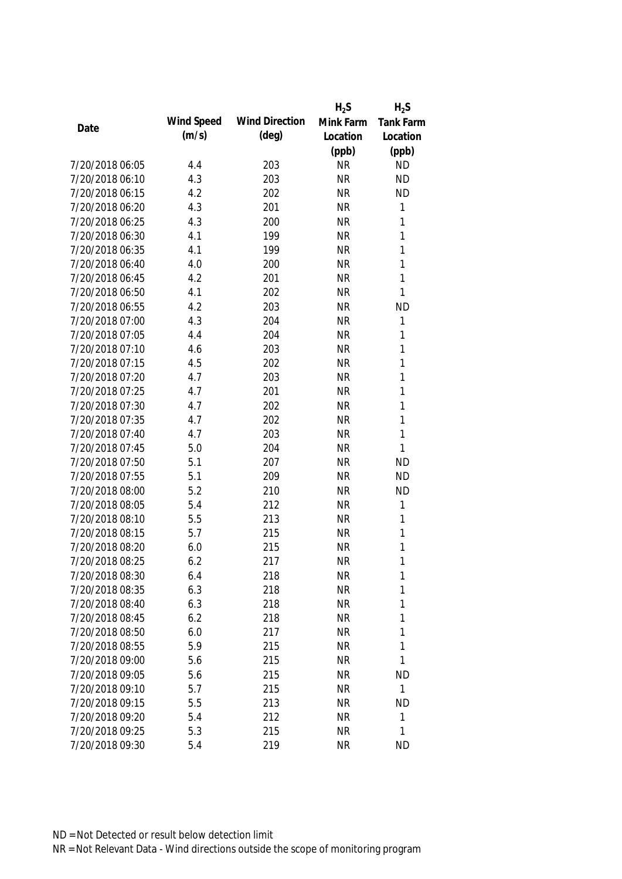| Date | Wind Speed (m/s) | Wind Direction (deg) | $H_2S$ Mink Farm Location (ppb) | $H_2S$ Tank Farm Location (ppb) |
|---|---|---|---|---|
| 7/20/2018 06:05 | 4.4 | 203 | NR | ND |
| 7/20/2018 06:10 | 4.3 | 203 | NR | ND |
| 7/20/2018 06:15 | 4.2 | 202 | NR | ND |
| 7/20/2018 06:20 | 4.3 | 201 | NR | 1 |
| 7/20/2018 06:25 | 4.3 | 200 | NR | 1 |
| 7/20/2018 06:30 | 4.1 | 199 | NR | 1 |
| 7/20/2018 06:35 | 4.1 | 199 | NR | 1 |
| 7/20/2018 06:40 | 4.0 | 200 | NR | 1 |
| 7/20/2018 06:45 | 4.2 | 201 | NR | 1 |
| 7/20/2018 06:50 | 4.1 | 202 | NR | 1 |
| 7/20/2018 06:55 | 4.2 | 203 | NR | ND |
| 7/20/2018 07:00 | 4.3 | 204 | NR | 1 |
| 7/20/2018 07:05 | 4.4 | 204 | NR | 1 |
| 7/20/2018 07:10 | 4.6 | 203 | NR | 1 |
| 7/20/2018 07:15 | 4.5 | 202 | NR | 1 |
| 7/20/2018 07:20 | 4.7 | 203 | NR | 1 |
| 7/20/2018 07:25 | 4.7 | 201 | NR | 1 |
| 7/20/2018 07:30 | 4.7 | 202 | NR | 1 |
| 7/20/2018 07:35 | 4.7 | 202 | NR | 1 |
| 7/20/2018 07:40 | 4.7 | 203 | NR | 1 |
| 7/20/2018 07:45 | 5.0 | 204 | NR | 1 |
| 7/20/2018 07:50 | 5.1 | 207 | NR | ND |
| 7/20/2018 07:55 | 5.1 | 209 | NR | ND |
| 7/20/2018 08:00 | 5.2 | 210 | NR | ND |
| 7/20/2018 08:05 | 5.4 | 212 | NR | 1 |
| 7/20/2018 08:10 | 5.5 | 213 | NR | 1 |
| 7/20/2018 08:15 | 5.7 | 215 | NR | 1 |
| 7/20/2018 08:20 | 6.0 | 215 | NR | 1 |
| 7/20/2018 08:25 | 6.2 | 217 | NR | 1 |
| 7/20/2018 08:30 | 6.4 | 218 | NR | 1 |
| 7/20/2018 08:35 | 6.3 | 218 | NR | 1 |
| 7/20/2018 08:40 | 6.3 | 218 | NR | 1 |
| 7/20/2018 08:45 | 6.2 | 218 | NR | 1 |
| 7/20/2018 08:50 | 6.0 | 217 | NR | 1 |
| 7/20/2018 08:55 | 5.9 | 215 | NR | 1 |
| 7/20/2018 09:00 | 5.6 | 215 | NR | 1 |
| 7/20/2018 09:05 | 5.6 | 215 | NR | ND |
| 7/20/2018 09:10 | 5.7 | 215 | NR | 1 |
| 7/20/2018 09:15 | 5.5 | 213 | NR | ND |
| 7/20/2018 09:20 | 5.4 | 212 | NR | 1 |
| 7/20/2018 09:25 | 5.3 | 215 | NR | 1 |
| 7/20/2018 09:30 | 5.4 | 219 | NR | ND |

ND = Not Detected or result below detection limit

NR = Not Relevant Data - Wind directions outside the scope of monitoring program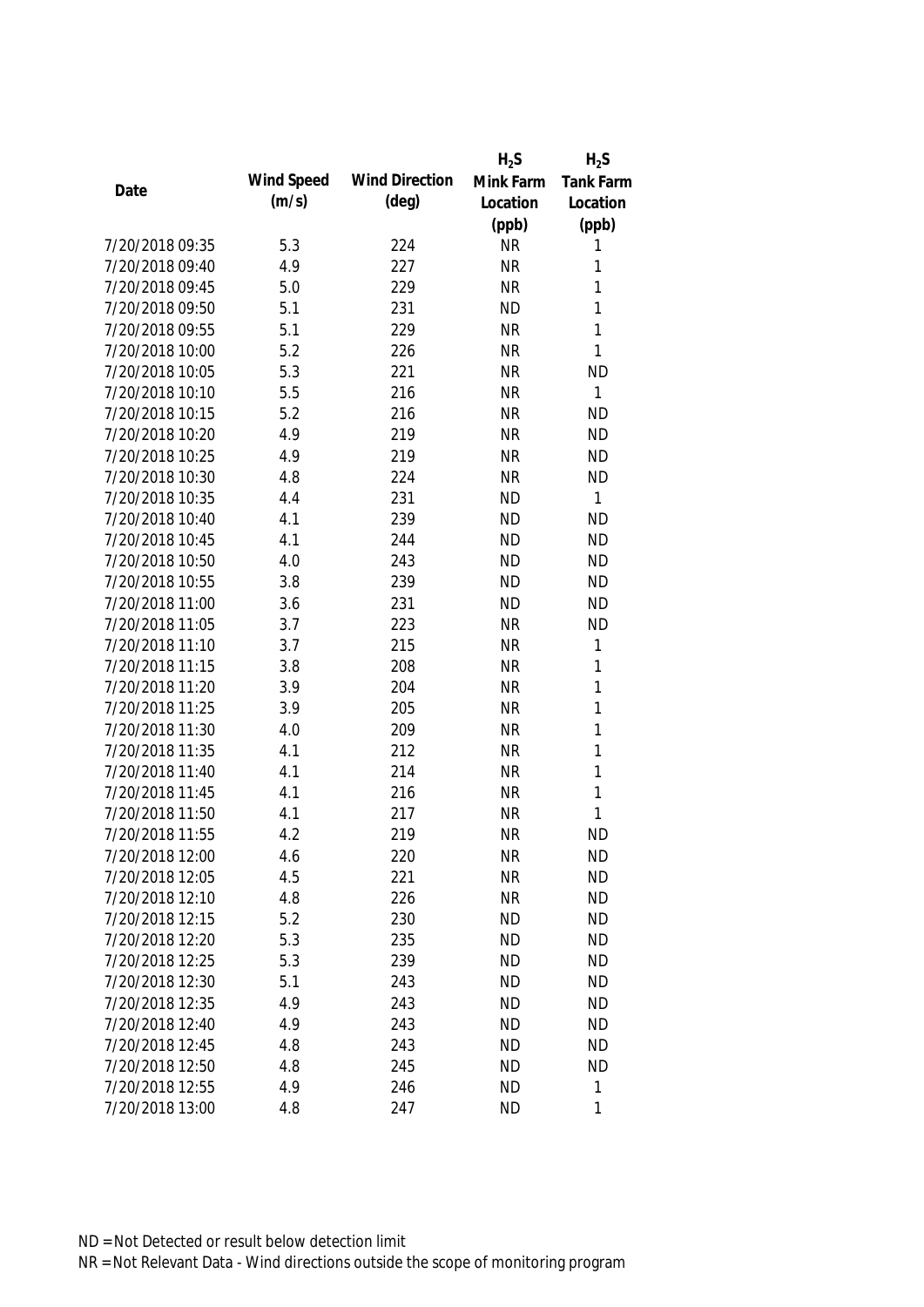| Date | Wind Speed (m/s) | Wind Direction (deg) | $H_2S$ Mink Farm Location (ppb) | $H_2S$ Tank Farm Location (ppb) |
|---|---|---|---|---|
| 7/20/2018 09:35 | 5.3 | 224 | NR | 1 |
| 7/20/2018 09:40 | 4.9 | 227 | NR | 1 |
| 7/20/2018 09:45 | 5.0 | 229 | NR | 1 |
| 7/20/2018 09:50 | 5.1 | 231 | ND | 1 |
| 7/20/2018 09:55 | 5.1 | 229 | NR | 1 |
| 7/20/2018 10:00 | 5.2 | 226 | NR | 1 |
| 7/20/2018 10:05 | 5.3 | 221 | NR | ND |
| 7/20/2018 10:10 | 5.5 | 216 | NR | 1 |
| 7/20/2018 10:15 | 5.2 | 216 | NR | ND |
| 7/20/2018 10:20 | 4.9 | 219 | NR | ND |
| 7/20/2018 10:25 | 4.9 | 219 | NR | ND |
| 7/20/2018 10:30 | 4.8 | 224 | NR | ND |
| 7/20/2018 10:35 | 4.4 | 231 | ND | 1 |
| 7/20/2018 10:40 | 4.1 | 239 | ND | ND |
| 7/20/2018 10:45 | 4.1 | 244 | ND | ND |
| 7/20/2018 10:50 | 4.0 | 243 | ND | ND |
| 7/20/2018 10:55 | 3.8 | 239 | ND | ND |
| 7/20/2018 11:00 | 3.6 | 231 | ND | ND |
| 7/20/2018 11:05 | 3.7 | 223 | NR | ND |
| 7/20/2018 11:10 | 3.7 | 215 | NR | 1 |
| 7/20/2018 11:15 | 3.8 | 208 | NR | 1 |
| 7/20/2018 11:20 | 3.9 | 204 | NR | 1 |
| 7/20/2018 11:25 | 3.9 | 205 | NR | 1 |
| 7/20/2018 11:30 | 4.0 | 209 | NR | 1 |
| 7/20/2018 11:35 | 4.1 | 212 | NR | 1 |
| 7/20/2018 11:40 | 4.1 | 214 | NR | 1 |
| 7/20/2018 11:45 | 4.1 | 216 | NR | 1 |
| 7/20/2018 11:50 | 4.1 | 217 | NR | 1 |
| 7/20/2018 11:55 | 4.2 | 219 | NR | ND |
| 7/20/2018 12:00 | 4.6 | 220 | NR | ND |
| 7/20/2018 12:05 | 4.5 | 221 | NR | ND |
| 7/20/2018 12:10 | 4.8 | 226 | NR | ND |
| 7/20/2018 12:15 | 5.2 | 230 | ND | ND |
| 7/20/2018 12:20 | 5.3 | 235 | ND | ND |
| 7/20/2018 12:25 | 5.3 | 239 | ND | ND |
| 7/20/2018 12:30 | 5.1 | 243 | ND | ND |
| 7/20/2018 12:35 | 4.9 | 243 | ND | ND |
| 7/20/2018 12:40 | 4.9 | 243 | ND | ND |
| 7/20/2018 12:45 | 4.8 | 243 | ND | ND |
| 7/20/2018 12:50 | 4.8 | 245 | ND | ND |
| 7/20/2018 12:55 | 4.9 | 246 | ND | 1 |
| 7/20/2018 13:00 | 4.8 | 247 | ND | 1 |

ND = Not Detected or result below detection limit

NR = Not Relevant Data - Wind directions outside the scope of monitoring program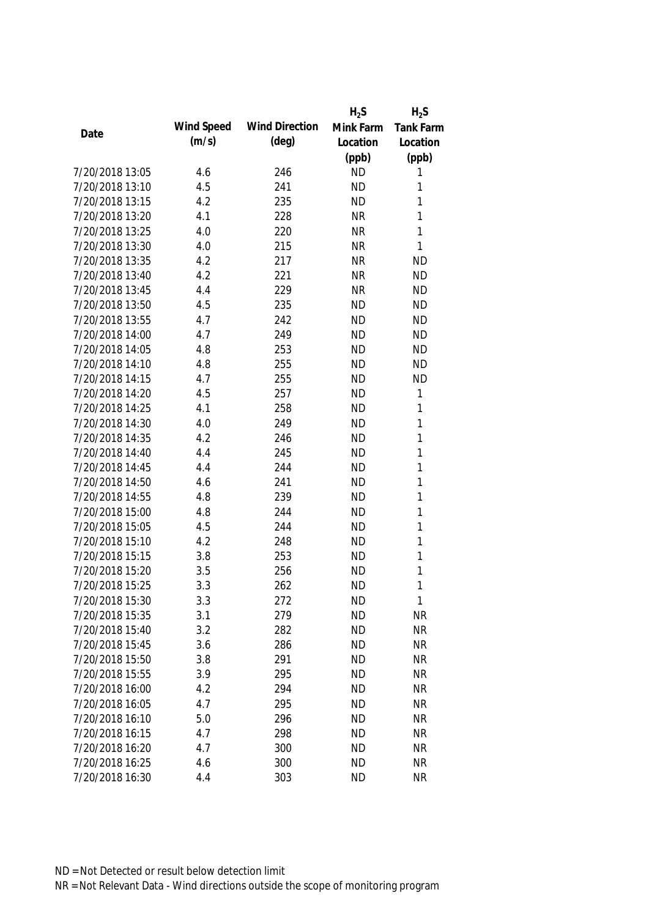| Date | Wind Speed (m/s) | Wind Direction (deg) | $H_2S$ Mink Farm Location (ppb) | $H_2S$ Tank Farm Location (ppb) |
|---|---|---|---|---|
| 7/20/2018 13:05 | 4.6 | 246 | ND | 1 |
| 7/20/2018 13:10 | 4.5 | 241 | ND | 1 |
| 7/20/2018 13:15 | 4.2 | 235 | ND | 1 |
| 7/20/2018 13:20 | 4.1 | 228 | NR | 1 |
| 7/20/2018 13:25 | 4.0 | 220 | NR | 1 |
| 7/20/2018 13:30 | 4.0 | 215 | NR | 1 |
| 7/20/2018 13:35 | 4.2 | 217 | NR | ND |
| 7/20/2018 13:40 | 4.2 | 221 | NR | ND |
| 7/20/2018 13:45 | 4.4 | 229 | NR | ND |
| 7/20/2018 13:50 | 4.5 | 235 | ND | ND |
| 7/20/2018 13:55 | 4.7 | 242 | ND | ND |
| 7/20/2018 14:00 | 4.7 | 249 | ND | ND |
| 7/20/2018 14:05 | 4.8 | 253 | ND | ND |
| 7/20/2018 14:10 | 4.8 | 255 | ND | ND |
| 7/20/2018 14:15 | 4.7 | 255 | ND | ND |
| 7/20/2018 14:20 | 4.5 | 257 | ND | 1 |
| 7/20/2018 14:25 | 4.1 | 258 | ND | 1 |
| 7/20/2018 14:30 | 4.0 | 249 | ND | 1 |
| 7/20/2018 14:35 | 4.2 | 246 | ND | 1 |
| 7/20/2018 14:40 | 4.4 | 245 | ND | 1 |
| 7/20/2018 14:45 | 4.4 | 244 | ND | 1 |
| 7/20/2018 14:50 | 4.6 | 241 | ND | 1 |
| 7/20/2018 14:55 | 4.8 | 239 | ND | 1 |
| 7/20/2018 15:00 | 4.8 | 244 | ND | 1 |
| 7/20/2018 15:05 | 4.5 | 244 | ND | 1 |
| 7/20/2018 15:10 | 4.2 | 248 | ND | 1 |
| 7/20/2018 15:15 | 3.8 | 253 | ND | 1 |
| 7/20/2018 15:20 | 3.5 | 256 | ND | 1 |
| 7/20/2018 15:25 | 3.3 | 262 | ND | 1 |
| 7/20/2018 15:30 | 3.3 | 272 | ND | 1 |
| 7/20/2018 15:35 | 3.1 | 279 | ND | NR |
| 7/20/2018 15:40 | 3.2 | 282 | ND | NR |
| 7/20/2018 15:45 | 3.6 | 286 | ND | NR |
| 7/20/2018 15:50 | 3.8 | 291 | ND | NR |
| 7/20/2018 15:55 | 3.9 | 295 | ND | NR |
| 7/20/2018 16:00 | 4.2 | 294 | ND | NR |
| 7/20/2018 16:05 | 4.7 | 295 | ND | NR |
| 7/20/2018 16:10 | 5.0 | 296 | ND | NR |
| 7/20/2018 16:15 | 4.7 | 298 | ND | NR |
| 7/20/2018 16:20 | 4.7 | 300 | ND | NR |
| 7/20/2018 16:25 | 4.6 | 300 | ND | NR |
| 7/20/2018 16:30 | 4.4 | 303 | ND | NR |

ND = Not Detected or result below detection limit

NR = Not Relevant Data - Wind directions outside the scope of monitoring program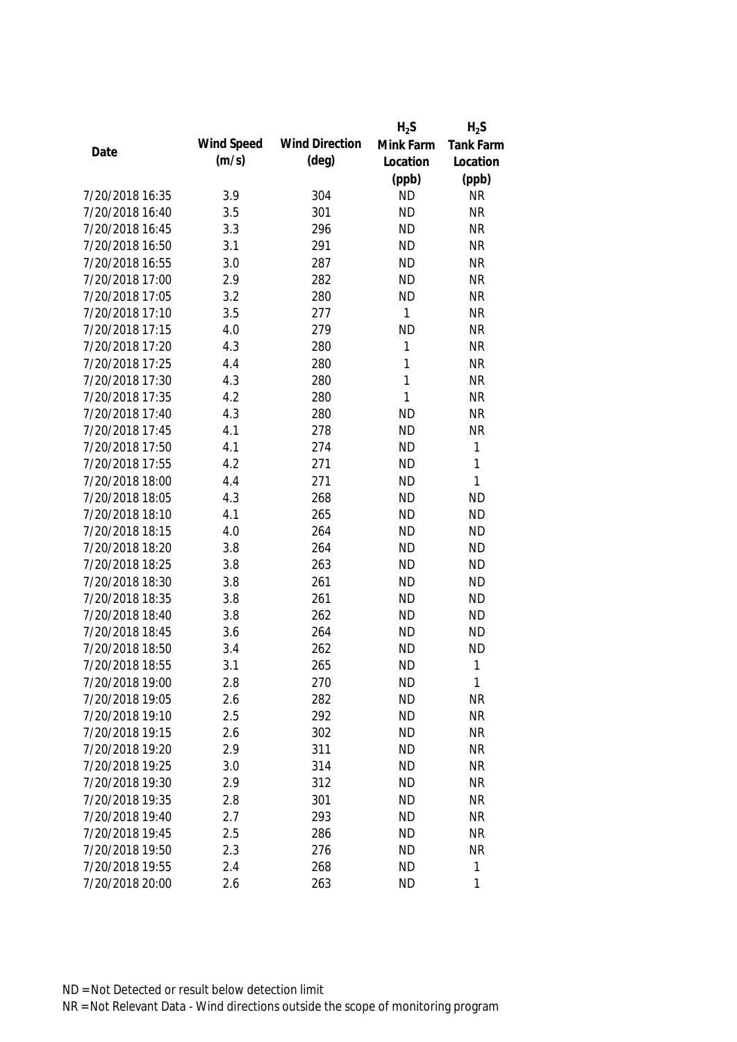| Date | Wind Speed (m/s) | Wind Direction (deg) | $H_2S$ Mink Farm Location (ppb) | $H_2S$ Tank Farm Location (ppb) |
|---|---|---|---|---|
| 7/20/2018 16:35 | 3.9 | 304 | ND | NR |
| 7/20/2018 16:40 | 3.5 | 301 | ND | NR |
| 7/20/2018 16:45 | 3.3 | 296 | ND | NR |
| 7/20/2018 16:50 | 3.1 | 291 | ND | NR |
| 7/20/2018 16:55 | 3.0 | 287 | ND | NR |
| 7/20/2018 17:00 | 2.9 | 282 | ND | NR |
| 7/20/2018 17:05 | 3.2 | 280 | ND | NR |
| 7/20/2018 17:10 | 3.5 | 277 | 1 | NR |
| 7/20/2018 17:15 | 4.0 | 279 | ND | NR |
| 7/20/2018 17:20 | 4.3 | 280 | 1 | NR |
| 7/20/2018 17:25 | 4.4 | 280 | 1 | NR |
| 7/20/2018 17:30 | 4.3 | 280 | 1 | NR |
| 7/20/2018 17:35 | 4.2 | 280 | 1 | NR |
| 7/20/2018 17:40 | 4.3 | 280 | ND | NR |
| 7/20/2018 17:45 | 4.1 | 278 | ND | NR |
| 7/20/2018 17:50 | 4.1 | 274 | ND | 1 |
| 7/20/2018 17:55 | 4.2 | 271 | ND | 1 |
| 7/20/2018 18:00 | 4.4 | 271 | ND | 1 |
| 7/20/2018 18:05 | 4.3 | 268 | ND | ND |
| 7/20/2018 18:10 | 4.1 | 265 | ND | ND |
| 7/20/2018 18:15 | 4.0 | 264 | ND | ND |
| 7/20/2018 18:20 | 3.8 | 264 | ND | ND |
| 7/20/2018 18:25 | 3.8 | 263 | ND | ND |
| 7/20/2018 18:30 | 3.8 | 261 | ND | ND |
| 7/20/2018 18:35 | 3.8 | 261 | ND | ND |
| 7/20/2018 18:40 | 3.8 | 262 | ND | ND |
| 7/20/2018 18:45 | 3.6 | 264 | ND | ND |
| 7/20/2018 18:50 | 3.4 | 262 | ND | ND |
| 7/20/2018 18:55 | 3.1 | 265 | ND | 1 |
| 7/20/2018 19:00 | 2.8 | 270 | ND | 1 |
| 7/20/2018 19:05 | 2.6 | 282 | ND | NR |
| 7/20/2018 19:10 | 2.5 | 292 | ND | NR |
| 7/20/2018 19:15 | 2.6 | 302 | ND | NR |
| 7/20/2018 19:20 | 2.9 | 311 | ND | NR |
| 7/20/2018 19:25 | 3.0 | 314 | ND | NR |
| 7/20/2018 19:30 | 2.9 | 312 | ND | NR |
| 7/20/2018 19:35 | 2.8 | 301 | ND | NR |
| 7/20/2018 19:40 | 2.7 | 293 | ND | NR |
| 7/20/2018 19:45 | 2.5 | 286 | ND | NR |
| 7/20/2018 19:50 | 2.3 | 276 | ND | NR |
| 7/20/2018 19:55 | 2.4 | 268 | ND | 1 |
| 7/20/2018 20:00 | 2.6 | 263 | ND | 1 |

ND = Not Detected or result below detection limit

NR = Not Relevant Data - Wind directions outside the scope of monitoring program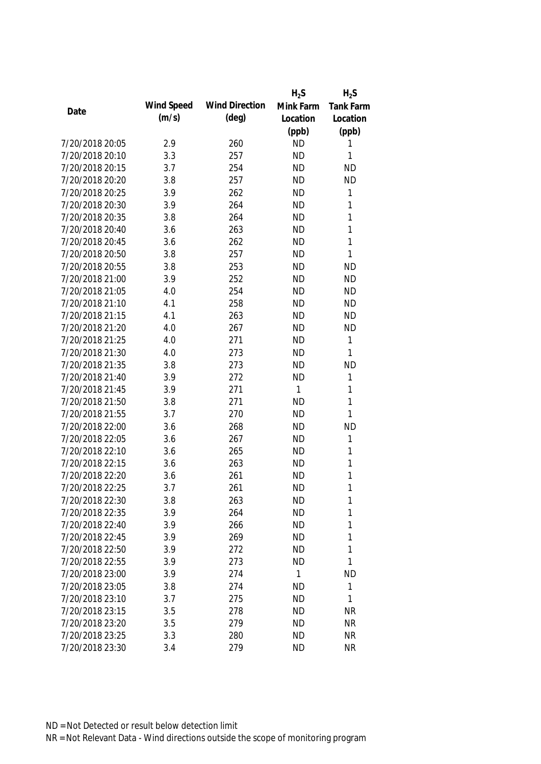| Date | Wind Speed (m/s) | Wind Direction (deg) | $H_2S$ Mink Farm Location (ppb) | $H_2S$ Tank Farm Location (ppb) |
|---|---|---|---|---|
| 7/20/2018 20:05 | 2.9 | 260 | ND | 1 |
| 7/20/2018 20:10 | 3.3 | 257 | ND | 1 |
| 7/20/2018 20:15 | 3.7 | 254 | ND | ND |
| 7/20/2018 20:20 | 3.8 | 257 | ND | ND |
| 7/20/2018 20:25 | 3.9 | 262 | ND | 1 |
| 7/20/2018 20:30 | 3.9 | 264 | ND | 1 |
| 7/20/2018 20:35 | 3.8 | 264 | ND | 1 |
| 7/20/2018 20:40 | 3.6 | 263 | ND | 1 |
| 7/20/2018 20:45 | 3.6 | 262 | ND | 1 |
| 7/20/2018 20:50 | 3.8 | 257 | ND | 1 |
| 7/20/2018 20:55 | 3.8 | 253 | ND | ND |
| 7/20/2018 21:00 | 3.9 | 252 | ND | ND |
| 7/20/2018 21:05 | 4.0 | 254 | ND | ND |
| 7/20/2018 21:10 | 4.1 | 258 | ND | ND |
| 7/20/2018 21:15 | 4.1 | 263 | ND | ND |
| 7/20/2018 21:20 | 4.0 | 267 | ND | ND |
| 7/20/2018 21:25 | 4.0 | 271 | ND | 1 |
| 7/20/2018 21:30 | 4.0 | 273 | ND | 1 |
| 7/20/2018 21:35 | 3.8 | 273 | ND | ND |
| 7/20/2018 21:40 | 3.9 | 272 | ND | 1 |
| 7/20/2018 21:45 | 3.9 | 271 | 1 | 1 |
| 7/20/2018 21:50 | 3.8 | 271 | ND | 1 |
| 7/20/2018 21:55 | 3.7 | 270 | ND | 1 |
| 7/20/2018 22:00 | 3.6 | 268 | ND | ND |
| 7/20/2018 22:05 | 3.6 | 267 | ND | 1 |
| 7/20/2018 22:10 | 3.6 | 265 | ND | 1 |
| 7/20/2018 22:15 | 3.6 | 263 | ND | 1 |
| 7/20/2018 22:20 | 3.6 | 261 | ND | 1 |
| 7/20/2018 22:25 | 3.7 | 261 | ND | 1 |
| 7/20/2018 22:30 | 3.8 | 263 | ND | 1 |
| 7/20/2018 22:35 | 3.9 | 264 | ND | 1 |
| 7/20/2018 22:40 | 3.9 | 266 | ND | 1 |
| 7/20/2018 22:45 | 3.9 | 269 | ND | 1 |
| 7/20/2018 22:50 | 3.9 | 272 | ND | 1 |
| 7/20/2018 22:55 | 3.9 | 273 | ND | 1 |
| 7/20/2018 23:00 | 3.9 | 274 | 1 | ND |
| 7/20/2018 23:05 | 3.8 | 274 | ND | 1 |
| 7/20/2018 23:10 | 3.7 | 275 | ND | 1 |
| 7/20/2018 23:15 | 3.5 | 278 | ND | NR |
| 7/20/2018 23:20 | 3.5 | 279 | ND | NR |
| 7/20/2018 23:25 | 3.3 | 280 | ND | NR |
| 7/20/2018 23:30 | 3.4 | 279 | ND | NR |

ND = Not Detected or result below detection limit
NR = Not Relevant Data - Wind directions outside the scope of monitoring program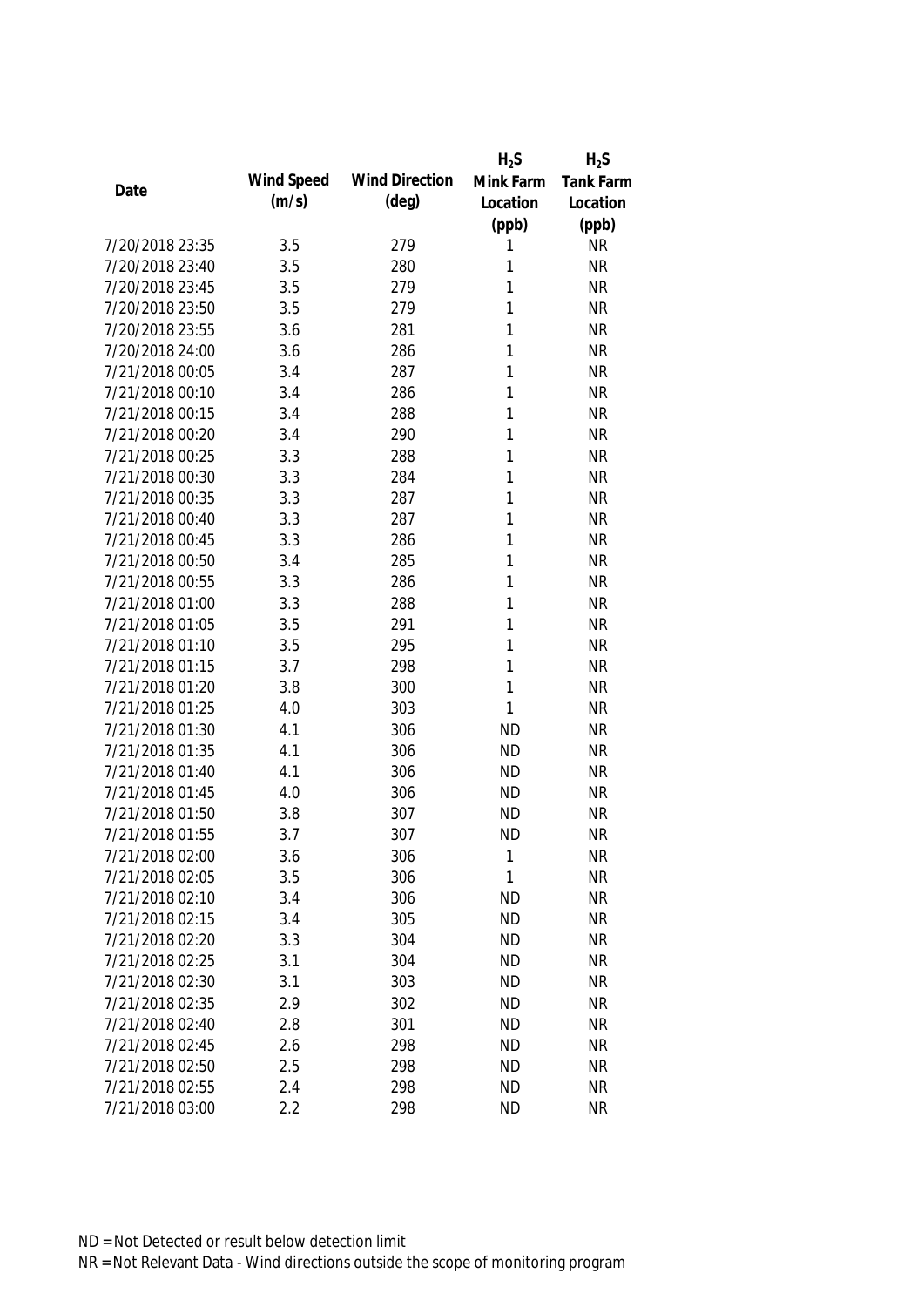| Date | Wind Speed (m/s) | Wind Direction (deg) | $H_2S$ Mink Farm Location (ppb) | $H_2S$ Tank Farm Location (ppb) |
|---|---|---|---|---|
| 7/20/2018 23:35 | 3.5 | 279 | 1 | NR |
| 7/20/2018 23:40 | 3.5 | 280 | 1 | NR |
| 7/20/2018 23:45 | 3.5 | 279 | 1 | NR |
| 7/20/2018 23:50 | 3.5 | 279 | 1 | NR |
| 7/20/2018 23:55 | 3.6 | 281 | 1 | NR |
| 7/20/2018 24:00 | 3.6 | 286 | 1 | NR |
| 7/21/2018 00:05 | 3.4 | 287 | 1 | NR |
| 7/21/2018 00:10 | 3.4 | 286 | 1 | NR |
| 7/21/2018 00:15 | 3.4 | 288 | 1 | NR |
| 7/21/2018 00:20 | 3.4 | 290 | 1 | NR |
| 7/21/2018 00:25 | 3.3 | 288 | 1 | NR |
| 7/21/2018 00:30 | 3.3 | 284 | 1 | NR |
| 7/21/2018 00:35 | 3.3 | 287 | 1 | NR |
| 7/21/2018 00:40 | 3.3 | 287 | 1 | NR |
| 7/21/2018 00:45 | 3.3 | 286 | 1 | NR |
| 7/21/2018 00:50 | 3.4 | 285 | 1 | NR |
| 7/21/2018 00:55 | 3.3 | 286 | 1 | NR |
| 7/21/2018 01:00 | 3.3 | 288 | 1 | NR |
| 7/21/2018 01:05 | 3.5 | 291 | 1 | NR |
| 7/21/2018 01:10 | 3.5 | 295 | 1 | NR |
| 7/21/2018 01:15 | 3.7 | 298 | 1 | NR |
| 7/21/2018 01:20 | 3.8 | 300 | 1 | NR |
| 7/21/2018 01:25 | 4.0 | 303 | 1 | NR |
| 7/21/2018 01:30 | 4.1 | 306 | ND | NR |
| 7/21/2018 01:35 | 4.1 | 306 | ND | NR |
| 7/21/2018 01:40 | 4.1 | 306 | ND | NR |
| 7/21/2018 01:45 | 4.0 | 306 | ND | NR |
| 7/21/2018 01:50 | 3.8 | 307 | ND | NR |
| 7/21/2018 01:55 | 3.7 | 307 | ND | NR |
| 7/21/2018 02:00 | 3.6 | 306 | 1 | NR |
| 7/21/2018 02:05 | 3.5 | 306 | 1 | NR |
| 7/21/2018 02:10 | 3.4 | 306 | ND | NR |
| 7/21/2018 02:15 | 3.4 | 305 | ND | NR |
| 7/21/2018 02:20 | 3.3 | 304 | ND | NR |
| 7/21/2018 02:25 | 3.1 | 304 | ND | NR |
| 7/21/2018 02:30 | 3.1 | 303 | ND | NR |
| 7/21/2018 02:35 | 2.9 | 302 | ND | NR |
| 7/21/2018 02:40 | 2.8 | 301 | ND | NR |
| 7/21/2018 02:45 | 2.6 | 298 | ND | NR |
| 7/21/2018 02:50 | 2.5 | 298 | ND | NR |
| 7/21/2018 02:55 | 2.4 | 298 | ND | NR |
| 7/21/2018 03:00 | 2.2 | 298 | ND | NR |

ND = Not Detected or result below detection limit

NR = Not Relevant Data - Wind directions outside the scope of monitoring program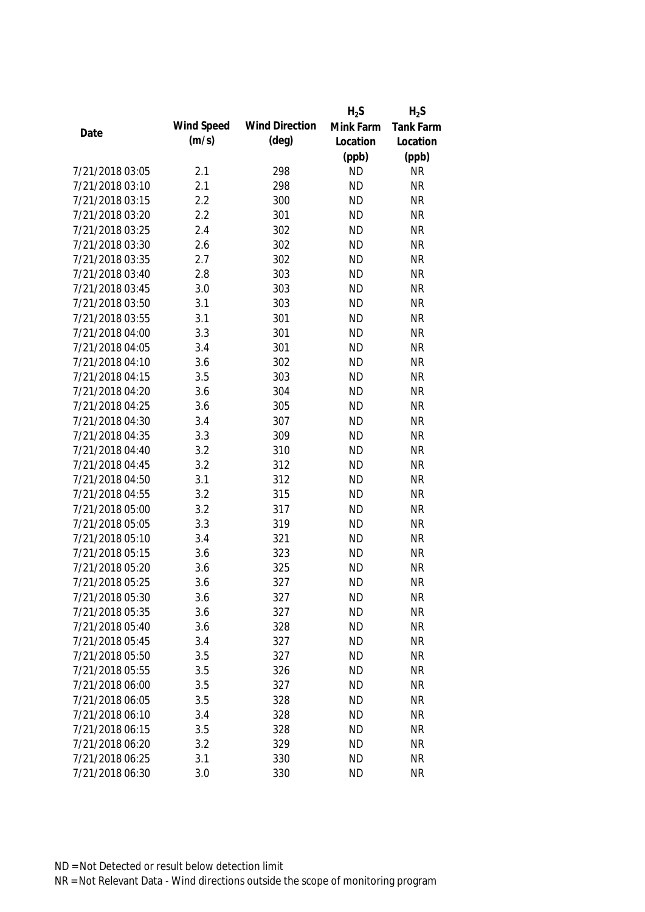| Date | Wind Speed (m/s) | Wind Direction (deg) | $H_2S$ Mink Farm Location (ppb) | $H_2S$ Tank Farm Location (ppb) |
|---|---|---|---|---|
| 7/21/2018 03:05 | 2.1 | 298 | ND | NR |
| 7/21/2018 03:10 | 2.1 | 298 | ND | NR |
| 7/21/2018 03:15 | 2.2 | 300 | ND | NR |
| 7/21/2018 03:20 | 2.2 | 301 | ND | NR |
| 7/21/2018 03:25 | 2.4 | 302 | ND | NR |
| 7/21/2018 03:30 | 2.6 | 302 | ND | NR |
| 7/21/2018 03:35 | 2.7 | 302 | ND | NR |
| 7/21/2018 03:40 | 2.8 | 303 | ND | NR |
| 7/21/2018 03:45 | 3.0 | 303 | ND | NR |
| 7/21/2018 03:50 | 3.1 | 303 | ND | NR |
| 7/21/2018 03:55 | 3.1 | 301 | ND | NR |
| 7/21/2018 04:00 | 3.3 | 301 | ND | NR |
| 7/21/2018 04:05 | 3.4 | 301 | ND | NR |
| 7/21/2018 04:10 | 3.6 | 302 | ND | NR |
| 7/21/2018 04:15 | 3.5 | 303 | ND | NR |
| 7/21/2018 04:20 | 3.6 | 304 | ND | NR |
| 7/21/2018 04:25 | 3.6 | 305 | ND | NR |
| 7/21/2018 04:30 | 3.4 | 307 | ND | NR |
| 7/21/2018 04:35 | 3.3 | 309 | ND | NR |
| 7/21/2018 04:40 | 3.2 | 310 | ND | NR |
| 7/21/2018 04:45 | 3.2 | 312 | ND | NR |
| 7/21/2018 04:50 | 3.1 | 312 | ND | NR |
| 7/21/2018 04:55 | 3.2 | 315 | ND | NR |
| 7/21/2018 05:00 | 3.2 | 317 | ND | NR |
| 7/21/2018 05:05 | 3.3 | 319 | ND | NR |
| 7/21/2018 05:10 | 3.4 | 321 | ND | NR |
| 7/21/2018 05:15 | 3.6 | 323 | ND | NR |
| 7/21/2018 05:20 | 3.6 | 325 | ND | NR |
| 7/21/2018 05:25 | 3.6 | 327 | ND | NR |
| 7/21/2018 05:30 | 3.6 | 327 | ND | NR |
| 7/21/2018 05:35 | 3.6 | 327 | ND | NR |
| 7/21/2018 05:40 | 3.6 | 328 | ND | NR |
| 7/21/2018 05:45 | 3.4 | 327 | ND | NR |
| 7/21/2018 05:50 | 3.5 | 327 | ND | NR |
| 7/21/2018 05:55 | 3.5 | 326 | ND | NR |
| 7/21/2018 06:00 | 3.5 | 327 | ND | NR |
| 7/21/2018 06:05 | 3.5 | 328 | ND | NR |
| 7/21/2018 06:10 | 3.4 | 328 | ND | NR |
| 7/21/2018 06:15 | 3.5 | 328 | ND | NR |
| 7/21/2018 06:20 | 3.2 | 329 | ND | NR |
| 7/21/2018 06:25 | 3.1 | 330 | ND | NR |
| 7/21/2018 06:30 | 3.0 | 330 | ND | NR |

ND = Not Detected or result below detection limit
NR = Not Relevant Data - Wind directions outside the scope of monitoring program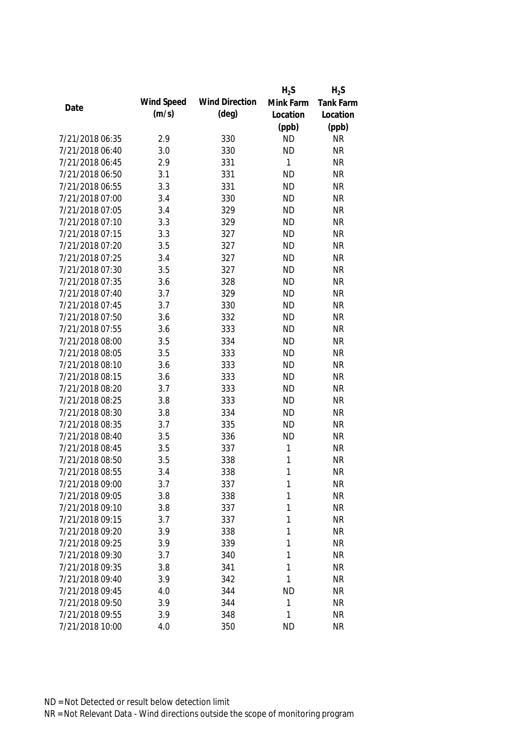| Date | Wind Speed (m/s) | Wind Direction (deg) | $H_2S$ Mink Farm Location (ppb) | $H_2S$ Tank Farm Location (ppb) |
|---|---|---|---|---|
| 7/21/2018 06:35 | 2.9 | 330 | ND | NR |
| 7/21/2018 06:40 | 3.0 | 330 | ND | NR |
| 7/21/2018 06:45 | 2.9 | 331 | 1 | NR |
| 7/21/2018 06:50 | 3.1 | 331 | ND | NR |
| 7/21/2018 06:55 | 3.3 | 331 | ND | NR |
| 7/21/2018 07:00 | 3.4 | 330 | ND | NR |
| 7/21/2018 07:05 | 3.4 | 329 | ND | NR |
| 7/21/2018 07:10 | 3.3 | 329 | ND | NR |
| 7/21/2018 07:15 | 3.3 | 327 | ND | NR |
| 7/21/2018 07:20 | 3.5 | 327 | ND | NR |
| 7/21/2018 07:25 | 3.4 | 327 | ND | NR |
| 7/21/2018 07:30 | 3.5 | 327 | ND | NR |
| 7/21/2018 07:35 | 3.6 | 328 | ND | NR |
| 7/21/2018 07:40 | 3.7 | 329 | ND | NR |
| 7/21/2018 07:45 | 3.7 | 330 | ND | NR |
| 7/21/2018 07:50 | 3.6 | 332 | ND | NR |
| 7/21/2018 07:55 | 3.6 | 333 | ND | NR |
| 7/21/2018 08:00 | 3.5 | 334 | ND | NR |
| 7/21/2018 08:05 | 3.5 | 333 | ND | NR |
| 7/21/2018 08:10 | 3.6 | 333 | ND | NR |
| 7/21/2018 08:15 | 3.6 | 333 | ND | NR |
| 7/21/2018 08:20 | 3.7 | 333 | ND | NR |
| 7/21/2018 08:25 | 3.8 | 333 | ND | NR |
| 7/21/2018 08:30 | 3.8 | 334 | ND | NR |
| 7/21/2018 08:35 | 3.7 | 335 | ND | NR |
| 7/21/2018 08:40 | 3.5 | 336 | ND | NR |
| 7/21/2018 08:45 | 3.5 | 337 | 1 | NR |
| 7/21/2018 08:50 | 3.5 | 338 | 1 | NR |
| 7/21/2018 08:55 | 3.4 | 338 | 1 | NR |
| 7/21/2018 09:00 | 3.7 | 337 | 1 | NR |
| 7/21/2018 09:05 | 3.8 | 338 | 1 | NR |
| 7/21/2018 09:10 | 3.8 | 337 | 1 | NR |
| 7/21/2018 09:15 | 3.7 | 337 | 1 | NR |
| 7/21/2018 09:20 | 3.9 | 338 | 1 | NR |
| 7/21/2018 09:25 | 3.9 | 339 | 1 | NR |
| 7/21/2018 09:30 | 3.7 | 340 | 1 | NR |
| 7/21/2018 09:35 | 3.8 | 341 | 1 | NR |
| 7/21/2018 09:40 | 3.9 | 342 | 1 | NR |
| 7/21/2018 09:45 | 4.0 | 344 | ND | NR |
| 7/21/2018 09:50 | 3.9 | 344 | 1 | NR |
| 7/21/2018 09:55 | 3.9 | 348 | 1 | NR |
| 7/21/2018 10:00 | 4.0 | 350 | ND | NR |

ND = Not Detected or result below detection limit

NR = Not Relevant Data - Wind directions outside the scope of monitoring program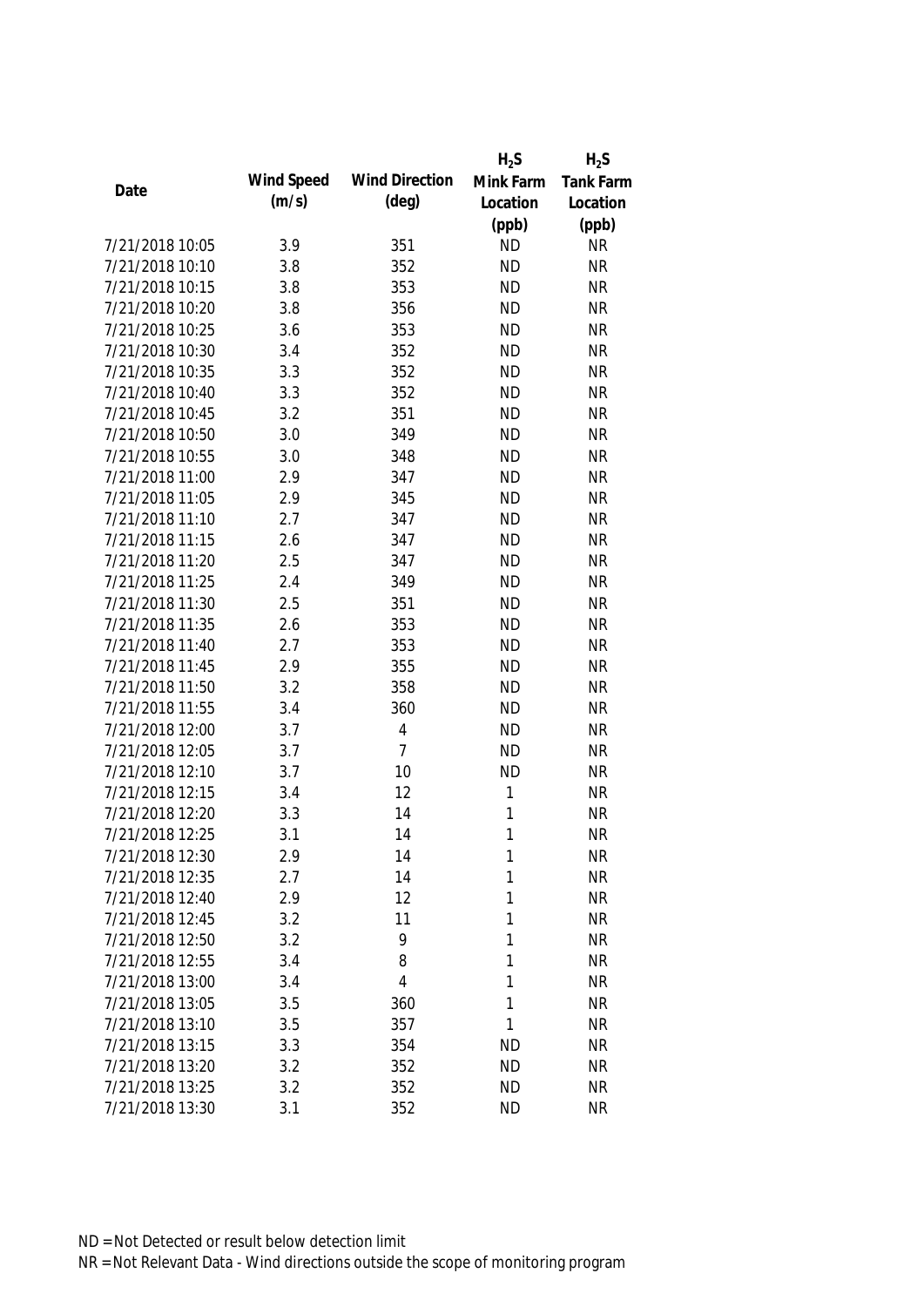| Date | Wind Speed (m/s) | Wind Direction (deg) | $H_2S$ Mink Farm Location (ppb) | $H_2S$ Tank Farm Location (ppb) |
|---|---|---|---|---|
| 7/21/2018 10:05 | 3.9 | 351 | ND | NR |
| 7/21/2018 10:10 | 3.8 | 352 | ND | NR |
| 7/21/2018 10:15 | 3.8 | 353 | ND | NR |
| 7/21/2018 10:20 | 3.8 | 356 | ND | NR |
| 7/21/2018 10:25 | 3.6 | 353 | ND | NR |
| 7/21/2018 10:30 | 3.4 | 352 | ND | NR |
| 7/21/2018 10:35 | 3.3 | 352 | ND | NR |
| 7/21/2018 10:40 | 3.3 | 352 | ND | NR |
| 7/21/2018 10:45 | 3.2 | 351 | ND | NR |
| 7/21/2018 10:50 | 3.0 | 349 | ND | NR |
| 7/21/2018 10:55 | 3.0 | 348 | ND | NR |
| 7/21/2018 11:00 | 2.9 | 347 | ND | NR |
| 7/21/2018 11:05 | 2.9 | 345 | ND | NR |
| 7/21/2018 11:10 | 2.7 | 347 | ND | NR |
| 7/21/2018 11:15 | 2.6 | 347 | ND | NR |
| 7/21/2018 11:20 | 2.5 | 347 | ND | NR |
| 7/21/2018 11:25 | 2.4 | 349 | ND | NR |
| 7/21/2018 11:30 | 2.5 | 351 | ND | NR |
| 7/21/2018 11:35 | 2.6 | 353 | ND | NR |
| 7/21/2018 11:40 | 2.7 | 353 | ND | NR |
| 7/21/2018 11:45 | 2.9 | 355 | ND | NR |
| 7/21/2018 11:50 | 3.2 | 358 | ND | NR |
| 7/21/2018 11:55 | 3.4 | 360 | ND | NR |
| 7/21/2018 12:00 | 3.7 | 4 | ND | NR |
| 7/21/2018 12:05 | 3.7 | 7 | ND | NR |
| 7/21/2018 12:10 | 3.7 | 10 | ND | NR |
| 7/21/2018 12:15 | 3.4 | 12 | 1 | NR |
| 7/21/2018 12:20 | 3.3 | 14 | 1 | NR |
| 7/21/2018 12:25 | 3.1 | 14 | 1 | NR |
| 7/21/2018 12:30 | 2.9 | 14 | 1 | NR |
| 7/21/2018 12:35 | 2.7 | 14 | 1 | NR |
| 7/21/2018 12:40 | 2.9 | 12 | 1 | NR |
| 7/21/2018 12:45 | 3.2 | 11 | 1 | NR |
| 7/21/2018 12:50 | 3.2 | 9 | 1 | NR |
| 7/21/2018 12:55 | 3.4 | 8 | 1 | NR |
| 7/21/2018 13:00 | 3.4 | 4 | 1 | NR |
| 7/21/2018 13:05 | 3.5 | 360 | 1 | NR |
| 7/21/2018 13:10 | 3.5 | 357 | 1 | NR |
| 7/21/2018 13:15 | 3.3 | 354 | ND | NR |
| 7/21/2018 13:20 | 3.2 | 352 | ND | NR |
| 7/21/2018 13:25 | 3.2 | 352 | ND | NR |
| 7/21/2018 13:30 | 3.1 | 352 | ND | NR |

ND = Not Detected or result below detection limit

NR = Not Relevant Data - Wind directions outside the scope of monitoring program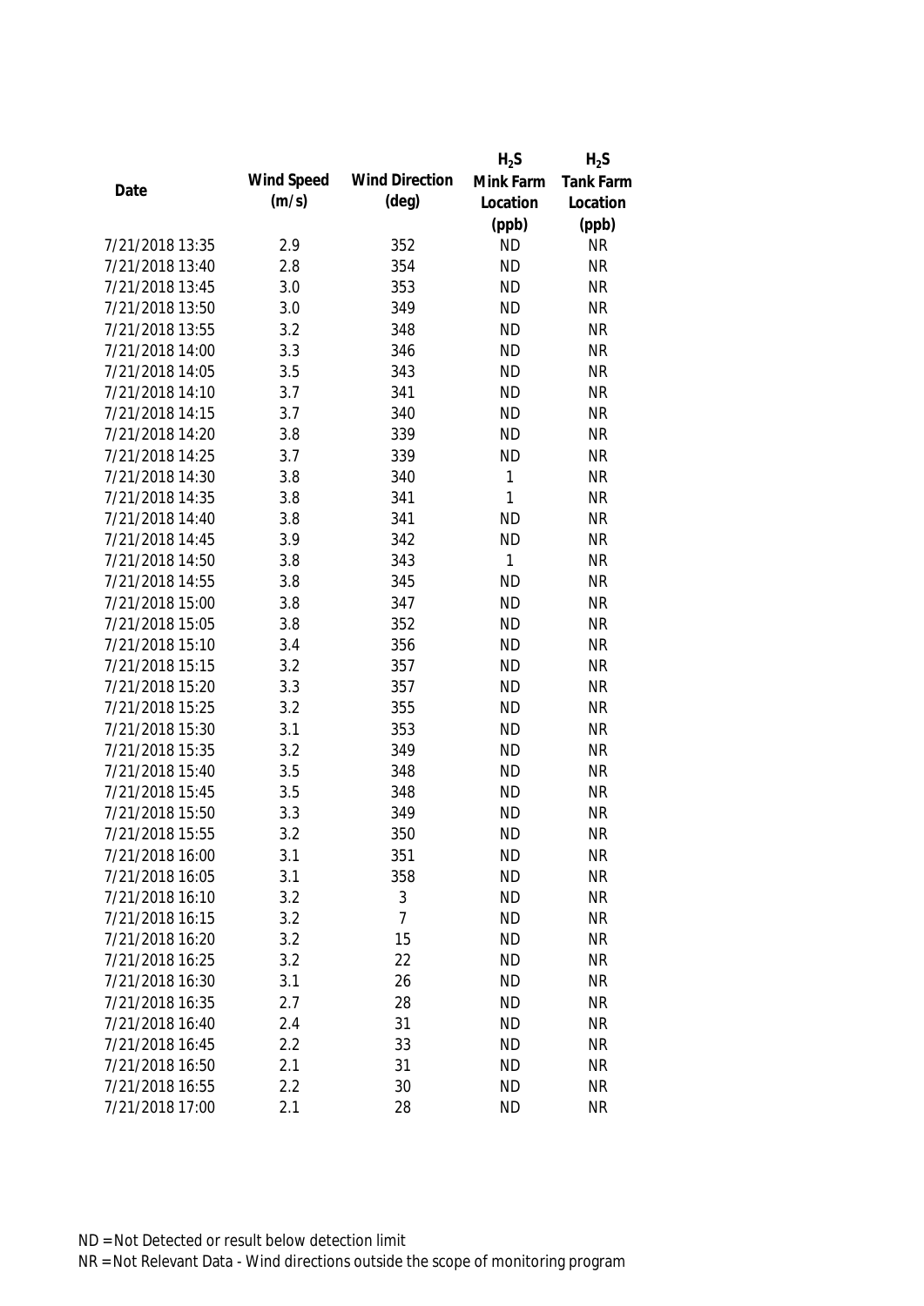| Date | Wind Speed (m/s) | Wind Direction (deg) | $H_2S$ Mink Farm Location (ppb) | $H_2S$ Tank Farm Location (ppb) |
|---|---|---|---|---|
| 7/21/2018 13:35 | 2.9 | 352 | ND | NR |
| 7/21/2018 13:40 | 2.8 | 354 | ND | NR |
| 7/21/2018 13:45 | 3.0 | 353 | ND | NR |
| 7/21/2018 13:50 | 3.0 | 349 | ND | NR |
| 7/21/2018 13:55 | 3.2 | 348 | ND | NR |
| 7/21/2018 14:00 | 3.3 | 346 | ND | NR |
| 7/21/2018 14:05 | 3.5 | 343 | ND | NR |
| 7/21/2018 14:10 | 3.7 | 341 | ND | NR |
| 7/21/2018 14:15 | 3.7 | 340 | ND | NR |
| 7/21/2018 14:20 | 3.8 | 339 | ND | NR |
| 7/21/2018 14:25 | 3.7 | 339 | ND | NR |
| 7/21/2018 14:30 | 3.8 | 340 | 1 | NR |
| 7/21/2018 14:35 | 3.8 | 341 | 1 | NR |
| 7/21/2018 14:40 | 3.8 | 341 | ND | NR |
| 7/21/2018 14:45 | 3.9 | 342 | ND | NR |
| 7/21/2018 14:50 | 3.8 | 343 | 1 | NR |
| 7/21/2018 14:55 | 3.8 | 345 | ND | NR |
| 7/21/2018 15:00 | 3.8 | 347 | ND | NR |
| 7/21/2018 15:05 | 3.8 | 352 | ND | NR |
| 7/21/2018 15:10 | 3.4 | 356 | ND | NR |
| 7/21/2018 15:15 | 3.2 | 357 | ND | NR |
| 7/21/2018 15:20 | 3.3 | 357 | ND | NR |
| 7/21/2018 15:25 | 3.2 | 355 | ND | NR |
| 7/21/2018 15:30 | 3.1 | 353 | ND | NR |
| 7/21/2018 15:35 | 3.2 | 349 | ND | NR |
| 7/21/2018 15:40 | 3.5 | 348 | ND | NR |
| 7/21/2018 15:45 | 3.5 | 348 | ND | NR |
| 7/21/2018 15:50 | 3.3 | 349 | ND | NR |
| 7/21/2018 15:55 | 3.2 | 350 | ND | NR |
| 7/21/2018 16:00 | 3.1 | 351 | ND | NR |
| 7/21/2018 16:05 | 3.1 | 358 | ND | NR |
| 7/21/2018 16:10 | 3.2 | 3 | ND | NR |
| 7/21/2018 16:15 | 3.2 | 7 | ND | NR |
| 7/21/2018 16:20 | 3.2 | 15 | ND | NR |
| 7/21/2018 16:25 | 3.2 | 22 | ND | NR |
| 7/21/2018 16:30 | 3.1 | 26 | ND | NR |
| 7/21/2018 16:35 | 2.7 | 28 | ND | NR |
| 7/21/2018 16:40 | 2.4 | 31 | ND | NR |
| 7/21/2018 16:45 | 2.2 | 33 | ND | NR |
| 7/21/2018 16:50 | 2.1 | 31 | ND | NR |
| 7/21/2018 16:55 | 2.2 | 30 | ND | NR |
| 7/21/2018 17:00 | 2.1 | 28 | ND | NR |

ND = Not Detected or result below detection limit

NR = Not Relevant Data - Wind directions outside the scope of monitoring program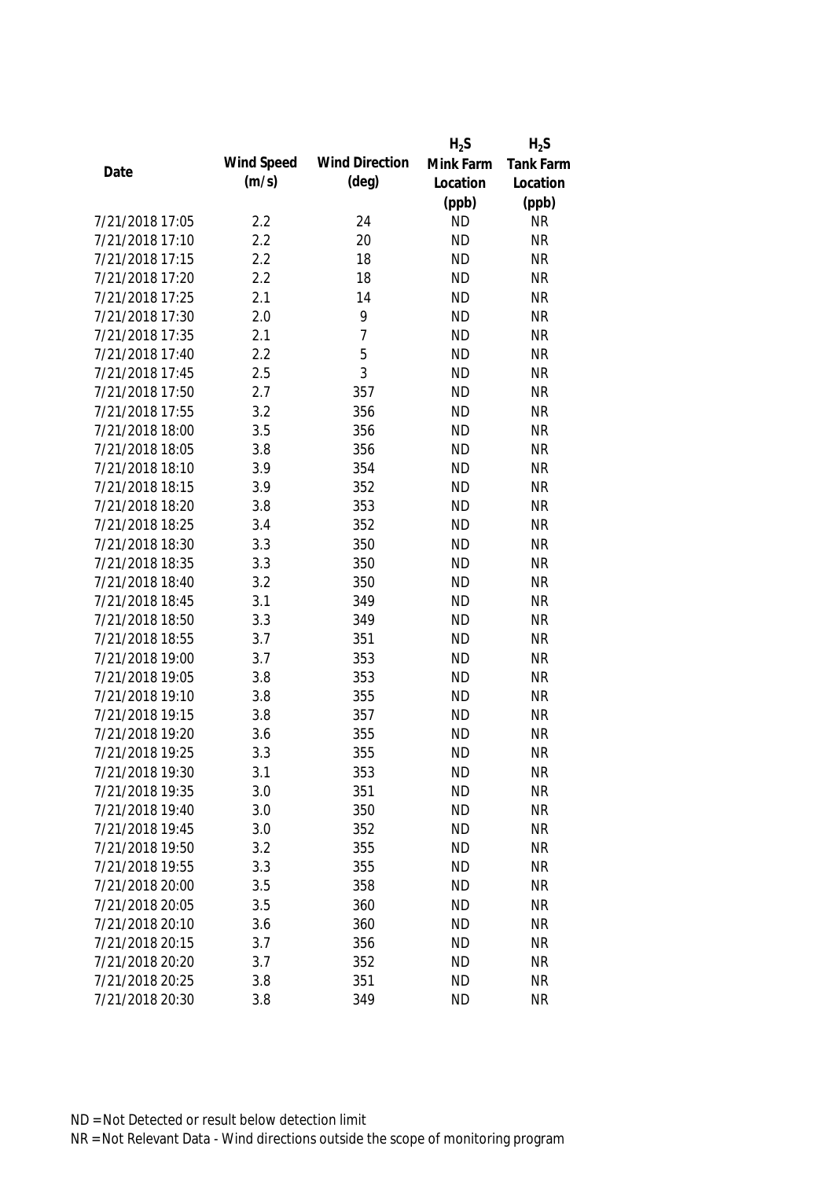| Date | Wind Speed (m/s) | Wind Direction (deg) | $H_2S$ Mink Farm Location (ppb) | $H_2S$ Tank Farm Location (ppb) |
|---|---|---|---|---|
| 7/21/2018 17:05 | 2.2 | 24 | ND | NR |
| 7/21/2018 17:10 | 2.2 | 20 | ND | NR |
| 7/21/2018 17:15 | 2.2 | 18 | ND | NR |
| 7/21/2018 17:20 | 2.2 | 18 | ND | NR |
| 7/21/2018 17:25 | 2.1 | 14 | ND | NR |
| 7/21/2018 17:30 | 2.0 | 9 | ND | NR |
| 7/21/2018 17:35 | 2.1 | 7 | ND | NR |
| 7/21/2018 17:40 | 2.2 | 5 | ND | NR |
| 7/21/2018 17:45 | 2.5 | 3 | ND | NR |
| 7/21/2018 17:50 | 2.7 | 357 | ND | NR |
| 7/21/2018 17:55 | 3.2 | 356 | ND | NR |
| 7/21/2018 18:00 | 3.5 | 356 | ND | NR |
| 7/21/2018 18:05 | 3.8 | 356 | ND | NR |
| 7/21/2018 18:10 | 3.9 | 354 | ND | NR |
| 7/21/2018 18:15 | 3.9 | 352 | ND | NR |
| 7/21/2018 18:20 | 3.8 | 353 | ND | NR |
| 7/21/2018 18:25 | 3.4 | 352 | ND | NR |
| 7/21/2018 18:30 | 3.3 | 350 | ND | NR |
| 7/21/2018 18:35 | 3.3 | 350 | ND | NR |
| 7/21/2018 18:40 | 3.2 | 350 | ND | NR |
| 7/21/2018 18:45 | 3.1 | 349 | ND | NR |
| 7/21/2018 18:50 | 3.3 | 349 | ND | NR |
| 7/21/2018 18:55 | 3.7 | 351 | ND | NR |
| 7/21/2018 19:00 | 3.7 | 353 | ND | NR |
| 7/21/2018 19:05 | 3.8 | 353 | ND | NR |
| 7/21/2018 19:10 | 3.8 | 355 | ND | NR |
| 7/21/2018 19:15 | 3.8 | 357 | ND | NR |
| 7/21/2018 19:20 | 3.6 | 355 | ND | NR |
| 7/21/2018 19:25 | 3.3 | 355 | ND | NR |
| 7/21/2018 19:30 | 3.1 | 353 | ND | NR |
| 7/21/2018 19:35 | 3.0 | 351 | ND | NR |
| 7/21/2018 19:40 | 3.0 | 350 | ND | NR |
| 7/21/2018 19:45 | 3.0 | 352 | ND | NR |
| 7/21/2018 19:50 | 3.2 | 355 | ND | NR |
| 7/21/2018 19:55 | 3.3 | 355 | ND | NR |
| 7/21/2018 20:00 | 3.5 | 358 | ND | NR |
| 7/21/2018 20:05 | 3.5 | 360 | ND | NR |
| 7/21/2018 20:10 | 3.6 | 360 | ND | NR |
| 7/21/2018 20:15 | 3.7 | 356 | ND | NR |
| 7/21/2018 20:20 | 3.7 | 352 | ND | NR |
| 7/21/2018 20:25 | 3.8 | 351 | ND | NR |
| 7/21/2018 20:30 | 3.8 | 349 | ND | NR |

ND = Not Detected or result below detection limit

NR = Not Relevant Data - Wind directions outside the scope of monitoring program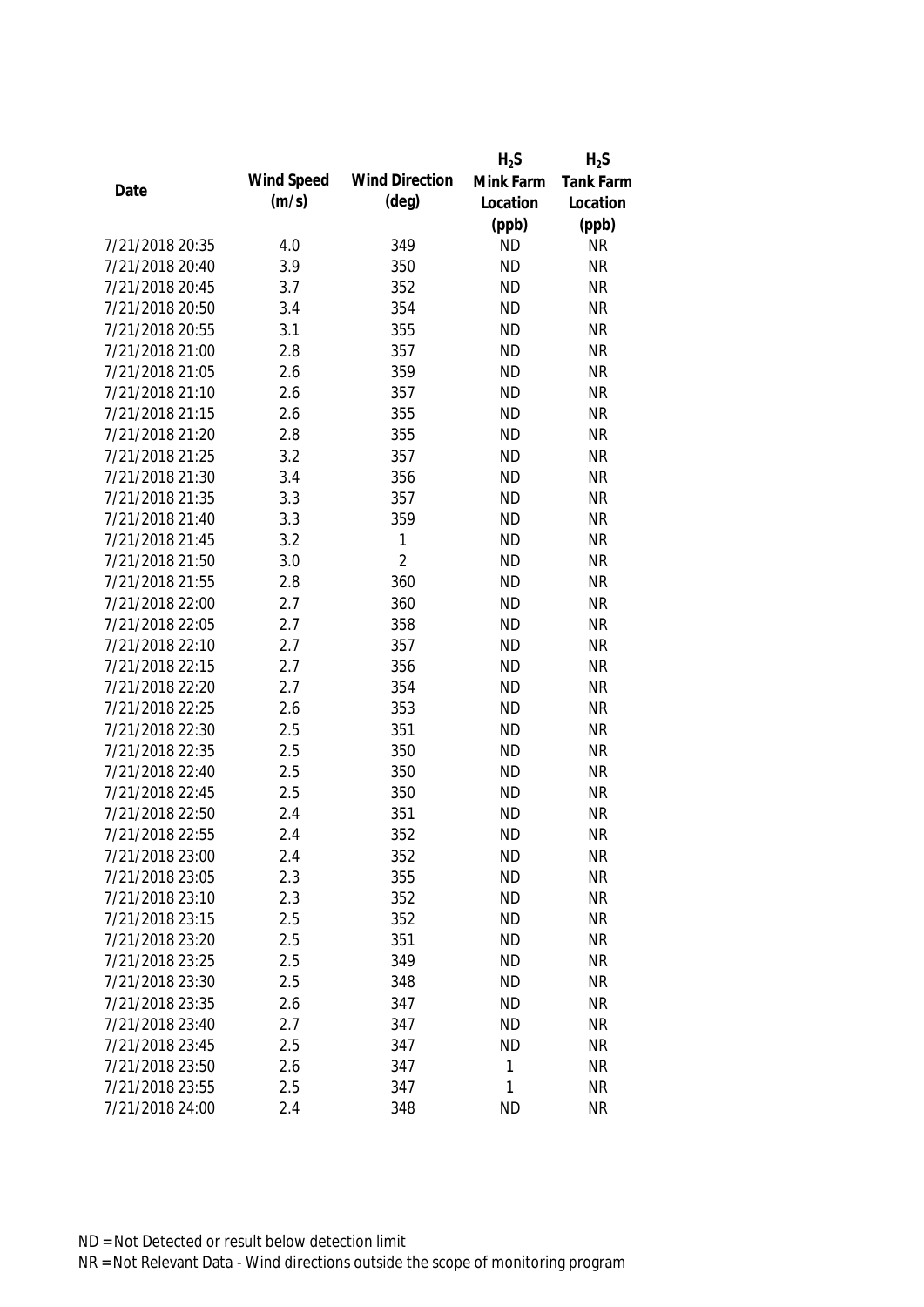| Date | Wind Speed (m/s) | Wind Direction (deg) | $H_2S$ Mink Farm Location (ppb) | $H_2S$ Tank Farm Location (ppb) |
|---|---|---|---|---|
| 7/21/2018 20:35 | 4.0 | 349 | ND | NR |
| 7/21/2018 20:40 | 3.9 | 350 | ND | NR |
| 7/21/2018 20:45 | 3.7 | 352 | ND | NR |
| 7/21/2018 20:50 | 3.4 | 354 | ND | NR |
| 7/21/2018 20:55 | 3.1 | 355 | ND | NR |
| 7/21/2018 21:00 | 2.8 | 357 | ND | NR |
| 7/21/2018 21:05 | 2.6 | 359 | ND | NR |
| 7/21/2018 21:10 | 2.6 | 357 | ND | NR |
| 7/21/2018 21:15 | 2.6 | 355 | ND | NR |
| 7/21/2018 21:20 | 2.8 | 355 | ND | NR |
| 7/21/2018 21:25 | 3.2 | 357 | ND | NR |
| 7/21/2018 21:30 | 3.4 | 356 | ND | NR |
| 7/21/2018 21:35 | 3.3 | 357 | ND | NR |
| 7/21/2018 21:40 | 3.3 | 359 | ND | NR |
| 7/21/2018 21:45 | 3.2 | 1 | ND | NR |
| 7/21/2018 21:50 | 3.0 | 2 | ND | NR |
| 7/21/2018 21:55 | 2.8 | 360 | ND | NR |
| 7/21/2018 22:00 | 2.7 | 360 | ND | NR |
| 7/21/2018 22:05 | 2.7 | 358 | ND | NR |
| 7/21/2018 22:10 | 2.7 | 357 | ND | NR |
| 7/21/2018 22:15 | 2.7 | 356 | ND | NR |
| 7/21/2018 22:20 | 2.7 | 354 | ND | NR |
| 7/21/2018 22:25 | 2.6 | 353 | ND | NR |
| 7/21/2018 22:30 | 2.5 | 351 | ND | NR |
| 7/21/2018 22:35 | 2.5 | 350 | ND | NR |
| 7/21/2018 22:40 | 2.5 | 350 | ND | NR |
| 7/21/2018 22:45 | 2.5 | 350 | ND | NR |
| 7/21/2018 22:50 | 2.4 | 351 | ND | NR |
| 7/21/2018 22:55 | 2.4 | 352 | ND | NR |
| 7/21/2018 23:00 | 2.4 | 352 | ND | NR |
| 7/21/2018 23:05 | 2.3 | 355 | ND | NR |
| 7/21/2018 23:10 | 2.3 | 352 | ND | NR |
| 7/21/2018 23:15 | 2.5 | 352 | ND | NR |
| 7/21/2018 23:20 | 2.5 | 351 | ND | NR |
| 7/21/2018 23:25 | 2.5 | 349 | ND | NR |
| 7/21/2018 23:30 | 2.5 | 348 | ND | NR |
| 7/21/2018 23:35 | 2.6 | 347 | ND | NR |
| 7/21/2018 23:40 | 2.7 | 347 | ND | NR |
| 7/21/2018 23:45 | 2.5 | 347 | ND | NR |
| 7/21/2018 23:50 | 2.6 | 347 | 1 | NR |
| 7/21/2018 23:55 | 2.5 | 347 | 1 | NR |
| 7/21/2018 24:00 | 2.4 | 348 | ND | NR |

ND = Not Detected or result below detection limit
NR = Not Relevant Data - Wind directions outside the scope of monitoring program